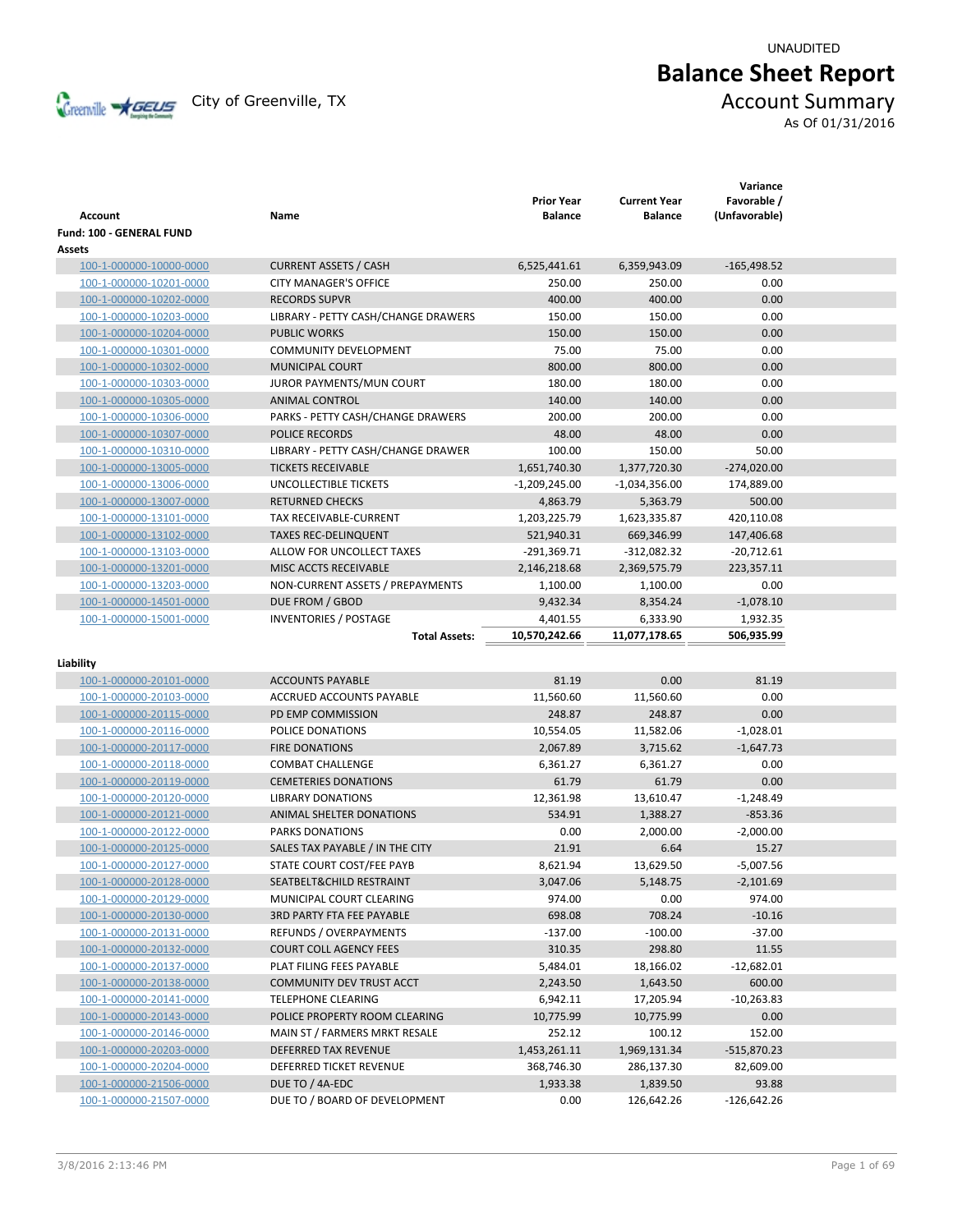UNAUDITED

# Balance Sheet Report

City of Greenville, TX

## Account Summary

As Of 01/31/2016

| Account | Name | Prior Year Balance | Current Year Balance | Variance Favorable / (Unfavorable) |
|---|---|---|---|---|
| **Fund: 100 - GENERAL FUND** | | | | |
| **Assets** | | | | |
| 100-1-000000-10000-0000 | CURRENT ASSETS / CASH | 6,525,441.61 | 6,359,943.09 | -165,498.52 |
| 100-1-000000-10201-0000 | CITY MANAGER'S OFFICE | 250.00 | 250.00 | 0.00 |
| 100-1-000000-10202-0000 | RECORDS SUPVR | 400.00 | 400.00 | 0.00 |
| 100-1-000000-10203-0000 | LIBRARY - PETTY CASH/CHANGE DRAWERS | 150.00 | 150.00 | 0.00 |
| 100-1-000000-10204-0000 | PUBLIC WORKS | 150.00 | 150.00 | 0.00 |
| 100-1-000000-10301-0000 | COMMUNITY DEVELOPMENT | 75.00 | 75.00 | 0.00 |
| 100-1-000000-10302-0000 | MUNICIPAL COURT | 800.00 | 800.00 | 0.00 |
| 100-1-000000-10303-0000 | JUROR PAYMENTS/MUN COURT | 180.00 | 180.00 | 0.00 |
| 100-1-000000-10305-0000 | ANIMAL CONTROL | 140.00 | 140.00 | 0.00 |
| 100-1-000000-10306-0000 | PARKS - PETTY CASH/CHANGE DRAWERS | 200.00 | 200.00 | 0.00 |
| 100-1-000000-10307-0000 | POLICE RECORDS | 48.00 | 48.00 | 0.00 |
| 100-1-000000-10310-0000 | LIBRARY - PETTY CASH/CHANGE DRAWER | 100.00 | 150.00 | 50.00 |
| 100-1-000000-13005-0000 | TICKETS RECEIVABLE | 1,651,740.30 | 1,377,720.30 | -274,020.00 |
| 100-1-000000-13006-0000 | UNCOLLECTIBLE TICKETS | -1,209,245.00 | -1,034,356.00 | 174,889.00 |
| 100-1-000000-13007-0000 | RETURNED CHECKS | 4,863.79 | 5,363.79 | 500.00 |
| 100-1-000000-13101-0000 | TAX RECEIVABLE-CURRENT | 1,203,225.79 | 1,623,335.87 | 420,110.08 |
| 100-1-000000-13102-0000 | TAXES REC-DELINQUENT | 521,940.31 | 669,346.99 | 147,406.68 |
| 100-1-000000-13103-0000 | ALLOW FOR UNCOLLECT TAXES | -291,369.71 | -312,082.32 | -20,712.61 |
| 100-1-000000-13201-0000 | MISC ACCTS RECEIVABLE | 2,146,218.68 | 2,369,575.79 | 223,357.11 |
| 100-1-000000-13203-0000 | NON-CURRENT ASSETS / PREPAYMENTS | 1,100.00 | 1,100.00 | 0.00 |
| 100-1-000000-14501-0000 | DUE FROM / GBOD | 9,432.34 | 8,354.24 | -1,078.10 |
| 100-1-000000-15001-0000 | INVENTORIES / POSTAGE | 4,401.55 | 6,333.90 | 1,932.35 |
| | **Total Assets:** | **10,570,242.66** | **11,077,178.65** | **506,935.99** |
| **Liability** | | | | |
| 100-1-000000-20101-0000 | ACCOUNTS PAYABLE | 81.19 | 0.00 | 81.19 |
| 100-1-000000-20103-0000 | ACCRUED ACCOUNTS PAYABLE | 11,560.60 | 11,560.60 | 0.00 |
| 100-1-000000-20115-0000 | PD EMP COMMISSION | 248.87 | 248.87 | 0.00 |
| 100-1-000000-20116-0000 | POLICE DONATIONS | 10,554.05 | 11,582.06 | -1,028.01 |
| 100-1-000000-20117-0000 | FIRE DONATIONS | 2,067.89 | 3,715.62 | -1,647.73 |
| 100-1-000000-20118-0000 | COMBAT CHALLENGE | 6,361.27 | 6,361.27 | 0.00 |
| 100-1-000000-20119-0000 | CEMETERIES DONATIONS | 61.79 | 61.79 | 0.00 |
| 100-1-000000-20120-0000 | LIBRARY DONATIONS | 12,361.98 | 13,610.47 | -1,248.49 |
| 100-1-000000-20121-0000 | ANIMAL SHELTER DONATIONS | 534.91 | 1,388.27 | -853.36 |
| 100-1-000000-20122-0000 | PARKS DONATIONS | 0.00 | 2,000.00 | -2,000.00 |
| 100-1-000000-20125-0000 | SALES TAX PAYABLE / IN THE CITY | 21.91 | 6.64 | 15.27 |
| 100-1-000000-20127-0000 | STATE COURT COST/FEE PAYB | 8,621.94 | 13,629.50 | -5,007.56 |
| 100-1-000000-20128-0000 | SEATBELT&CHILD RESTRAINT | 3,047.06 | 5,148.75 | -2,101.69 |
| 100-1-000000-20129-0000 | MUNICIPAL COURT CLEARING | 974.00 | 0.00 | 974.00 |
| 100-1-000000-20130-0000 | 3RD PARTY FTA FEE PAYABLE | 698.08 | 708.24 | -10.16 |
| 100-1-000000-20131-0000 | REFUNDS / OVERPAYMENTS | -137.00 | -100.00 | -37.00 |
| 100-1-000000-20132-0000 | COURT COLL AGENCY FEES | 310.35 | 298.80 | 11.55 |
| 100-1-000000-20137-0000 | PLAT FILING FEES PAYABLE | 5,484.01 | 18,166.02 | -12,682.01 |
| 100-1-000000-20138-0000 | COMMUNITY DEV TRUST ACCT | 2,243.50 | 1,643.50 | 600.00 |
| 100-1-000000-20141-0000 | TELEPHONE CLEARING | 6,942.11 | 17,205.94 | -10,263.83 |
| 100-1-000000-20143-0000 | POLICE PROPERTY ROOM CLEARING | 10,775.99 | 10,775.99 | 0.00 |
| 100-1-000000-20146-0000 | MAIN ST / FARMERS MRKT RESALE | 252.12 | 100.12 | 152.00 |
| 100-1-000000-20203-0000 | DEFERRED TAX REVENUE | 1,453,261.11 | 1,969,131.34 | -515,870.23 |
| 100-1-000000-20204-0000 | DEFERRED TICKET REVENUE | 368,746.30 | 286,137.30 | 82,609.00 |
| 100-1-000000-21506-0000 | DUE TO / 4A-EDC | 1,933.38 | 1,839.50 | 93.88 |
| 100-1-000000-21507-0000 | DUE TO / BOARD OF DEVELOPMENT | 0.00 | 126,642.26 | -126,642.26 |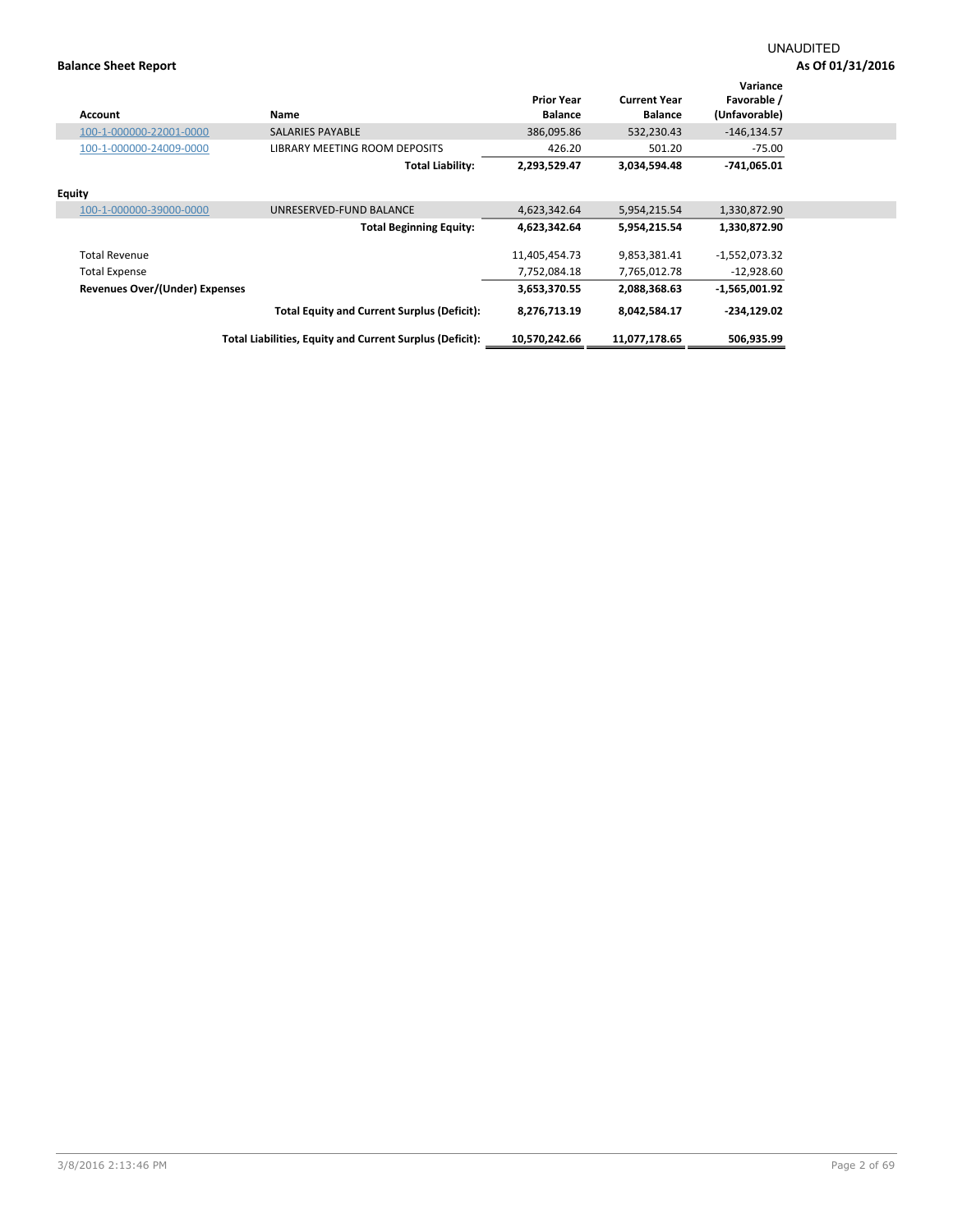UNAUDITED

**Balance Sheet Report**

**As Of 01/31/2016**

| Account | Name | Prior Year Balance | Current Year Balance | Variance Favorable / (Unfavorable) |
|---|---|---|---|---|
| 100-1-000000-22001-0000 | SALARIES PAYABLE | 386,095.86 | 532,230.43 | -146,134.57 |
| 100-1-000000-24009-0000 | LIBRARY MEETING ROOM DEPOSITS | 426.20 | 501.20 | -75.00 |
| | **Total Liability:** | **2,293,529.47** | **3,034,594.48** | **-741,065.01** |
| **Equity** | | | | |
| 100-1-000000-39000-0000 | UNRESERVED-FUND BALANCE | 4,623,342.64 | 5,954,215.54 | 1,330,872.90 |
| | **Total Beginning Equity:** | **4,623,342.64** | **5,954,215.54** | **1,330,872.90** |
| Total Revenue | | 11,405,454.73 | 9,853,381.41 | -1,552,073.32 |
| Total Expense | | 7,752,084.18 | 7,765,012.78 | -12,928.60 |
| **Revenues Over/(Under) Expenses** | | **3,653,370.55** | **2,088,368.63** | **-1,565,001.92** |
| | **Total Equity and Current Surplus (Deficit):** | **8,276,713.19** | **8,042,584.17** | **-234,129.02** |
| | **Total Liabilities, Equity and Current Surplus (Deficit):** | **10,570,242.66** | **11,077,178.65** | **506,935.99** |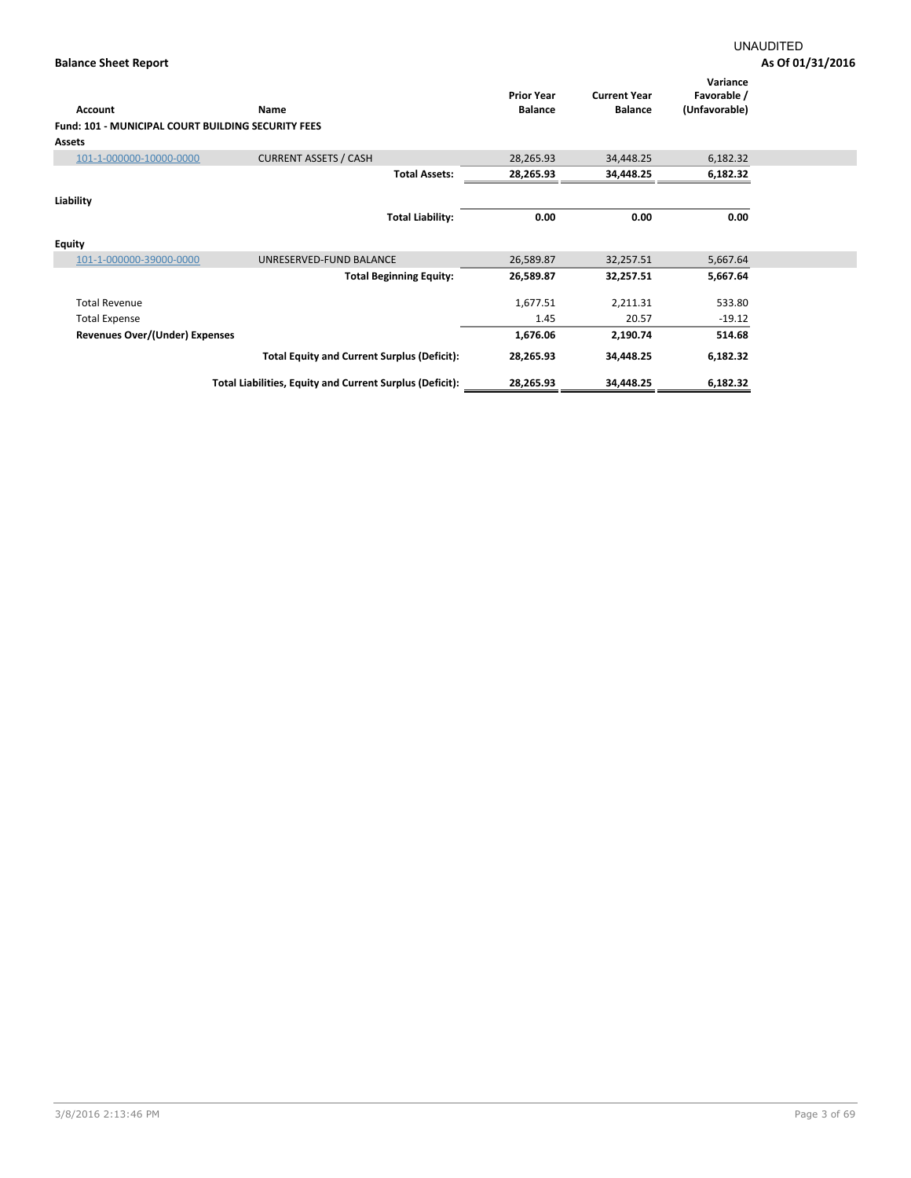UNAUDITED

**Balance Sheet Report**

**As Of 01/31/2016**

| Account | Name | Prior Year Balance | Current Year Balance | Variance Favorable / (Unfavorable) |
|---|---|---|---|---|
| **Fund: 101 - MUNICIPAL COURT BUILDING SECURITY FEES** | | | | |
| **Assets** | | | | |
| 101-1-000000-10000-0000 | CURRENT ASSETS / CASH | 28,265.93 | 34,448.25 | 6,182.32 |
| | **Total Assets:** | **28,265.93** | **34,448.25** | **6,182.32** |
| **Liability** | | | | |
| | **Total Liability:** | **0.00** | **0.00** | **0.00** |
| **Equity** | | | | |
| 101-1-000000-39000-0000 | UNRESERVED-FUND BALANCE | 26,589.87 | 32,257.51 | 5,667.64 |
| | **Total Beginning Equity:** | **26,589.87** | **32,257.51** | **5,667.64** |
| Total Revenue | | 1,677.51 | 2,211.31 | 533.80 |
| Total Expense | | 1.45 | 20.57 | -19.12 |
| **Revenues Over/(Under) Expenses** | | **1,676.06** | **2,190.74** | **514.68** |
| | **Total Equity and Current Surplus (Deficit):** | **28,265.93** | **34,448.25** | **6,182.32** |
| | **Total Liabilities, Equity and Current Surplus (Deficit):** | **28,265.93** | **34,448.25** | **6,182.32** |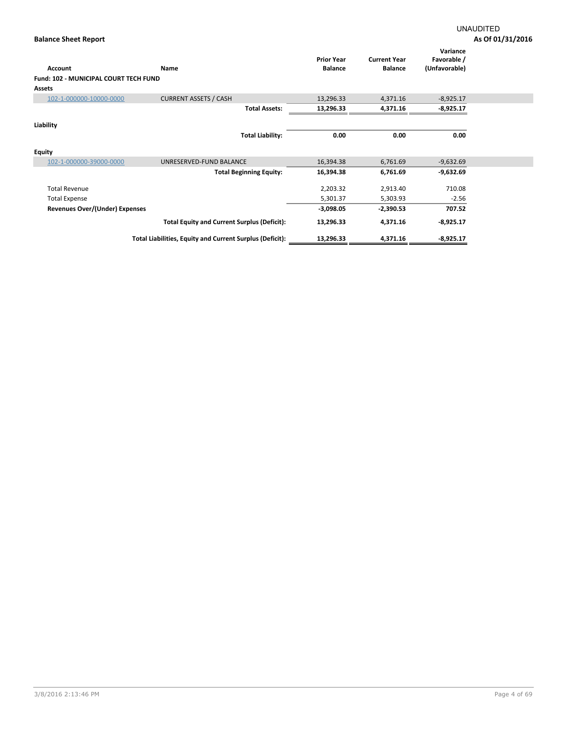UNAUDITED

**Balance Sheet Report**

**As Of 01/31/2016**

| Account | Name | Prior Year Balance | Current Year Balance | Variance Favorable / (Unfavorable) |
|---|---|---|---|---|
| **Fund: 102 - MUNICIPAL COURT TECH FUND** | | | | |
| **Assets** | | | | |
| 102-1-000000-10000-0000 | CURRENT ASSETS / CASH | 13,296.33 | 4,371.16 | -8,925.17 |
| | **Total Assets:** | **13,296.33** | **4,371.16** | **-8,925.17** |
| **Liability** | | | | |
| | **Total Liability:** | **0.00** | **0.00** | **0.00** |
| **Equity** | | | | |
| 102-1-000000-39000-0000 | UNRESERVED-FUND BALANCE | 16,394.38 | 6,761.69 | -9,632.69 |
| | **Total Beginning Equity:** | **16,394.38** | **6,761.69** | **-9,632.69** |
| Total Revenue | | 2,203.32 | 2,913.40 | 710.08 |
| Total Expense | | 5,301.37 | 5,303.93 | -2.56 |
| **Revenues Over/(Under) Expenses** | | **-3,098.05** | **-2,390.53** | **707.52** |
| | **Total Equity and Current Surplus (Deficit):** | **13,296.33** | **4,371.16** | **-8,925.17** |
| | **Total Liabilities, Equity and Current Surplus (Deficit):** | **13,296.33** | **4,371.16** | **-8,925.17** |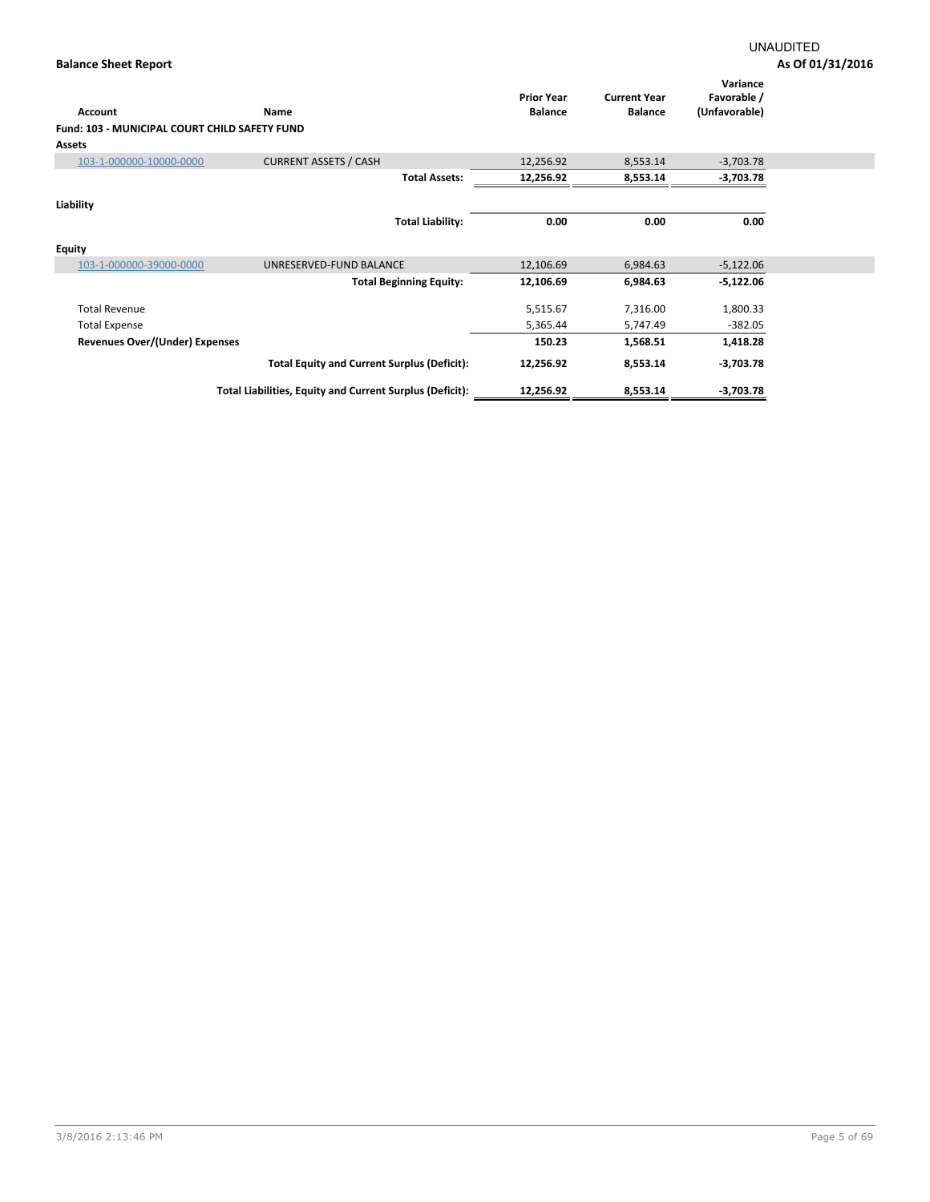UNAUDITED

**Balance Sheet Report** — **As Of 01/31/2016**

| Account | Name | Prior Year Balance | Current Year Balance | Variance Favorable / (Unfavorable) |
|---|---|---|---|---|
| **Fund: 103 - MUNICIPAL COURT CHILD SAFETY FUND** | | | | |
| **Assets** | | | | |
| 103-1-000000-10000-0000 | CURRENT ASSETS / CASH | 12,256.92 | 8,553.14 | -3,703.78 |
| | **Total Assets:** | **12,256.92** | **8,553.14** | **-3,703.78** |
| **Liability** | | | | |
| | **Total Liability:** | **0.00** | **0.00** | **0.00** |
| **Equity** | | | | |
| 103-1-000000-39000-0000 | UNRESERVED-FUND BALANCE | 12,106.69 | 6,984.63 | -5,122.06 |
| | **Total Beginning Equity:** | **12,106.69** | **6,984.63** | **-5,122.06** |
| Total Revenue | | 5,515.67 | 7,316.00 | 1,800.33 |
| Total Expense | | 5,365.44 | 5,747.49 | -382.05 |
| **Revenues Over/(Under) Expenses** | | **150.23** | **1,568.51** | **1,418.28** |
| | **Total Equity and Current Surplus (Deficit):** | **12,256.92** | **8,553.14** | **-3,703.78** |
| | **Total Liabilities, Equity and Current Surplus (Deficit):** | **12,256.92** | **8,553.14** | **-3,703.78** |

3/8/2016 2:13:46 PM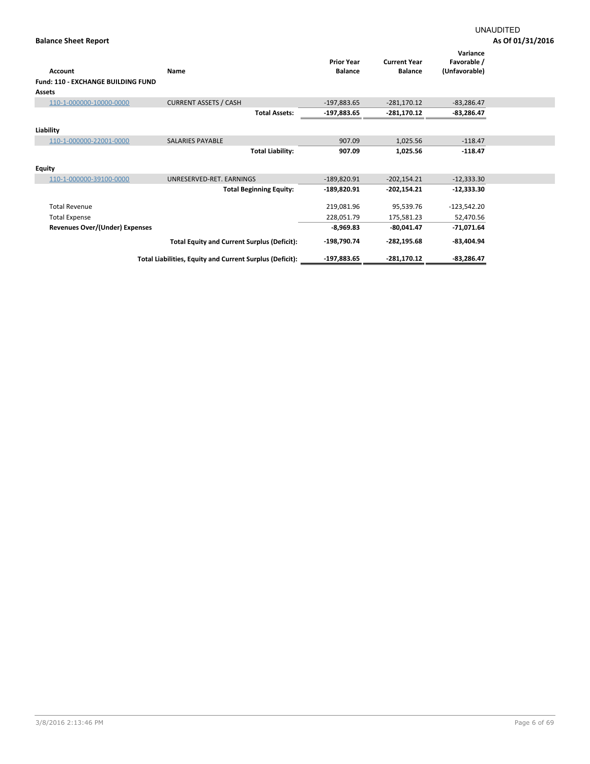UNAUDITED

**Balance Sheet Report** **As Of 01/31/2016**

| Account | Name | Prior Year Balance | Current Year Balance | Variance Favorable / (Unfavorable) |
|---|---|---|---|---|
| **Fund: 110 - EXCHANGE BUILDING FUND** | | | | |
| **Assets** | | | | |
| 110-1-000000-10000-0000 | CURRENT ASSETS / CASH | -197,883.65 | -281,170.12 | -83,286.47 |
| | **Total Assets:** | **-197,883.65** | **-281,170.12** | **-83,286.47** |
| **Liability** | | | | |
| 110-1-000000-22001-0000 | SALARIES PAYABLE | 907.09 | 1,025.56 | -118.47 |
| | **Total Liability:** | **907.09** | **1,025.56** | **-118.47** |
| **Equity** | | | | |
| 110-1-000000-39100-0000 | UNRESERVED-RET. EARNINGS | -189,820.91 | -202,154.21 | -12,333.30 |
| | **Total Beginning Equity:** | **-189,820.91** | **-202,154.21** | **-12,333.30** |
| Total Revenue | | 219,081.96 | 95,539.76 | -123,542.20 |
| Total Expense | | 228,051.79 | 175,581.23 | 52,470.56 |
| **Revenues Over/(Under) Expenses** | | **-8,969.83** | **-80,041.47** | **-71,071.64** |
| | **Total Equity and Current Surplus (Deficit):** | **-198,790.74** | **-282,195.68** | **-83,404.94** |
| | **Total Liabilities, Equity and Current Surplus (Deficit):** | **-197,883.65** | **-281,170.12** | **-83,286.47** |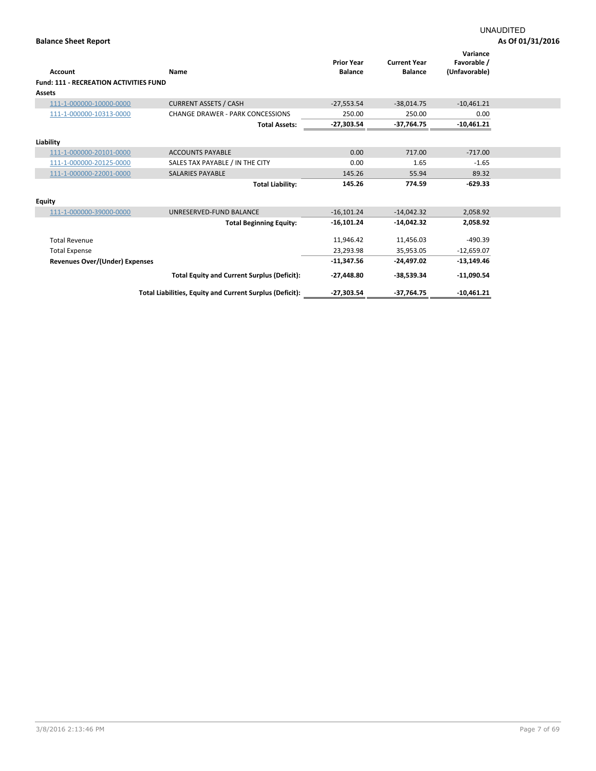UNAUDITED

**Balance Sheet Report** **As Of 01/31/2016**

| Account | Name | Prior Year Balance | Current Year Balance | Variance Favorable / (Unfavorable) |
|---|---|---|---|---|
| **Fund: 111 - RECREATION ACTIVITIES FUND** | | | | |
| **Assets** | | | | |
| 111-1-000000-10000-0000 | CURRENT ASSETS / CASH | -27,553.54 | -38,014.75 | -10,461.21 |
| 111-1-000000-10313-0000 | CHANGE DRAWER - PARK CONCESSIONS | 250.00 | 250.00 | 0.00 |
| | **Total Assets:** | **-27,303.54** | **-37,764.75** | **-10,461.21** |
| **Liability** | | | | |
| 111-1-000000-20101-0000 | ACCOUNTS PAYABLE | 0.00 | 717.00 | -717.00 |
| 111-1-000000-20125-0000 | SALES TAX PAYABLE / IN THE CITY | 0.00 | 1.65 | -1.65 |
| 111-1-000000-22001-0000 | SALARIES PAYABLE | 145.26 | 55.94 | 89.32 |
| | **Total Liability:** | **145.26** | **774.59** | **-629.33** |
| **Equity** | | | | |
| 111-1-000000-39000-0000 | UNRESERVED-FUND BALANCE | -16,101.24 | -14,042.32 | 2,058.92 |
| | **Total Beginning Equity:** | **-16,101.24** | **-14,042.32** | **2,058.92** |
| Total Revenue | | 11,946.42 | 11,456.03 | -490.39 |
| Total Expense | | 23,293.98 | 35,953.05 | -12,659.07 |
| **Revenues Over/(Under) Expenses** | | **-11,347.56** | **-24,497.02** | **-13,149.46** |
| | **Total Equity and Current Surplus (Deficit):** | **-27,448.80** | **-38,539.34** | **-11,090.54** |
| | **Total Liabilities, Equity and Current Surplus (Deficit):** | **-27,303.54** | **-37,764.75** | **-10,461.21** |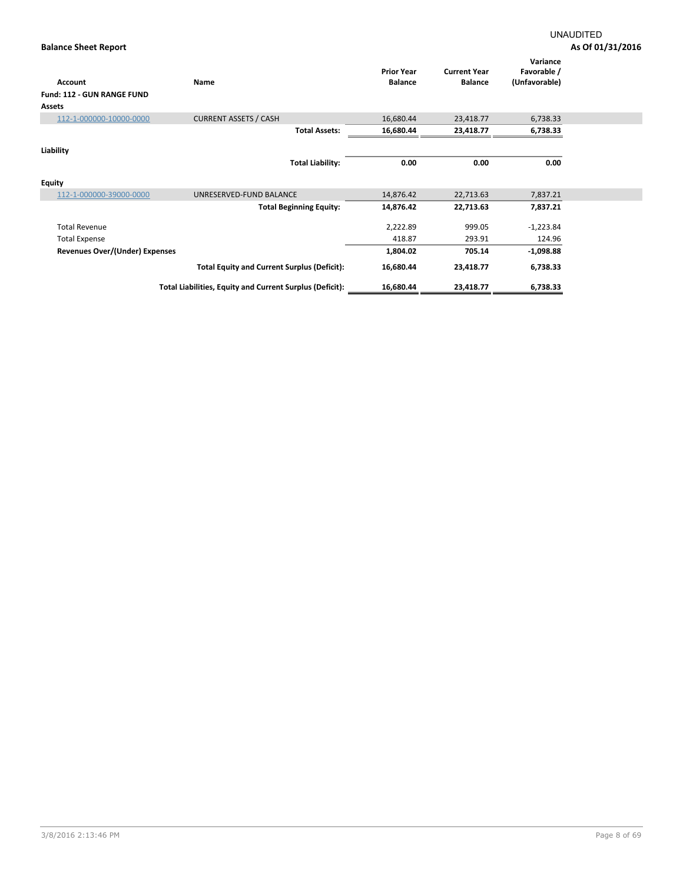UNAUDITED

**Balance Sheet Report** **As Of 01/31/2016**

| Account | Name | Prior Year Balance | Current Year Balance | Variance Favorable / (Unfavorable) |
|---|---|---|---|---|
| **Fund: 112 - GUN RANGE FUND** | | | | |
| **Assets** | | | | |
| 112-1-000000-10000-0000 | CURRENT ASSETS / CASH | 16,680.44 | 23,418.77 | 6,738.33 |
| | **Total Assets:** | **16,680.44** | **23,418.77** | **6,738.33** |
| **Liability** | | | | |
| | **Total Liability:** | **0.00** | **0.00** | **0.00** |
| **Equity** | | | | |
| 112-1-000000-39000-0000 | UNRESERVED-FUND BALANCE | 14,876.42 | 22,713.63 | 7,837.21 |
| | **Total Beginning Equity:** | **14,876.42** | **22,713.63** | **7,837.21** |
| Total Revenue | | 2,222.89 | 999.05 | -1,223.84 |
| Total Expense | | 418.87 | 293.91 | 124.96 |
| **Revenues Over/(Under) Expenses** | | **1,804.02** | **705.14** | **-1,098.88** |
| | **Total Equity and Current Surplus (Deficit):** | **16,680.44** | **23,418.77** | **6,738.33** |
| | **Total Liabilities, Equity and Current Surplus (Deficit):** | **16,680.44** | **23,418.77** | **6,738.33** |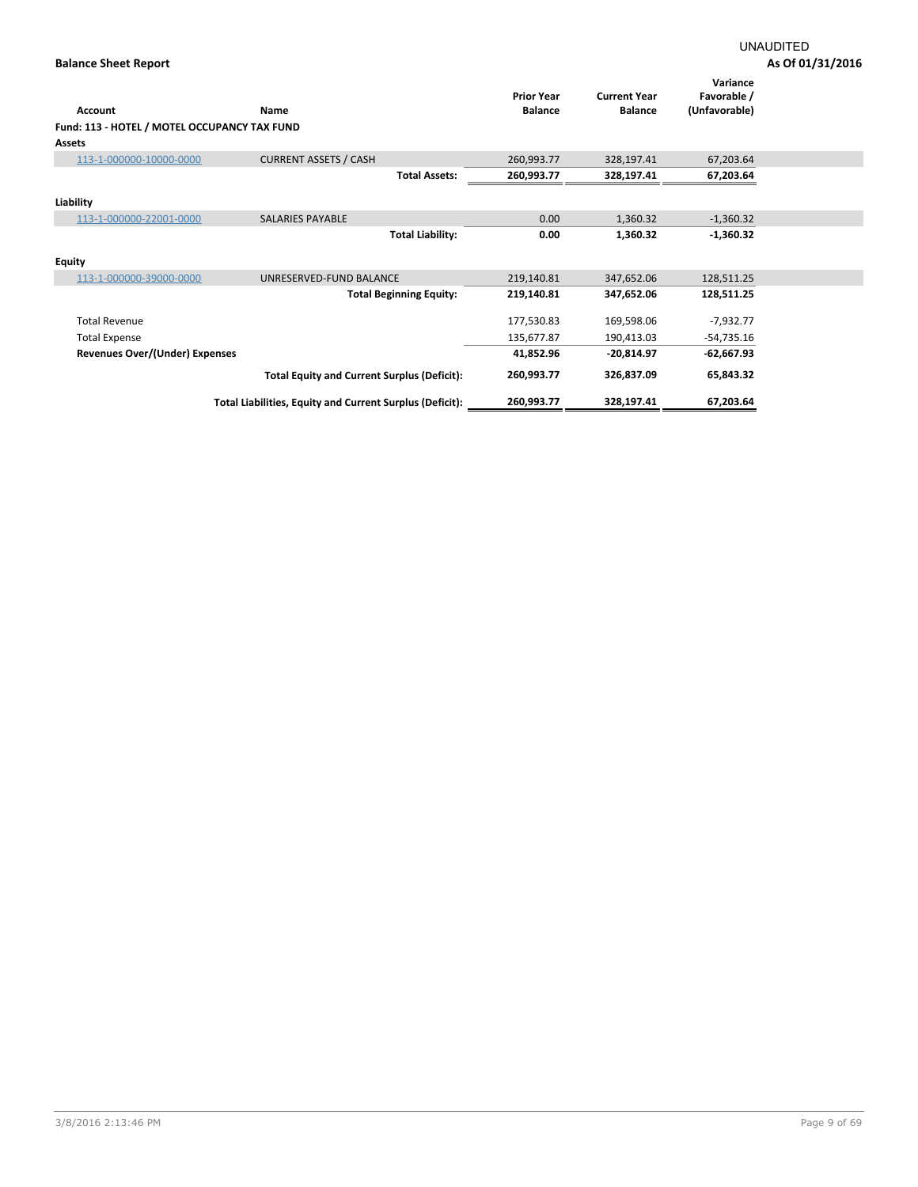UNAUDITED

**Balance Sheet Report**

**As Of 01/31/2016**

| Account | Name | Prior Year Balance | Current Year Balance | Variance Favorable / (Unfavorable) |
|---|---|---|---|---|
| **Fund: 113 - HOTEL / MOTEL OCCUPANCY TAX FUND** | | | | |
| **Assets** | | | | |
| 113-1-000000-10000-0000 | CURRENT ASSETS / CASH | 260,993.77 | 328,197.41 | 67,203.64 |
| | **Total Assets:** | **260,993.77** | **328,197.41** | **67,203.64** |
| **Liability** | | | | |
| 113-1-000000-22001-0000 | SALARIES PAYABLE | 0.00 | 1,360.32 | -1,360.32 |
| | **Total Liability:** | **0.00** | **1,360.32** | **-1,360.32** |
| **Equity** | | | | |
| 113-1-000000-39000-0000 | UNRESERVED-FUND BALANCE | 219,140.81 | 347,652.06 | 128,511.25 |
| | **Total Beginning Equity:** | **219,140.81** | **347,652.06** | **128,511.25** |
| Total Revenue | | 177,530.83 | 169,598.06 | -7,932.77 |
| Total Expense | | 135,677.87 | 190,413.03 | -54,735.16 |
| **Revenues Over/(Under) Expenses** | | **41,852.96** | **-20,814.97** | **-62,667.93** |
| | **Total Equity and Current Surplus (Deficit):** | **260,993.77** | **326,837.09** | **65,843.32** |
| | **Total Liabilities, Equity and Current Surplus (Deficit):** | **260,993.77** | **328,197.41** | **67,203.64** |

3/8/2016 2:13:46 PM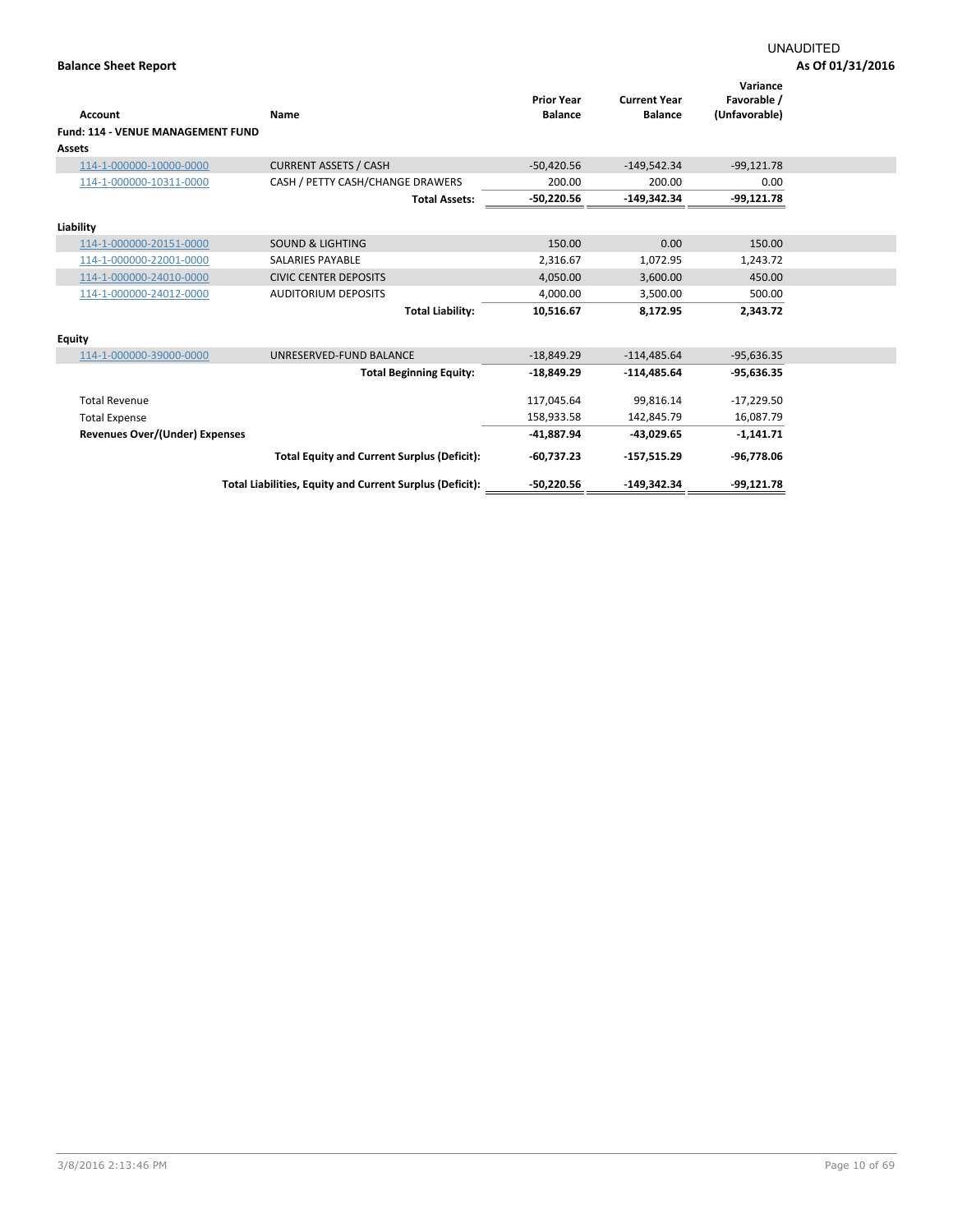UNAUDITED

**Balance Sheet Report** **As Of 01/31/2016**

| Account | Name | Prior Year Balance | Current Year Balance | Variance Favorable / (Unfavorable) |
|---|---|---|---|---|
| **Fund: 114 - VENUE MANAGEMENT FUND** | | | | |
| **Assets** | | | | |
| 114-1-000000-10000-0000 | CURRENT ASSETS / CASH | -50,420.56 | -149,542.34 | -99,121.78 |
| 114-1-000000-10311-0000 | CASH / PETTY CASH/CHANGE DRAWERS | 200.00 | 200.00 | 0.00 |
| | **Total Assets:** | **-50,220.56** | **-149,342.34** | **-99,121.78** |
| **Liability** | | | | |
| 114-1-000000-20151-0000 | SOUND & LIGHTING | 150.00 | 0.00 | 150.00 |
| 114-1-000000-22001-0000 | SALARIES PAYABLE | 2,316.67 | 1,072.95 | 1,243.72 |
| 114-1-000000-24010-0000 | CIVIC CENTER DEPOSITS | 4,050.00 | 3,600.00 | 450.00 |
| 114-1-000000-24012-0000 | AUDITORIUM DEPOSITS | 4,000.00 | 3,500.00 | 500.00 |
| | **Total Liability:** | **10,516.67** | **8,172.95** | **2,343.72** |
| **Equity** | | | | |
| 114-1-000000-39000-0000 | UNRESERVED-FUND BALANCE | -18,849.29 | -114,485.64 | -95,636.35 |
| | **Total Beginning Equity:** | **-18,849.29** | **-114,485.64** | **-95,636.35** |
| Total Revenue | | 117,045.64 | 99,816.14 | -17,229.50 |
| Total Expense | | 158,933.58 | 142,845.79 | 16,087.79 |
| **Revenues Over/(Under) Expenses** | | **-41,887.94** | **-43,029.65** | **-1,141.71** |
| | **Total Equity and Current Surplus (Deficit):** | **-60,737.23** | **-157,515.29** | **-96,778.06** |
| | **Total Liabilities, Equity and Current Surplus (Deficit):** | **-50,220.56** | **-149,342.34** | **-99,121.78** |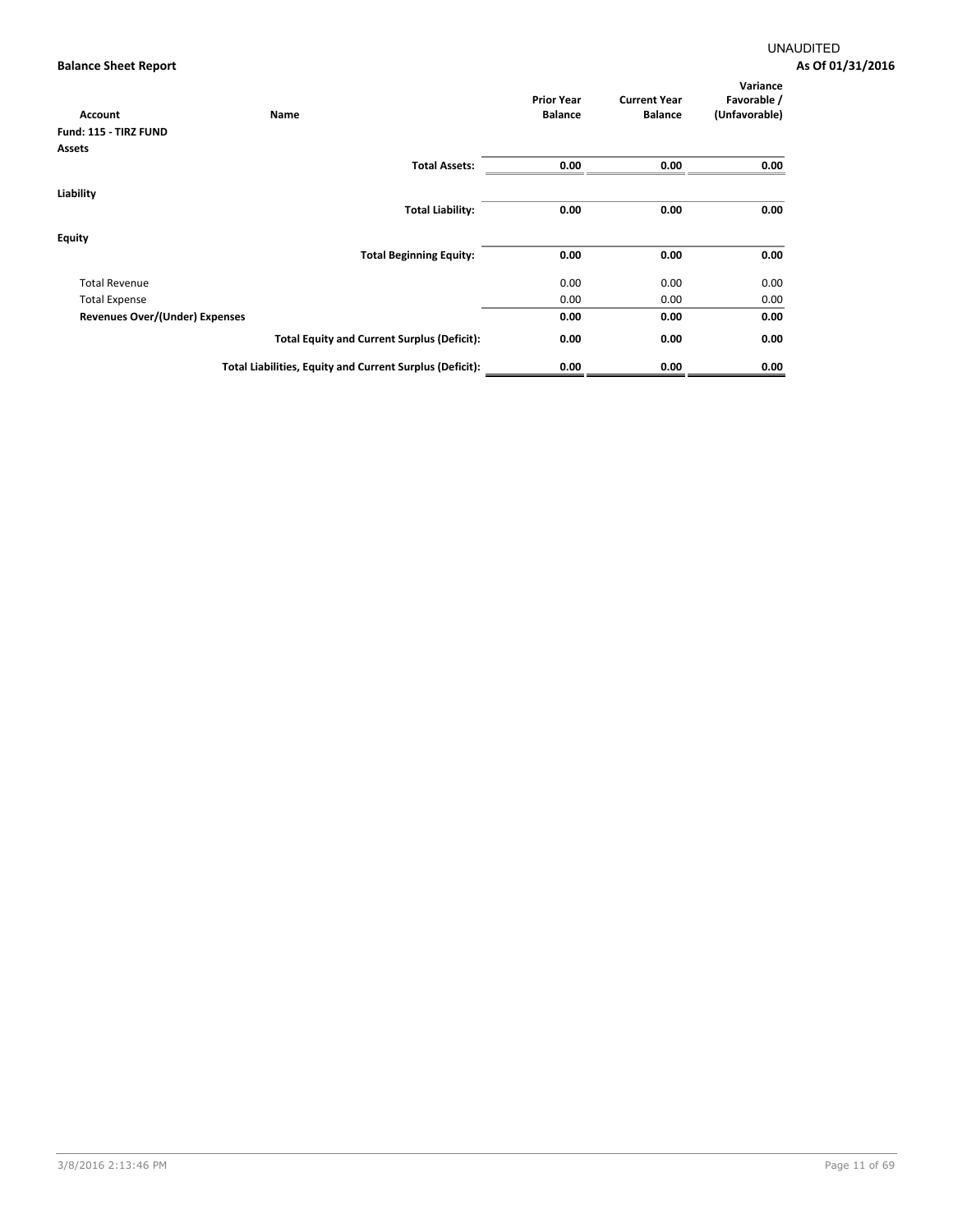UNAUDITED

**Balance Sheet Report** — **As Of 01/31/2016**

| Account | Name | Prior Year Balance | Current Year Balance | Variance Favorable / (Unfavorable) |
|---|---|---|---|---|
| **Fund: 115 - TIRZ FUND** | | | | |
| **Assets** | | | | |
| | **Total Assets:** | **0.00** | **0.00** | **0.00** |
| **Liability** | | | | |
| | **Total Liability:** | **0.00** | **0.00** | **0.00** |
| **Equity** | | | | |
| | **Total Beginning Equity:** | **0.00** | **0.00** | **0.00** |
| Total Revenue | | 0.00 | 0.00 | 0.00 |
| Total Expense | | 0.00 | 0.00 | 0.00 |
| **Revenues Over/(Under) Expenses** | | **0.00** | **0.00** | **0.00** |
| | **Total Equity and Current Surplus (Deficit):** | **0.00** | **0.00** | **0.00** |
| | **Total Liabilities, Equity and Current Surplus (Deficit):** | **0.00** | **0.00** | **0.00** |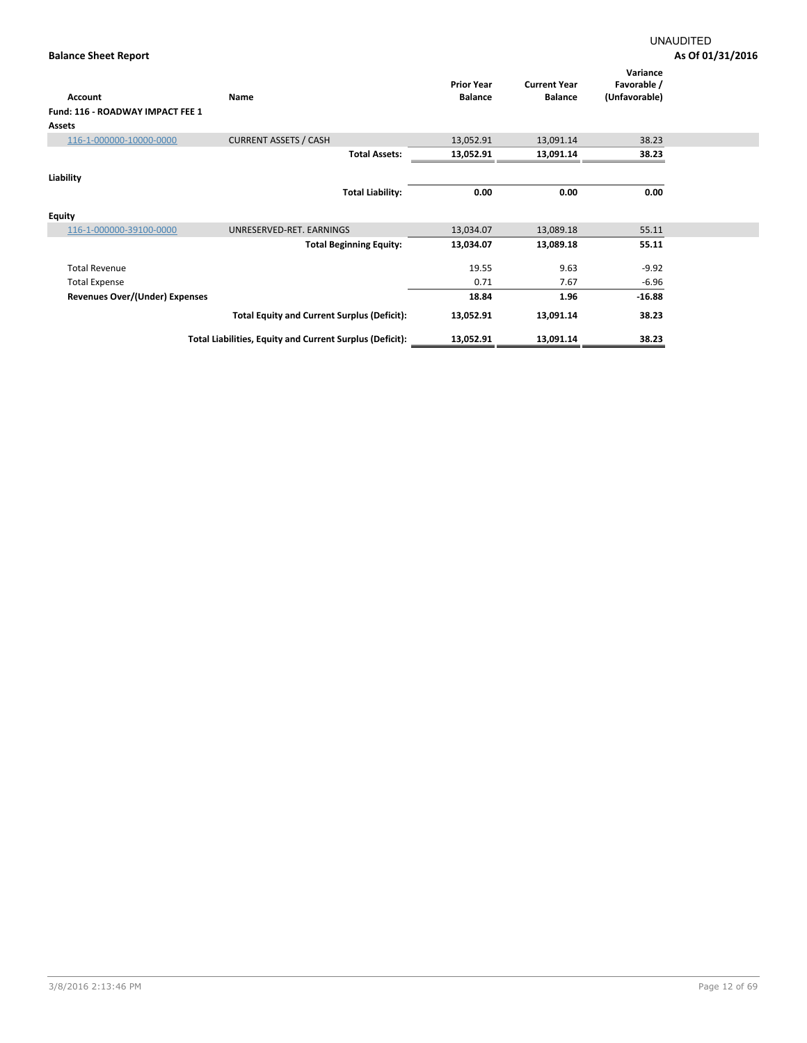UNAUDITED

**Balance Sheet Report** **As Of 01/31/2016**

| Account | Name | Prior Year Balance | Current Year Balance | Variance Favorable / (Unfavorable) |
|---|---|---|---|---|
| **Fund: 116 - ROADWAY IMPACT FEE 1** | | | | |
| **Assets** | | | | |
| 116-1-000000-10000-0000 | CURRENT ASSETS / CASH | 13,052.91 | 13,091.14 | 38.23 |
| | **Total Assets:** | **13,052.91** | **13,091.14** | **38.23** |
| **Liability** | | | | |
| | **Total Liability:** | **0.00** | **0.00** | **0.00** |
| **Equity** | | | | |
| 116-1-000000-39100-0000 | UNRESERVED-RET. EARNINGS | 13,034.07 | 13,089.18 | 55.11 |
| | **Total Beginning Equity:** | **13,034.07** | **13,089.18** | **55.11** |
| Total Revenue | | 19.55 | 9.63 | -9.92 |
| Total Expense | | 0.71 | 7.67 | -6.96 |
| **Revenues Over/(Under) Expenses** | | **18.84** | **1.96** | **-16.88** |
| | **Total Equity and Current Surplus (Deficit):** | **13,052.91** | **13,091.14** | **38.23** |
| | **Total Liabilities, Equity and Current Surplus (Deficit):** | **13,052.91** | **13,091.14** | **38.23** |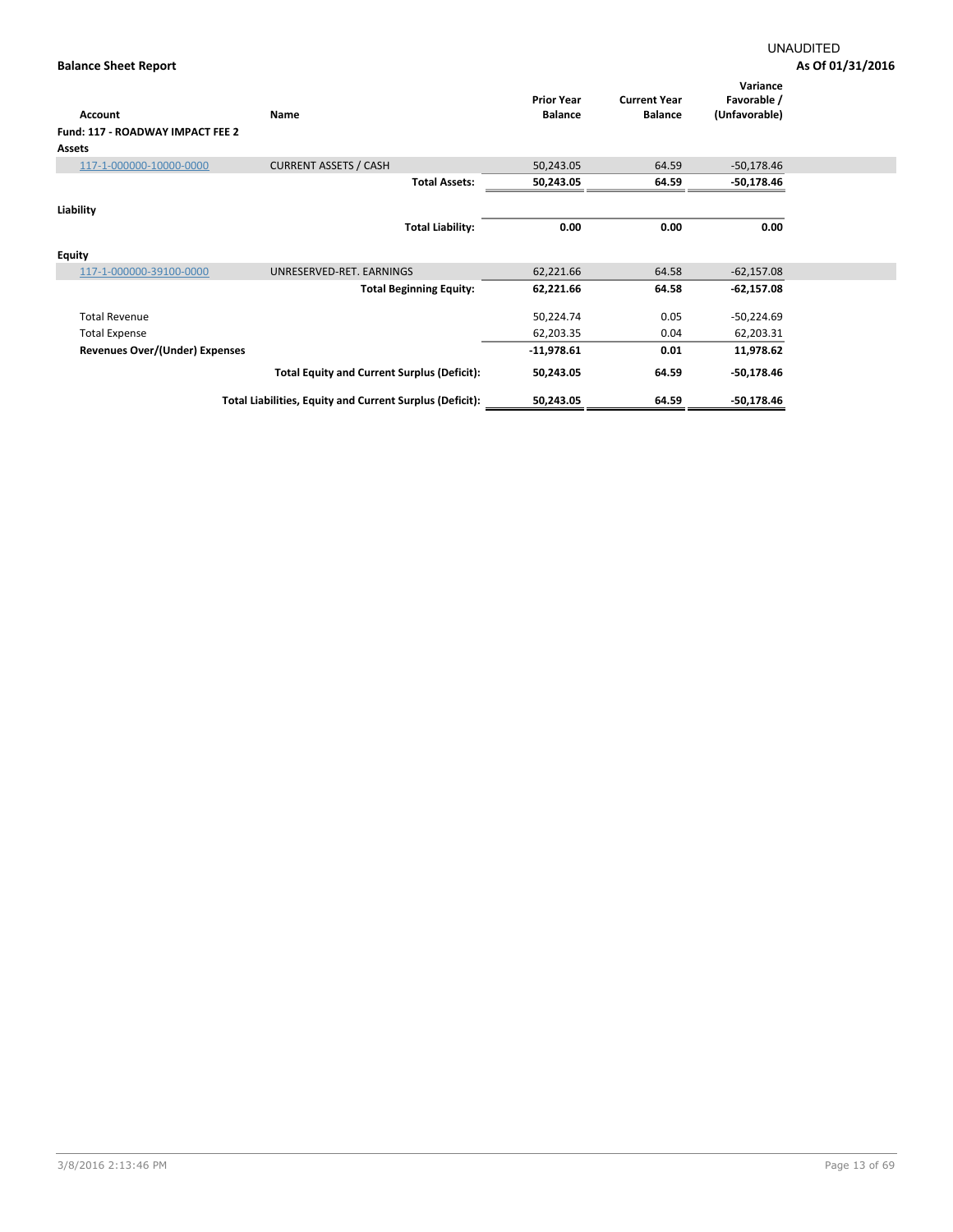UNAUDITED

**Balance Sheet Report** — **As Of 01/31/2016**

| Account | Name | Prior Year Balance | Current Year Balance | Variance Favorable / (Unfavorable) |
|---|---|---|---|---|
| **Fund: 117 - ROADWAY IMPACT FEE 2** | | | | |
| **Assets** | | | | |
| 117-1-000000-10000-0000 | CURRENT ASSETS / CASH | 50,243.05 | 64.59 | -50,178.46 |
| | **Total Assets:** | **50,243.05** | **64.59** | **-50,178.46** |
| **Liability** | | | | |
| | **Total Liability:** | **0.00** | **0.00** | **0.00** |
| **Equity** | | | | |
| 117-1-000000-39100-0000 | UNRESERVED-RET. EARNINGS | 62,221.66 | 64.58 | -62,157.08 |
| | **Total Beginning Equity:** | **62,221.66** | **64.58** | **-62,157.08** |
| Total Revenue | | 50,224.74 | 0.05 | -50,224.69 |
| Total Expense | | 62,203.35 | 0.04 | 62,203.31 |
| **Revenues Over/(Under) Expenses** | | **-11,978.61** | **0.01** | **11,978.62** |
| | **Total Equity and Current Surplus (Deficit):** | **50,243.05** | **64.59** | **-50,178.46** |
| | **Total Liabilities, Equity and Current Surplus (Deficit):** | **50,243.05** | **64.59** | **-50,178.46** |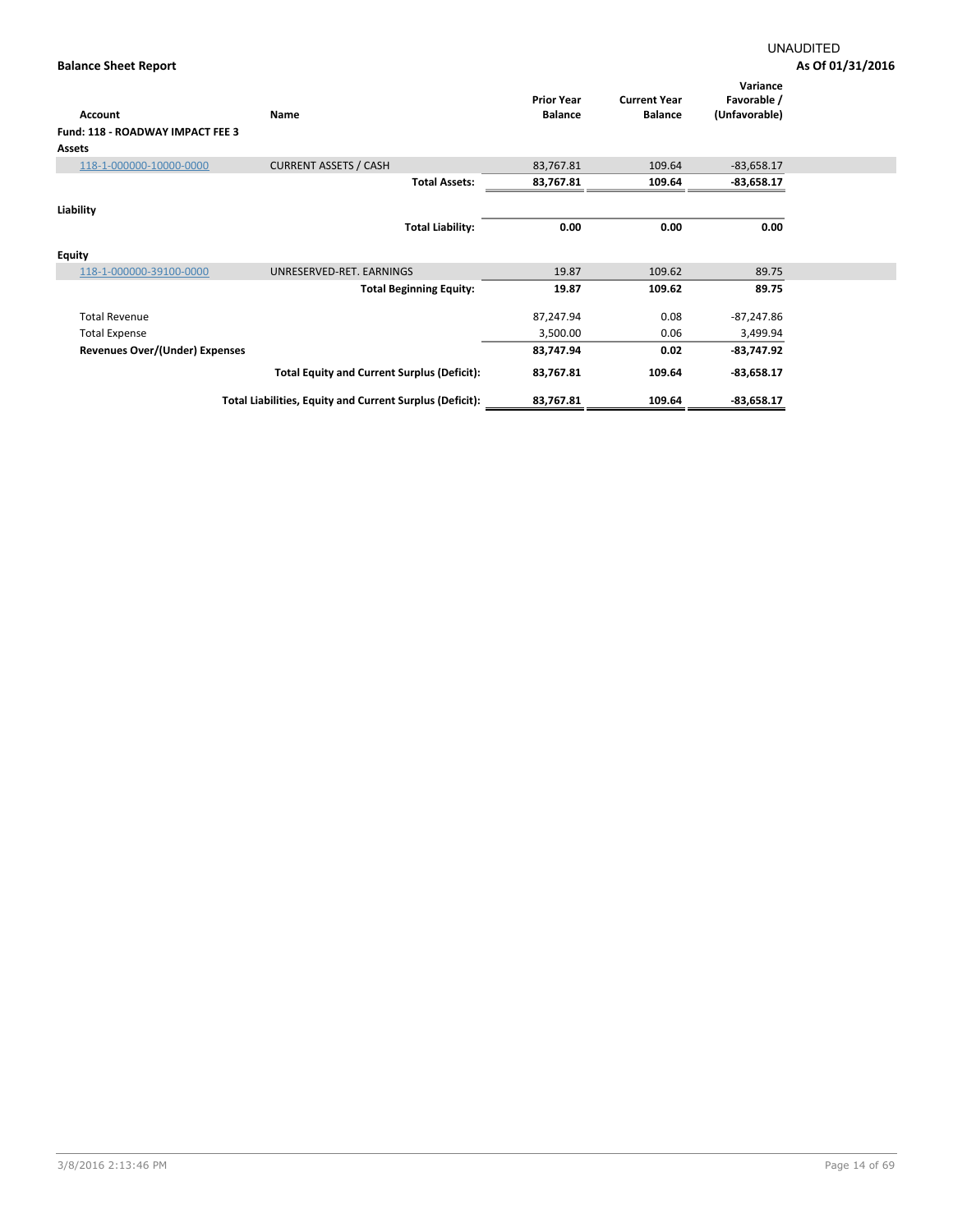UNAUDITED

**Balance Sheet Report**

**As Of 01/31/2016**

| Account | Name | Prior Year Balance | Current Year Balance | Variance Favorable / (Unfavorable) |
|---|---|---|---|---|
| **Fund: 118 - ROADWAY IMPACT FEE 3** | | | | |
| **Assets** | | | | |
| 118-1-000000-10000-0000 | CURRENT ASSETS / CASH | 83,767.81 | 109.64 | -83,658.17 |
| | **Total Assets:** | **83,767.81** | **109.64** | **-83,658.17** |
| **Liability** | | | | |
| | **Total Liability:** | **0.00** | **0.00** | **0.00** |
| **Equity** | | | | |
| 118-1-000000-39100-0000 | UNRESERVED-RET. EARNINGS | 19.87 | 109.62 | 89.75 |
| | **Total Beginning Equity:** | **19.87** | **109.62** | **89.75** |
| Total Revenue | | 87,247.94 | 0.08 | -87,247.86 |
| Total Expense | | 3,500.00 | 0.06 | 3,499.94 |
| **Revenues Over/(Under) Expenses** | | **83,747.94** | **0.02** | **-83,747.92** |
| | **Total Equity and Current Surplus (Deficit):** | **83,767.81** | **109.64** | **-83,658.17** |
| | **Total Liabilities, Equity and Current Surplus (Deficit):** | **83,767.81** | **109.64** | **-83,658.17** |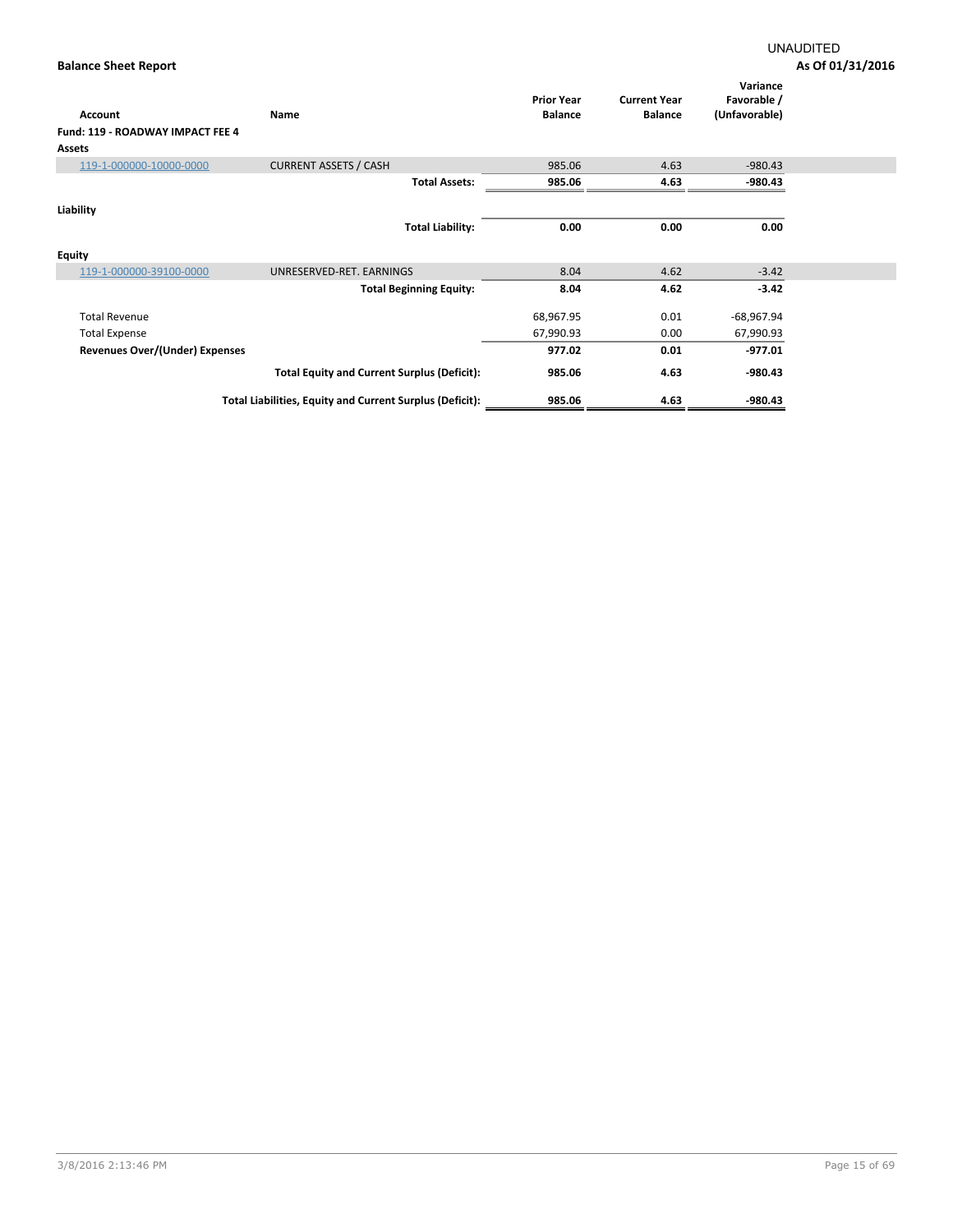UNAUDITED

**Balance Sheet Report** | **As Of 01/31/2016**

| Account | Name | Prior Year Balance | Current Year Balance | Variance Favorable / (Unfavorable) |
|---|---|---|---|---|
| **Fund: 119 - ROADWAY IMPACT FEE 4** | | | | |
| **Assets** | | | | |
| 119-1-000000-10000-0000 | CURRENT ASSETS / CASH | 985.06 | 4.63 | -980.43 |
| | **Total Assets:** | **985.06** | **4.63** | **-980.43** |
| **Liability** | | | | |
| | **Total Liability:** | **0.00** | **0.00** | **0.00** |
| **Equity** | | | | |
| 119-1-000000-39100-0000 | UNRESERVED-RET. EARNINGS | 8.04 | 4.62 | -3.42 |
| | **Total Beginning Equity:** | **8.04** | **4.62** | **-3.42** |
| Total Revenue | | 68,967.95 | 0.01 | -68,967.94 |
| Total Expense | | 67,990.93 | 0.00 | 67,990.93 |
| **Revenues Over/(Under) Expenses** | | **977.02** | **0.01** | **-977.01** |
| | **Total Equity and Current Surplus (Deficit):** | **985.06** | **4.63** | **-980.43** |
| | **Total Liabilities, Equity and Current Surplus (Deficit):** | **985.06** | **4.63** | **-980.43** |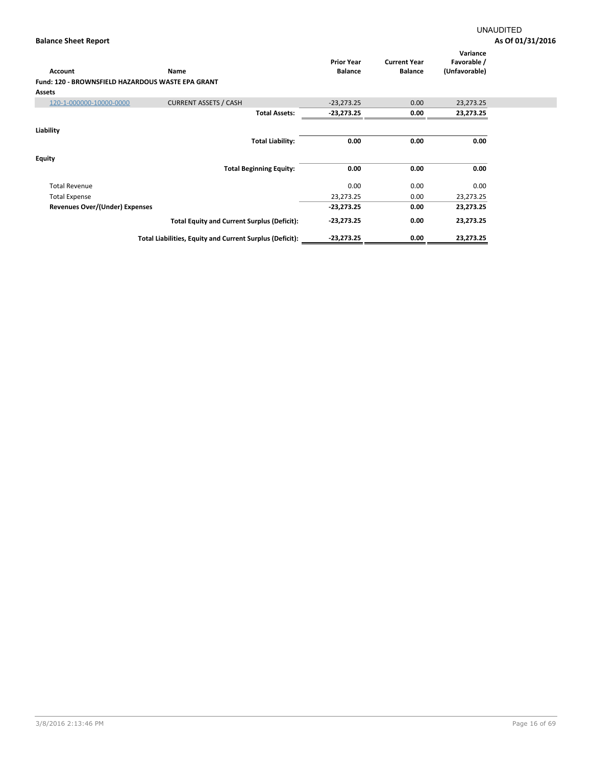UNAUDITED

**Balance Sheet Report** — **As Of 01/31/2016**

| Account | Name | Prior Year Balance | Current Year Balance | Variance Favorable / (Unfavorable) |
|---|---|---|---|---|
| **Fund: 120 - BROWNSFIELD HAZARDOUS WASTE EPA GRANT** | | | | |
| **Assets** | | | | |
| 120-1-000000-10000-0000 | CURRENT ASSETS / CASH | -23,273.25 | 0.00 | 23,273.25 |
| | **Total Assets:** | **-23,273.25** | **0.00** | **23,273.25** |
| **Liability** | | | | |
| | **Total Liability:** | **0.00** | **0.00** | **0.00** |
| **Equity** | | | | |
| | **Total Beginning Equity:** | **0.00** | **0.00** | **0.00** |
| Total Revenue | | 0.00 | 0.00 | 0.00 |
| Total Expense | | 23,273.25 | 0.00 | 23,273.25 |
| **Revenues Over/(Under) Expenses** | | **-23,273.25** | **0.00** | **23,273.25** |
| | **Total Equity and Current Surplus (Deficit):** | **-23,273.25** | **0.00** | **23,273.25** |
| | **Total Liabilities, Equity and Current Surplus (Deficit):** | **-23,273.25** | **0.00** | **23,273.25** |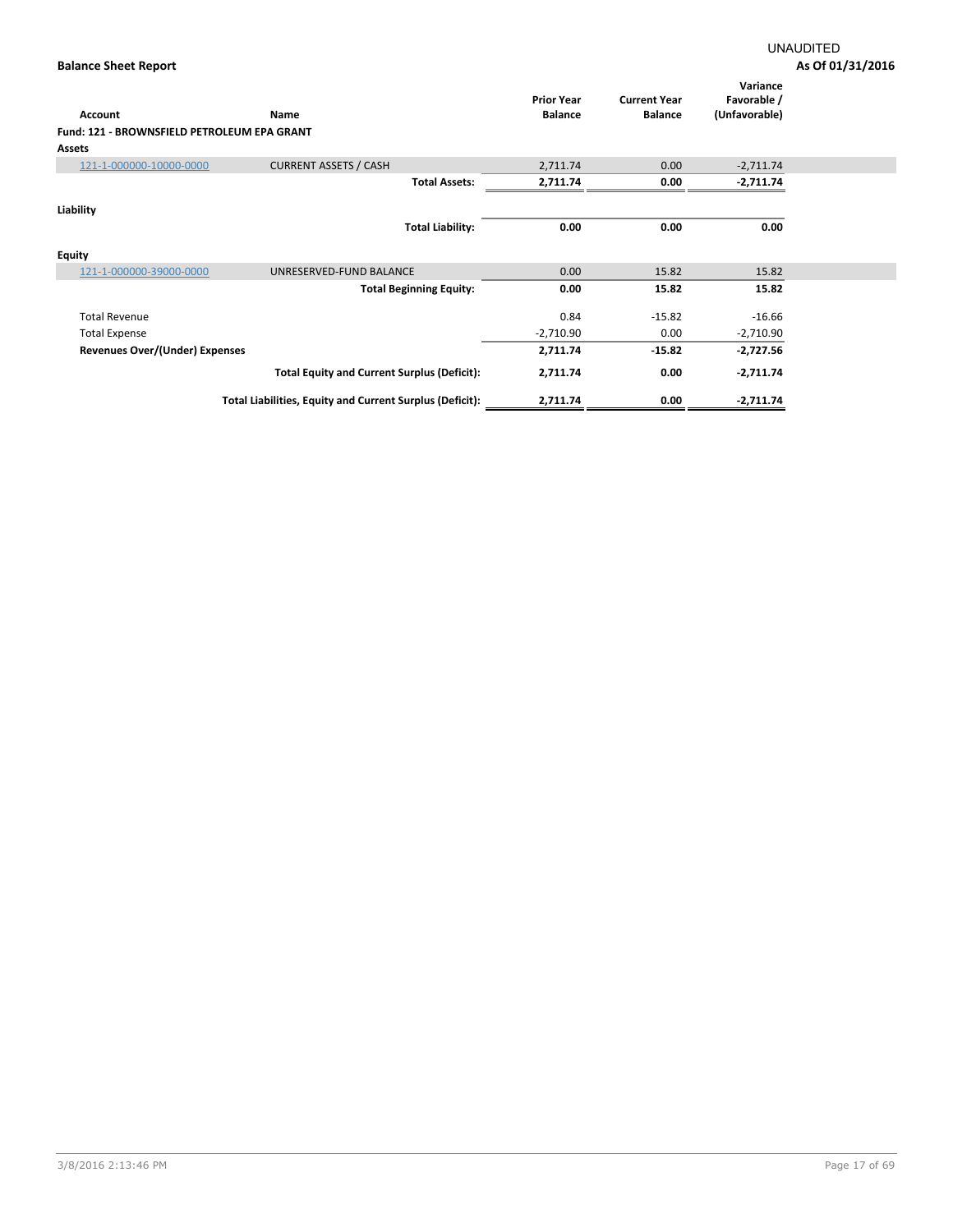UNAUDITED

**Balance Sheet Report** **As Of 01/31/2016**

| Account | Name | Prior Year Balance | Current Year Balance | Variance Favorable / (Unfavorable) |
|---|---|---|---|---|
| **Fund: 121 - BROWNSFIELD PETROLEUM EPA GRANT** | | | | |
| **Assets** | | | | |
| 121-1-000000-10000-0000 | CURRENT ASSETS / CASH | 2,711.74 | 0.00 | -2,711.74 |
| | **Total Assets:** | **2,711.74** | **0.00** | **-2,711.74** |
| **Liability** | | | | |
| | **Total Liability:** | **0.00** | **0.00** | **0.00** |
| **Equity** | | | | |
| 121-1-000000-39000-0000 | UNRESERVED-FUND BALANCE | 0.00 | 15.82 | 15.82 |
| | **Total Beginning Equity:** | **0.00** | **15.82** | **15.82** |
| Total Revenue | | 0.84 | -15.82 | -16.66 |
| Total Expense | | -2,710.90 | 0.00 | -2,710.90 |
| **Revenues Over/(Under) Expenses** | | **2,711.74** | **-15.82** | **-2,727.56** |
| | **Total Equity and Current Surplus (Deficit):** | **2,711.74** | **0.00** | **-2,711.74** |
| | **Total Liabilities, Equity and Current Surplus (Deficit):** | **2,711.74** | **0.00** | **-2,711.74** |

3/8/2016 2:13:46 PM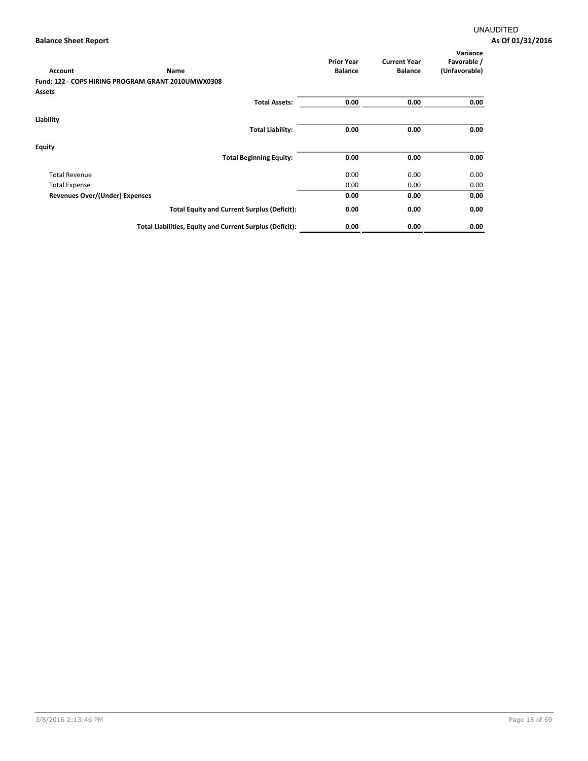UNAUDITED

**Balance Sheet Report** **As Of 01/31/2016**

| Account | Name | Prior Year Balance | Current Year Balance | Variance Favorable / (Unfavorable) |
|---|---|---|---|---|
| **Fund: 122 - COPS HIRING PROGRAM GRANT 2010UMWX0308** | | | | |
| **Assets** | | | | |
| | **Total Assets:** | **0.00** | **0.00** | **0.00** |
| **Liability** | | | | |
| | **Total Liability:** | **0.00** | **0.00** | **0.00** |
| **Equity** | | | | |
| | **Total Beginning Equity:** | **0.00** | **0.00** | **0.00** |
| Total Revenue | | 0.00 | 0.00 | 0.00 |
| Total Expense | | 0.00 | 0.00 | 0.00 |
| **Revenues Over/(Under) Expenses** | | **0.00** | **0.00** | **0.00** |
| | **Total Equity and Current Surplus (Deficit):** | **0.00** | **0.00** | **0.00** |
| | **Total Liabilities, Equity and Current Surplus (Deficit):** | **0.00** | **0.00** | **0.00** |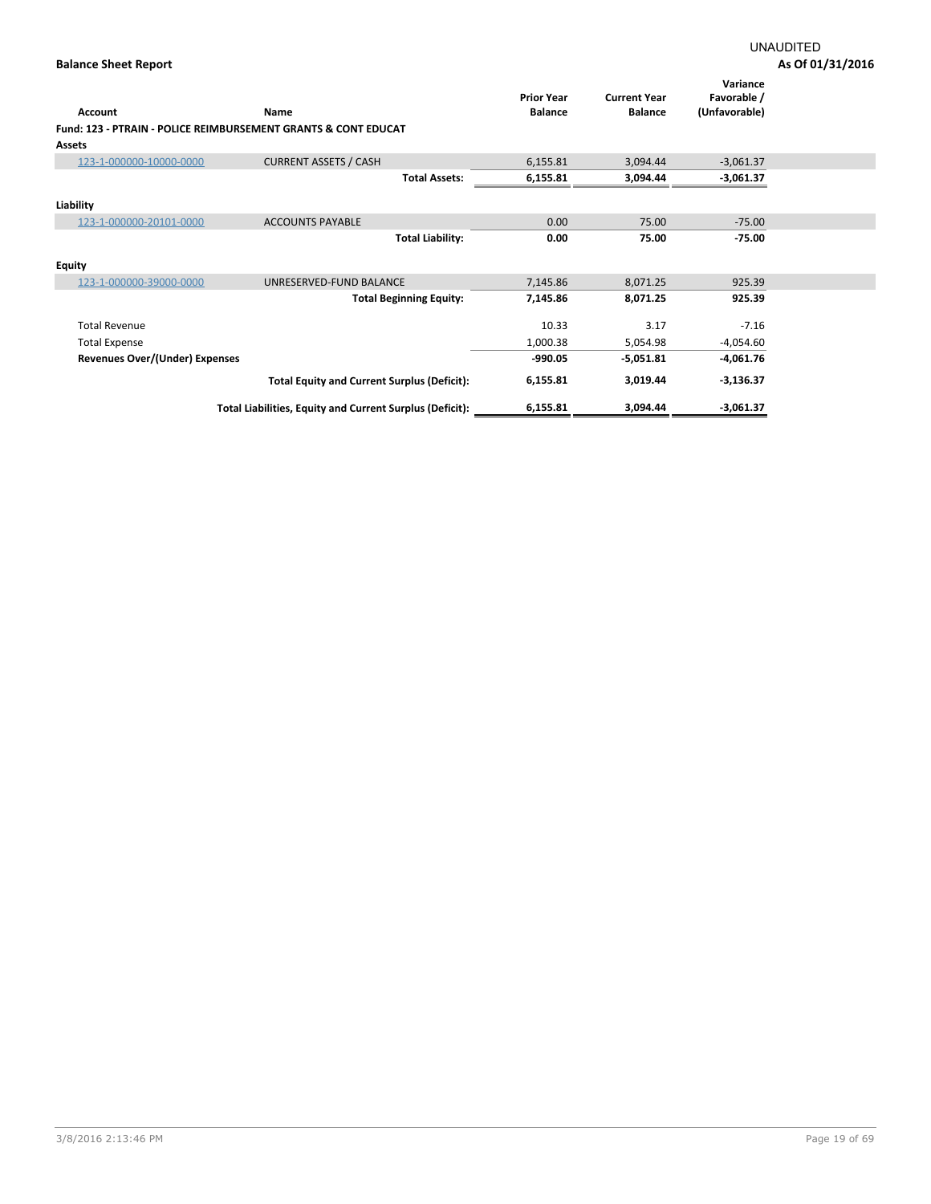UNAUDITED

**Balance Sheet Report** — **As Of 01/31/2016**

| Account | Name | Prior Year Balance | Current Year Balance | Variance Favorable / (Unfavorable) |
|---|---|---|---|---|
| **Fund: 123 - PTRAIN - POLICE REIMBURSEMENT GRANTS & CONT EDUCAT** | | | | |
| **Assets** | | | | |
| 123-1-000000-10000-0000 | CURRENT ASSETS / CASH | 6,155.81 | 3,094.44 | -3,061.37 |
| | **Total Assets:** | **6,155.81** | **3,094.44** | **-3,061.37** |
| **Liability** | | | | |
| 123-1-000000-20101-0000 | ACCOUNTS PAYABLE | 0.00 | 75.00 | -75.00 |
| | **Total Liability:** | **0.00** | **75.00** | **-75.00** |
| **Equity** | | | | |
| 123-1-000000-39000-0000 | UNRESERVED-FUND BALANCE | 7,145.86 | 8,071.25 | 925.39 |
| | **Total Beginning Equity:** | **7,145.86** | **8,071.25** | **925.39** |
| Total Revenue | | 10.33 | 3.17 | -7.16 |
| Total Expense | | 1,000.38 | 5,054.98 | -4,054.60 |
| **Revenues Over/(Under) Expenses** | | **-990.05** | **-5,051.81** | **-4,061.76** |
| | **Total Equity and Current Surplus (Deficit):** | **6,155.81** | **3,019.44** | **-3,136.37** |
| | **Total Liabilities, Equity and Current Surplus (Deficit):** | **6,155.81** | **3,094.44** | **-3,061.37** |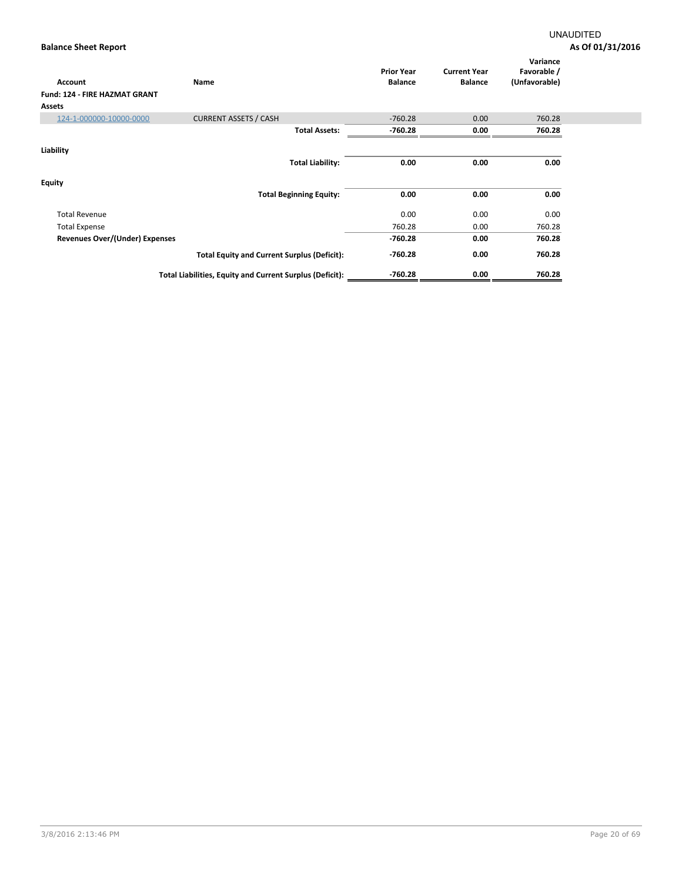UNAUDITED

**Balance Sheet Report** **As Of 01/31/2016**

| Account | Name | Prior Year Balance | Current Year Balance | Variance Favorable / (Unfavorable) |
|---|---|---|---|---|
| **Fund: 124 - FIRE HAZMAT GRANT** | | | | |
| **Assets** | | | | |
| 124-1-000000-10000-0000 | CURRENT ASSETS / CASH | -760.28 | 0.00 | 760.28 |
| | **Total Assets:** | **-760.28** | **0.00** | **760.28** |
| **Liability** | | | | |
| | **Total Liability:** | **0.00** | **0.00** | **0.00** |
| **Equity** | | | | |
| | **Total Beginning Equity:** | **0.00** | **0.00** | **0.00** |
| Total Revenue | | 0.00 | 0.00 | 0.00 |
| Total Expense | | 760.28 | 0.00 | 760.28 |
| **Revenues Over/(Under) Expenses** | | **-760.28** | **0.00** | **760.28** |
| | **Total Equity and Current Surplus (Deficit):** | **-760.28** | **0.00** | **760.28** |
| | **Total Liabilities, Equity and Current Surplus (Deficit):** | **-760.28** | **0.00** | **760.28** |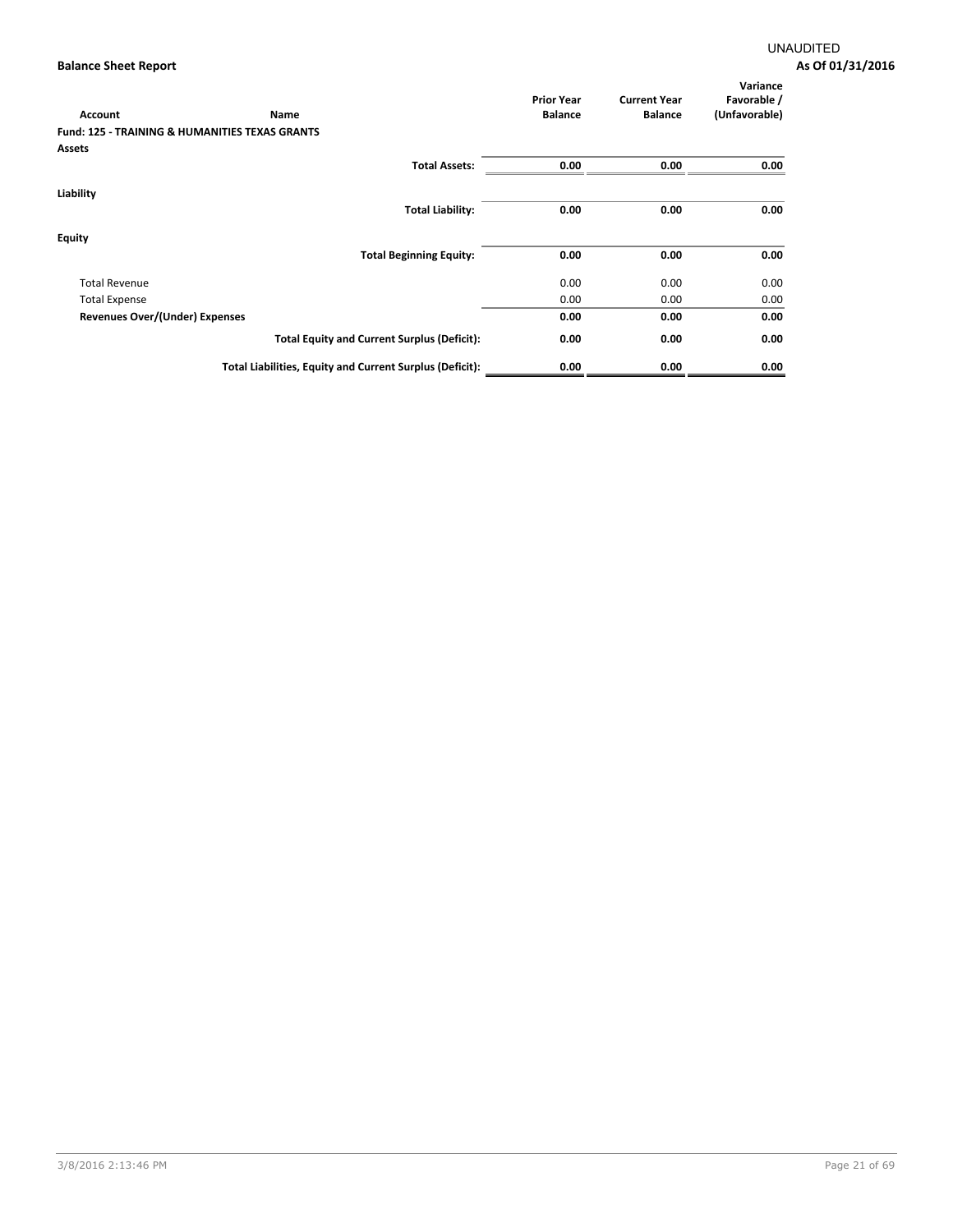UNAUDITED

**Balance Sheet Report** **As Of 01/31/2016**

| Account | Name | Prior Year Balance | Current Year Balance | Variance Favorable / (Unfavorable) |
|---|---|---|---|---|
| **Fund: 125 - TRAINING & HUMANITIES TEXAS GRANTS** | | | | |
| **Assets** | | | | |
| | **Total Assets:** | **0.00** | **0.00** | **0.00** |
| **Liability** | | | | |
| | **Total Liability:** | **0.00** | **0.00** | **0.00** |
| **Equity** | | | | |
| | **Total Beginning Equity:** | **0.00** | **0.00** | **0.00** |
| Total Revenue | | 0.00 | 0.00 | 0.00 |
| Total Expense | | 0.00 | 0.00 | 0.00 |
| **Revenues Over/(Under) Expenses** | | **0.00** | **0.00** | **0.00** |
| | **Total Equity and Current Surplus (Deficit):** | **0.00** | **0.00** | **0.00** |
| | **Total Liabilities, Equity and Current Surplus (Deficit):** | **0.00** | **0.00** | **0.00** |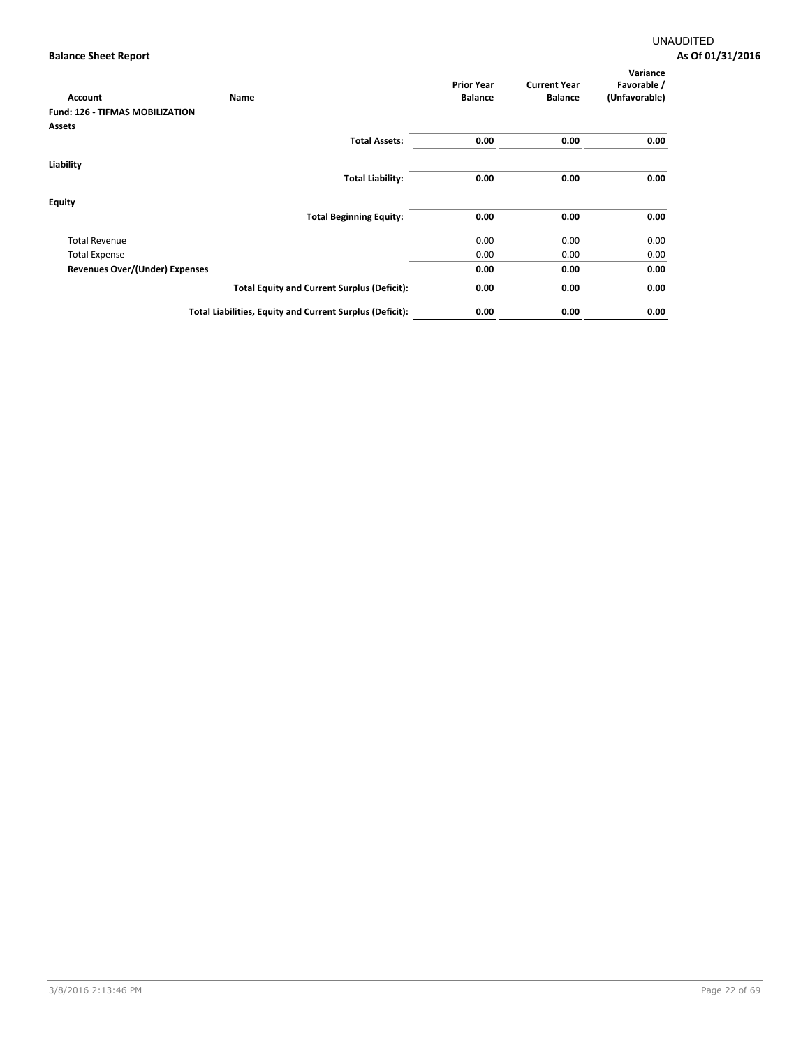UNAUDITED

**Balance Sheet Report** **As Of 01/31/2016**

| Account | Name | Prior Year Balance | Current Year Balance | Variance Favorable / (Unfavorable) |
|---|---|---|---|---|
| **Fund: 126 - TIFMAS MOBILIZATION** | | | | |
| **Assets** | | | | |
| | **Total Assets:** | **0.00** | **0.00** | **0.00** |
| **Liability** | | | | |
| | **Total Liability:** | **0.00** | **0.00** | **0.00** |
| **Equity** | | | | |
| | **Total Beginning Equity:** | **0.00** | **0.00** | **0.00** |
| Total Revenue | | 0.00 | 0.00 | 0.00 |
| Total Expense | | 0.00 | 0.00 | 0.00 |
| **Revenues Over/(Under) Expenses** | | **0.00** | **0.00** | **0.00** |
| | **Total Equity and Current Surplus (Deficit):** | **0.00** | **0.00** | **0.00** |
| | **Total Liabilities, Equity and Current Surplus (Deficit):** | **0.00** | **0.00** | **0.00** |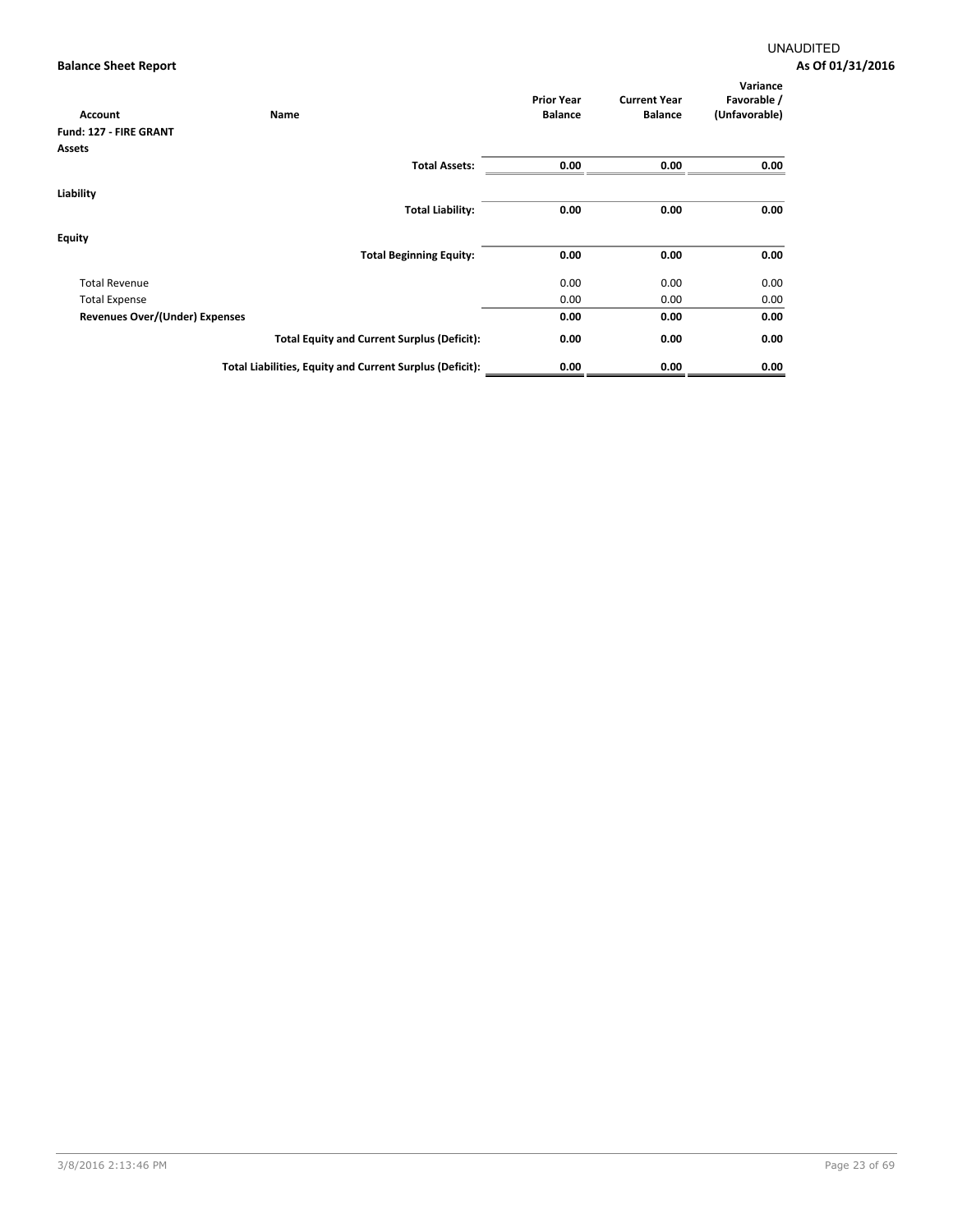UNAUDITED

**Balance Sheet Report** **As Of 01/31/2016**

| Account | Name | Prior Year Balance | Current Year Balance | Variance Favorable / (Unfavorable) |
|---|---|---|---|---|
| **Fund: 127 - FIRE GRANT** | | | | |
| **Assets** | | | | |
| | **Total Assets:** | **0.00** | **0.00** | **0.00** |
| **Liability** | | | | |
| | **Total Liability:** | **0.00** | **0.00** | **0.00** |
| **Equity** | | | | |
| | **Total Beginning Equity:** | **0.00** | **0.00** | **0.00** |
| Total Revenue | | 0.00 | 0.00 | 0.00 |
| Total Expense | | 0.00 | 0.00 | 0.00 |
| **Revenues Over/(Under) Expenses** | | **0.00** | **0.00** | **0.00** |
| | **Total Equity and Current Surplus (Deficit):** | **0.00** | **0.00** | **0.00** |
| | **Total Liabilities, Equity and Current Surplus (Deficit):** | **0.00** | **0.00** | **0.00** |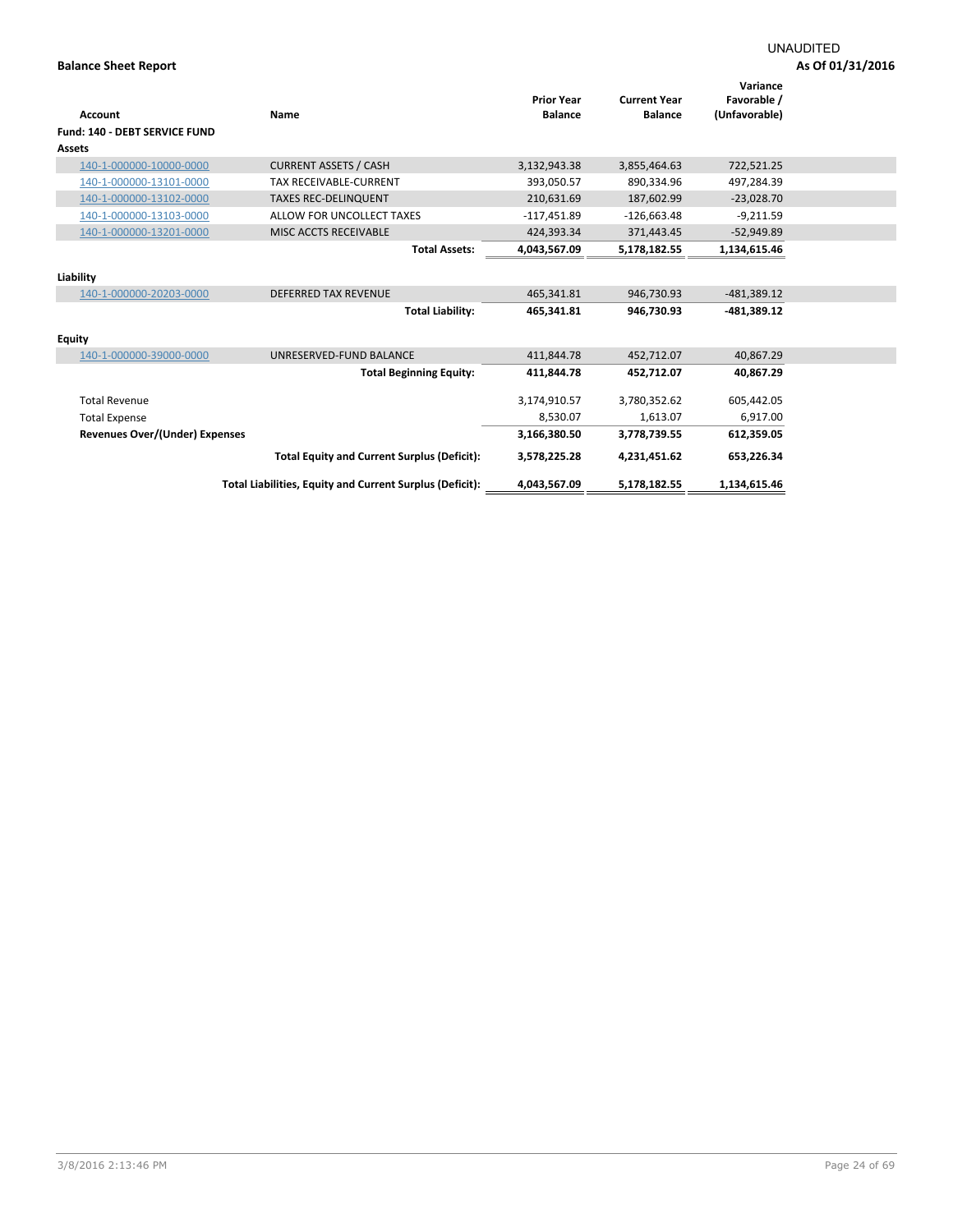UNAUDITED

**Balance Sheet Report**

**As Of 01/31/2016**

| Account | Name | Prior Year Balance | Current Year Balance | Variance Favorable / (Unfavorable) |
|---|---|---|---|---|
| **Fund: 140 - DEBT SERVICE FUND** | | | | |
| **Assets** | | | | |
| 140-1-000000-10000-0000 | CURRENT ASSETS / CASH | 3,132,943.38 | 3,855,464.63 | 722,521.25 |
| 140-1-000000-13101-0000 | TAX RECEIVABLE-CURRENT | 393,050.57 | 890,334.96 | 497,284.39 |
| 140-1-000000-13102-0000 | TAXES REC-DELINQUENT | 210,631.69 | 187,602.99 | -23,028.70 |
| 140-1-000000-13103-0000 | ALLOW FOR UNCOLLECT TAXES | -117,451.89 | -126,663.48 | -9,211.59 |
| 140-1-000000-13201-0000 | MISC ACCTS RECEIVABLE | 424,393.34 | 371,443.45 | -52,949.89 |
| | **Total Assets:** | **4,043,567.09** | **5,178,182.55** | **1,134,615.46** |
| **Liability** | | | | |
| 140-1-000000-20203-0000 | DEFERRED TAX REVENUE | 465,341.81 | 946,730.93 | -481,389.12 |
| | **Total Liability:** | **465,341.81** | **946,730.93** | **-481,389.12** |
| **Equity** | | | | |
| 140-1-000000-39000-0000 | UNRESERVED-FUND BALANCE | 411,844.78 | 452,712.07 | 40,867.29 |
| | **Total Beginning Equity:** | **411,844.78** | **452,712.07** | **40,867.29** |
| Total Revenue | | 3,174,910.57 | 3,780,352.62 | 605,442.05 |
| Total Expense | | 8,530.07 | 1,613.07 | 6,917.00 |
| **Revenues Over/(Under) Expenses** | | **3,166,380.50** | **3,778,739.55** | **612,359.05** |
| | **Total Equity and Current Surplus (Deficit):** | **3,578,225.28** | **4,231,451.62** | **653,226.34** |
| | **Total Liabilities, Equity and Current Surplus (Deficit):** | **4,043,567.09** | **5,178,182.55** | **1,134,615.46** |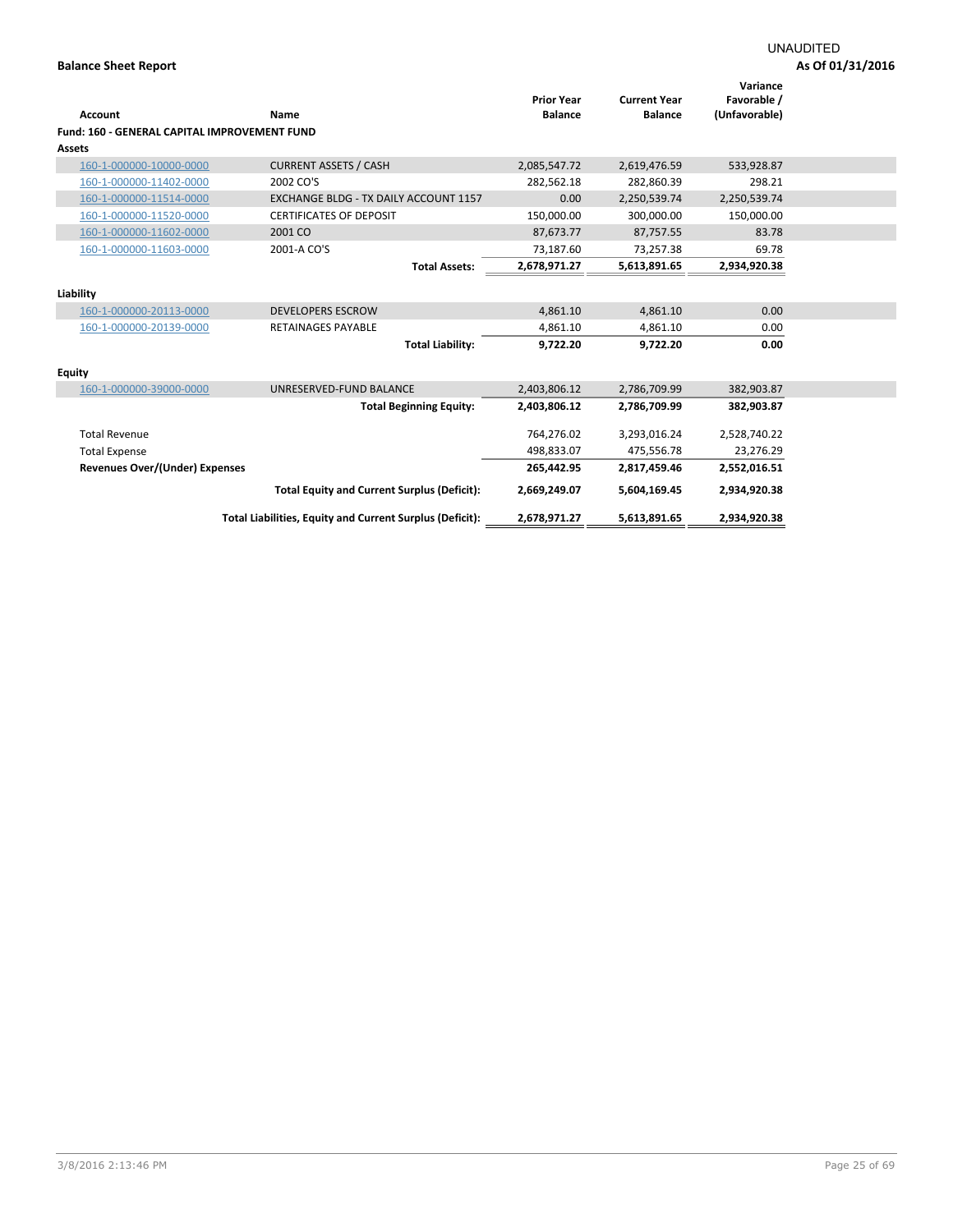UNAUDITED

**Balance Sheet Report** — **As Of 01/31/2016**

| Account | Name | Prior Year Balance | Current Year Balance | Variance Favorable / (Unfavorable) |
|---|---|---|---|---|
| **Fund: 160 - GENERAL CAPITAL IMPROVEMENT FUND** | | | | |
| **Assets** | | | | |
| 160-1-000000-10000-0000 | CURRENT ASSETS / CASH | 2,085,547.72 | 2,619,476.59 | 533,928.87 |
| 160-1-000000-11402-0000 | 2002 CO'S | 282,562.18 | 282,860.39 | 298.21 |
| 160-1-000000-11514-0000 | EXCHANGE BLDG - TX DAILY ACCOUNT 1157 | 0.00 | 2,250,539.74 | 2,250,539.74 |
| 160-1-000000-11520-0000 | CERTIFICATES OF DEPOSIT | 150,000.00 | 300,000.00 | 150,000.00 |
| 160-1-000000-11602-0000 | 2001 CO | 87,673.77 | 87,757.55 | 83.78 |
| 160-1-000000-11603-0000 | 2001-A CO'S | 73,187.60 | 73,257.38 | 69.78 |
| | **Total Assets:** | **2,678,971.27** | **5,613,891.65** | **2,934,920.38** |
| **Liability** | | | | |
| 160-1-000000-20113-0000 | DEVELOPERS ESCROW | 4,861.10 | 4,861.10 | 0.00 |
| 160-1-000000-20139-0000 | RETAINAGES PAYABLE | 4,861.10 | 4,861.10 | 0.00 |
| | **Total Liability:** | **9,722.20** | **9,722.20** | **0.00** |
| **Equity** | | | | |
| 160-1-000000-39000-0000 | UNRESERVED-FUND BALANCE | 2,403,806.12 | 2,786,709.99 | 382,903.87 |
| | **Total Beginning Equity:** | **2,403,806.12** | **2,786,709.99** | **382,903.87** |
| Total Revenue | | 764,276.02 | 3,293,016.24 | 2,528,740.22 |
| Total Expense | | 498,833.07 | 475,556.78 | 23,276.29 |
| **Revenues Over/(Under) Expenses** | | **265,442.95** | **2,817,459.46** | **2,552,016.51** |
| | **Total Equity and Current Surplus (Deficit):** | **2,669,249.07** | **5,604,169.45** | **2,934,920.38** |
| | **Total Liabilities, Equity and Current Surplus (Deficit):** | **2,678,971.27** | **5,613,891.65** | **2,934,920.38** |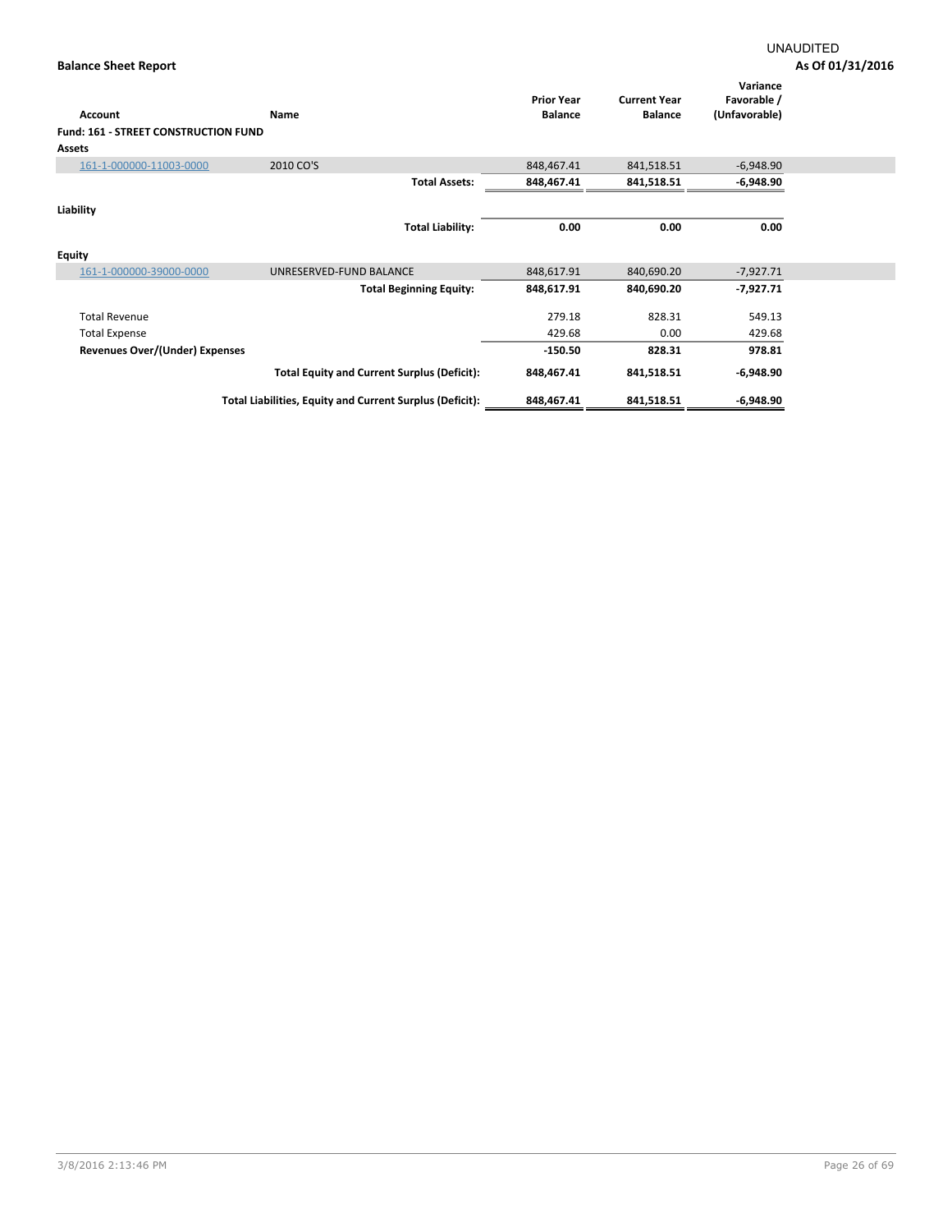UNAUDITED

**Balance Sheet Report** **As Of 01/31/2016**

| Account | Name | Prior Year Balance | Current Year Balance | Variance Favorable / (Unfavorable) |
|---|---|---|---|---|
| **Fund: 161 - STREET CONSTRUCTION FUND** | | | | |
| **Assets** | | | | |
| 161-1-000000-11003-0000 | 2010 CO'S | 848,467.41 | 841,518.51 | -6,948.90 |
| | **Total Assets:** | **848,467.41** | **841,518.51** | **-6,948.90** |
| **Liability** | | | | |
| | **Total Liability:** | **0.00** | **0.00** | **0.00** |
| **Equity** | | | | |
| 161-1-000000-39000-0000 | UNRESERVED-FUND BALANCE | 848,617.91 | 840,690.20 | -7,927.71 |
| | **Total Beginning Equity:** | **848,617.91** | **840,690.20** | **-7,927.71** |
| Total Revenue | | 279.18 | 828.31 | 549.13 |
| Total Expense | | 429.68 | 0.00 | 429.68 |
| **Revenues Over/(Under) Expenses** | | **-150.50** | **828.31** | **978.81** |
| | **Total Equity and Current Surplus (Deficit):** | **848,467.41** | **841,518.51** | **-6,948.90** |
| | **Total Liabilities, Equity and Current Surplus (Deficit):** | **848,467.41** | **841,518.51** | **-6,948.90** |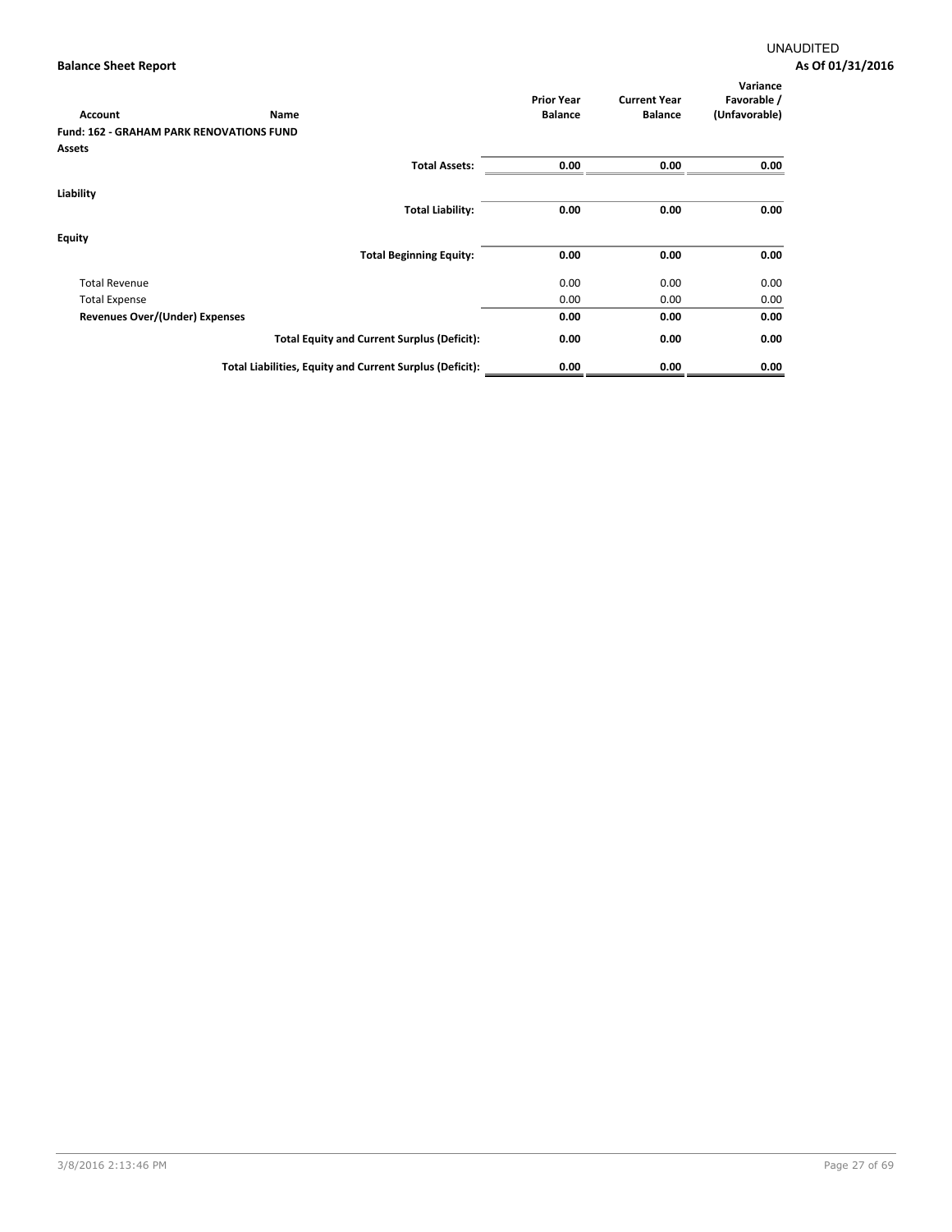UNAUDITED

**Balance Sheet Report**

**As Of 01/31/2016**

| Account | Name | Prior Year Balance | Current Year Balance | Variance Favorable / (Unfavorable) |
|---|---|---|---|---|
| **Fund: 162 - GRAHAM PARK RENOVATIONS FUND** | | | | |
| **Assets** | | | | |
| | **Total Assets:** | **0.00** | **0.00** | **0.00** |
| **Liability** | | | | |
| | **Total Liability:** | **0.00** | **0.00** | **0.00** |
| **Equity** | | | | |
| | **Total Beginning Equity:** | **0.00** | **0.00** | **0.00** |
| Total Revenue | | 0.00 | 0.00 | 0.00 |
| Total Expense | | 0.00 | 0.00 | 0.00 |
| **Revenues Over/(Under) Expenses** | | **0.00** | **0.00** | **0.00** |
| | **Total Equity and Current Surplus (Deficit):** | **0.00** | **0.00** | **0.00** |
| | **Total Liabilities, Equity and Current Surplus (Deficit):** | **0.00** | **0.00** | **0.00** |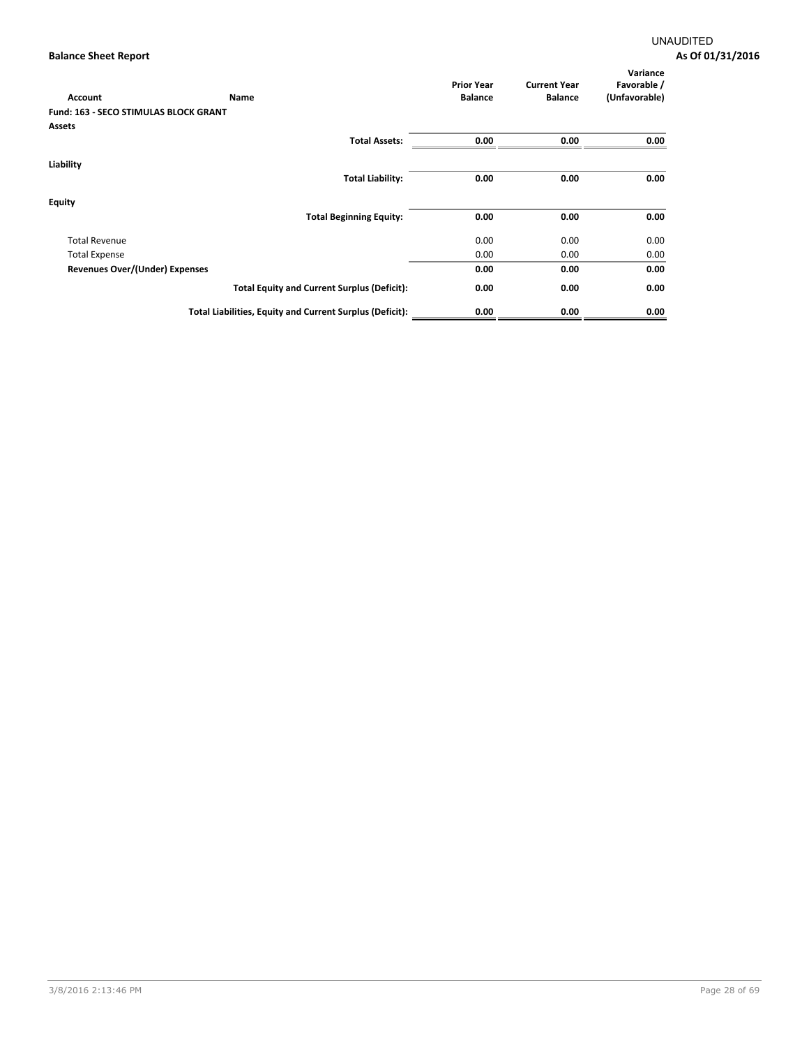UNAUDITED

**Balance Sheet Report**

**As Of 01/31/2016**

| Account | Name | Prior Year Balance | Current Year Balance | Variance Favorable / (Unfavorable) |
|---|---|---|---|---|
| **Fund: 163 - SECO STIMULAS BLOCK GRANT** | | | | |
| **Assets** | | | | |
| | **Total Assets:** | **0.00** | **0.00** | **0.00** |
| **Liability** | | | | |
| | **Total Liability:** | **0.00** | **0.00** | **0.00** |
| **Equity** | | | | |
| | **Total Beginning Equity:** | **0.00** | **0.00** | **0.00** |
| Total Revenue | | 0.00 | 0.00 | 0.00 |
| Total Expense | | 0.00 | 0.00 | 0.00 |
| **Revenues Over/(Under) Expenses** | | **0.00** | **0.00** | **0.00** |
| | **Total Equity and Current Surplus (Deficit):** | **0.00** | **0.00** | **0.00** |
| | **Total Liabilities, Equity and Current Surplus (Deficit):** | **0.00** | **0.00** | **0.00** |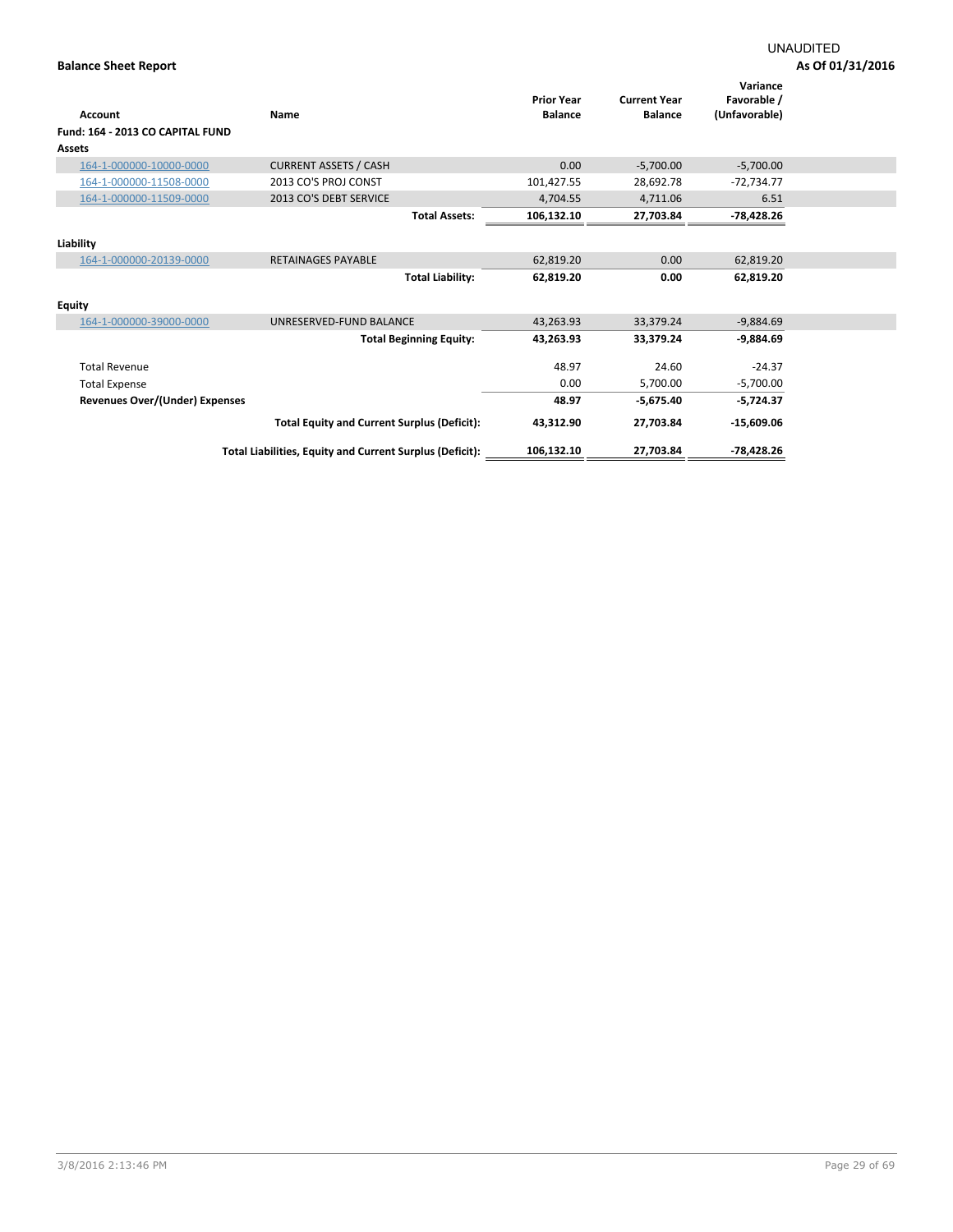UNAUDITED

**Balance Sheet Report**

**As Of 01/31/2016**

| Account | Name | Prior Year Balance | Current Year Balance | Variance Favorable / (Unfavorable) |
|---|---|---|---|---|
| **Fund: 164 - 2013 CO CAPITAL FUND** | | | | |
| **Assets** | | | | |
| 164-1-000000-10000-0000 | CURRENT ASSETS / CASH | 0.00 | -5,700.00 | -5,700.00 |
| 164-1-000000-11508-0000 | 2013 CO'S PROJ CONST | 101,427.55 | 28,692.78 | -72,734.77 |
| 164-1-000000-11509-0000 | 2013 CO'S DEBT SERVICE | 4,704.55 | 4,711.06 | 6.51 |
| | **Total Assets:** | **106,132.10** | **27,703.84** | **-78,428.26** |
| **Liability** | | | | |
| 164-1-000000-20139-0000 | RETAINAGES PAYABLE | 62,819.20 | 0.00 | 62,819.20 |
| | **Total Liability:** | **62,819.20** | **0.00** | **62,819.20** |
| **Equity** | | | | |
| 164-1-000000-39000-0000 | UNRESERVED-FUND BALANCE | 43,263.93 | 33,379.24 | -9,884.69 |
| | **Total Beginning Equity:** | **43,263.93** | **33,379.24** | **-9,884.69** |
| Total Revenue | | 48.97 | 24.60 | -24.37 |
| Total Expense | | 0.00 | 5,700.00 | -5,700.00 |
| **Revenues Over/(Under) Expenses** | | **48.97** | **-5,675.40** | **-5,724.37** |
| | **Total Equity and Current Surplus (Deficit):** | **43,312.90** | **27,703.84** | **-15,609.06** |
| | **Total Liabilities, Equity and Current Surplus (Deficit):** | **106,132.10** | **27,703.84** | **-78,428.26** |

3/8/2016 2:13:46 PM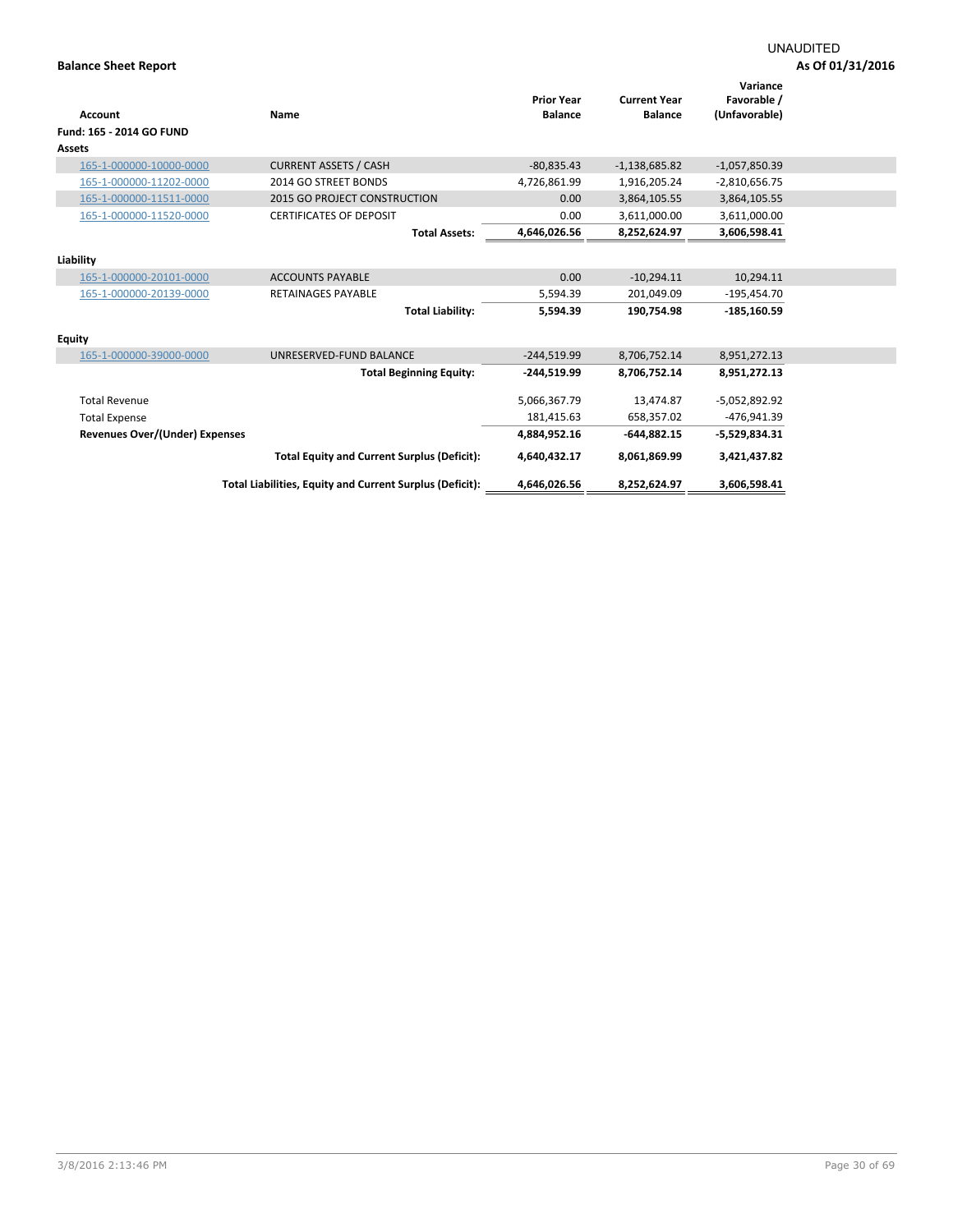UNAUDITED

**Balance Sheet Report**

**As Of 01/31/2016**

| Account | Name | Prior Year Balance | Current Year Balance | Variance Favorable / (Unfavorable) |
|---|---|---|---|---|
| **Fund: 165 - 2014 GO FUND** | | | | |
| **Assets** | | | | |
| 165-1-000000-10000-0000 | CURRENT ASSETS / CASH | -80,835.43 | -1,138,685.82 | -1,057,850.39 |
| 165-1-000000-11202-0000 | 2014 GO STREET BONDS | 4,726,861.99 | 1,916,205.24 | -2,810,656.75 |
| 165-1-000000-11511-0000 | 2015 GO PROJECT CONSTRUCTION | 0.00 | 3,864,105.55 | 3,864,105.55 |
| 165-1-000000-11520-0000 | CERTIFICATES OF DEPOSIT | 0.00 | 3,611,000.00 | 3,611,000.00 |
| | **Total Assets:** | **4,646,026.56** | **8,252,624.97** | **3,606,598.41** |
| **Liability** | | | | |
| 165-1-000000-20101-0000 | ACCOUNTS PAYABLE | 0.00 | -10,294.11 | 10,294.11 |
| 165-1-000000-20139-0000 | RETAINAGES PAYABLE | 5,594.39 | 201,049.09 | -195,454.70 |
| | **Total Liability:** | **5,594.39** | **190,754.98** | **-185,160.59** |
| **Equity** | | | | |
| 165-1-000000-39000-0000 | UNRESERVED-FUND BALANCE | -244,519.99 | 8,706,752.14 | 8,951,272.13 |
| | **Total Beginning Equity:** | **-244,519.99** | **8,706,752.14** | **8,951,272.13** |
| Total Revenue | | 5,066,367.79 | 13,474.87 | -5,052,892.92 |
| Total Expense | | 181,415.63 | 658,357.02 | -476,941.39 |
| **Revenues Over/(Under) Expenses** | | **4,884,952.16** | **-644,882.15** | **-5,529,834.31** |
| | **Total Equity and Current Surplus (Deficit):** | **4,640,432.17** | **8,061,869.99** | **3,421,437.82** |
| | **Total Liabilities, Equity and Current Surplus (Deficit):** | **4,646,026.56** | **8,252,624.97** | **3,606,598.41** |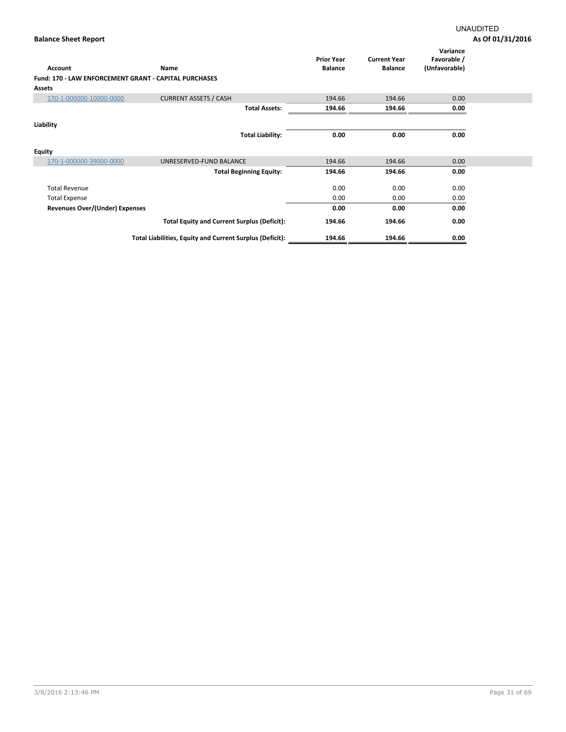UNAUDITED

**Balance Sheet Report** **As Of 01/31/2016**

| Account | Name | Prior Year Balance | Current Year Balance | Variance Favorable / (Unfavorable) |
|---|---|---|---|---|
| **Fund: 170 - LAW ENFORCEMENT GRANT - CAPITAL PURCHASES** | | | | |
| **Assets** | | | | |
| 170-1-000000-10000-0000 | CURRENT ASSETS / CASH | 194.66 | 194.66 | 0.00 |
| | **Total Assets:** | **194.66** | **194.66** | **0.00** |
| **Liability** | | | | |
| | **Total Liability:** | **0.00** | **0.00** | **0.00** |
| **Equity** | | | | |
| 170-1-000000-39000-0000 | UNRESERVED-FUND BALANCE | 194.66 | 194.66 | 0.00 |
| | **Total Beginning Equity:** | **194.66** | **194.66** | **0.00** |
| Total Revenue | | 0.00 | 0.00 | 0.00 |
| Total Expense | | 0.00 | 0.00 | 0.00 |
| **Revenues Over/(Under) Expenses** | | **0.00** | **0.00** | **0.00** |
| | **Total Equity and Current Surplus (Deficit):** | **194.66** | **194.66** | **0.00** |
| | **Total Liabilities, Equity and Current Surplus (Deficit):** | **194.66** | **194.66** | **0.00** |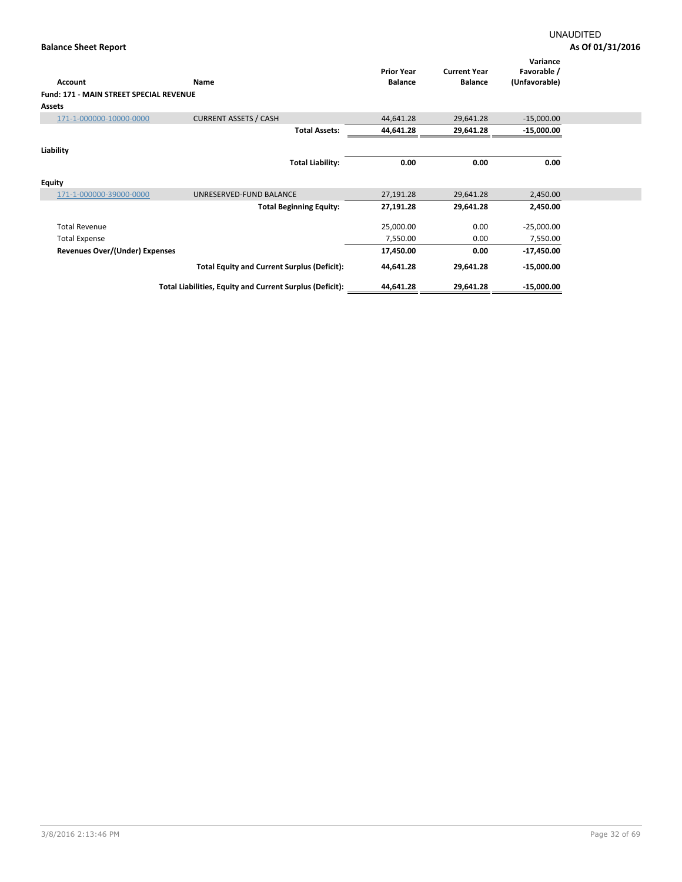UNAUDITED

**Balance Sheet Report** | **As Of 01/31/2016**

| Account | Name | Prior Year Balance | Current Year Balance | Variance Favorable / (Unfavorable) |
|---|---|---|---|---|
| **Fund: 171 - MAIN STREET SPECIAL REVENUE** | | | | |
| **Assets** | | | | |
| 171-1-000000-10000-0000 | CURRENT ASSETS / CASH | 44,641.28 | 29,641.28 | -15,000.00 |
| | **Total Assets:** | **44,641.28** | **29,641.28** | **-15,000.00** |
| **Liability** | | | | |
| | **Total Liability:** | **0.00** | **0.00** | **0.00** |
| **Equity** | | | | |
| 171-1-000000-39000-0000 | UNRESERVED-FUND BALANCE | 27,191.28 | 29,641.28 | 2,450.00 |
| | **Total Beginning Equity:** | **27,191.28** | **29,641.28** | **2,450.00** |
| Total Revenue | | 25,000.00 | 0.00 | -25,000.00 |
| Total Expense | | 7,550.00 | 0.00 | 7,550.00 |
| **Revenues Over/(Under) Expenses** | | **17,450.00** | **0.00** | **-17,450.00** |
| | **Total Equity and Current Surplus (Deficit):** | **44,641.28** | **29,641.28** | **-15,000.00** |
| | **Total Liabilities, Equity and Current Surplus (Deficit):** | **44,641.28** | **29,641.28** | **-15,000.00** |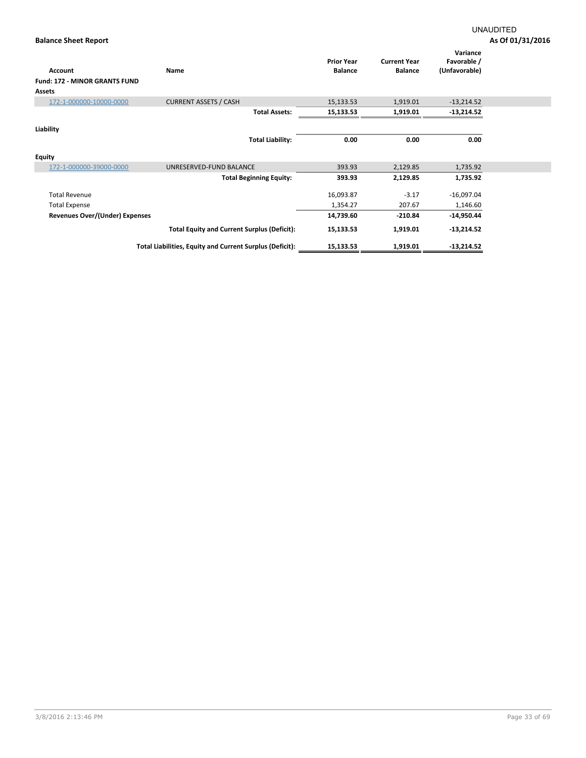UNAUDITED

**Balance Sheet Report**

**As Of 01/31/2016**

| Account | Name | Prior Year Balance | Current Year Balance | Variance Favorable / (Unfavorable) |
|---|---|---|---|---|
| **Fund: 172 - MINOR GRANTS FUND** | | | | |
| **Assets** | | | | |
| 172-1-000000-10000-0000 | CURRENT ASSETS / CASH | 15,133.53 | 1,919.01 | -13,214.52 |
| | **Total Assets:** | **15,133.53** | **1,919.01** | **-13,214.52** |
| **Liability** | | | | |
| | **Total Liability:** | **0.00** | **0.00** | **0.00** |
| **Equity** | | | | |
| 172-1-000000-39000-0000 | UNRESERVED-FUND BALANCE | 393.93 | 2,129.85 | 1,735.92 |
| | **Total Beginning Equity:** | **393.93** | **2,129.85** | **1,735.92** |
| Total Revenue | | 16,093.87 | -3.17 | -16,097.04 |
| Total Expense | | 1,354.27 | 207.67 | 1,146.60 |
| **Revenues Over/(Under) Expenses** | | **14,739.60** | **-210.84** | **-14,950.44** |
| | **Total Equity and Current Surplus (Deficit):** | **15,133.53** | **1,919.01** | **-13,214.52** |
| | **Total Liabilities, Equity and Current Surplus (Deficit):** | **15,133.53** | **1,919.01** | **-13,214.52** |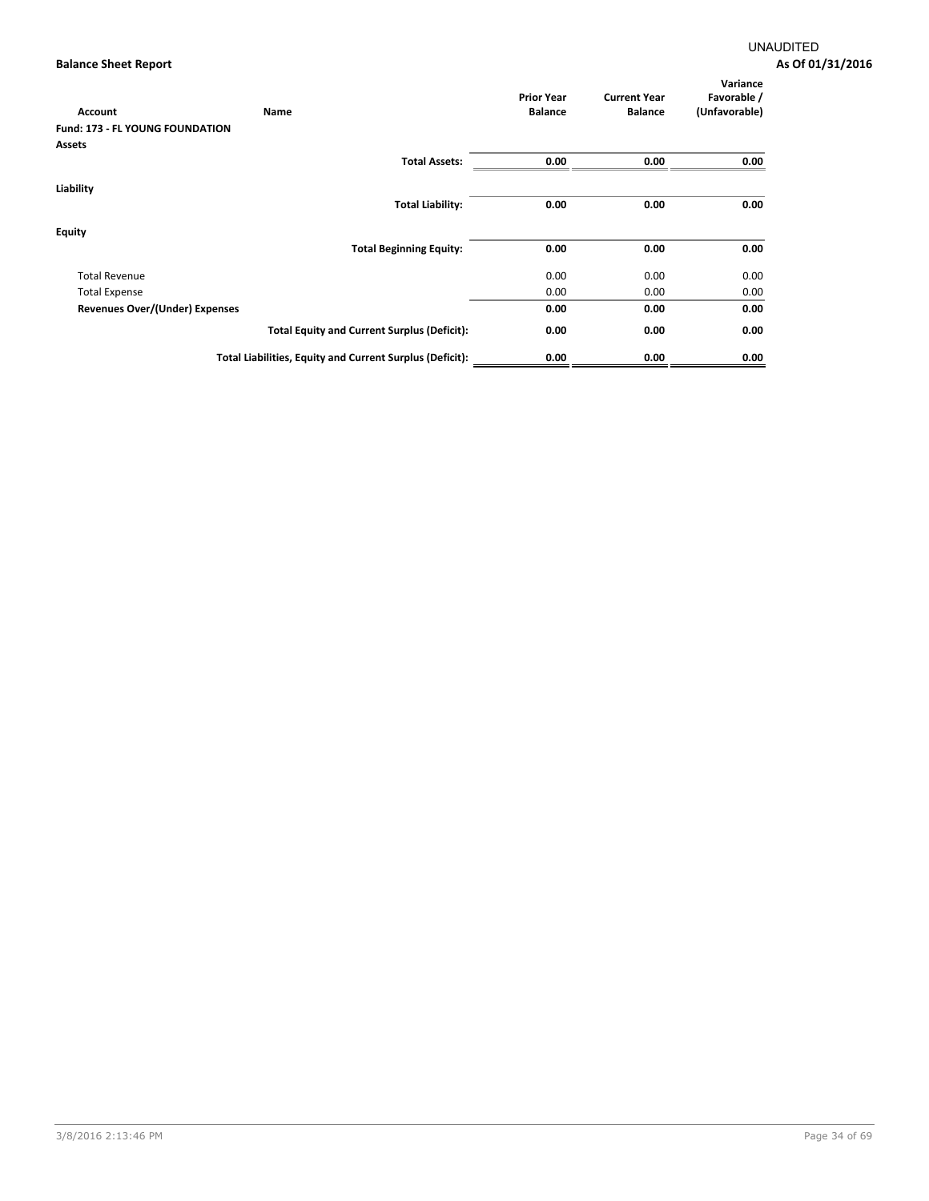UNAUDITED

**Balance Sheet Report** **As Of 01/31/2016**

| Account | Name | Prior Year Balance | Current Year Balance | Variance Favorable / (Unfavorable) |
|---|---|---|---|---|
| **Fund: 173 - FL YOUNG FOUNDATION** | | | | |
| **Assets** | | | | |
| | **Total Assets:** | **0.00** | **0.00** | **0.00** |
| **Liability** | | | | |
| | **Total Liability:** | **0.00** | **0.00** | **0.00** |
| **Equity** | | | | |
| | **Total Beginning Equity:** | **0.00** | **0.00** | **0.00** |
| Total Revenue | | 0.00 | 0.00 | 0.00 |
| Total Expense | | 0.00 | 0.00 | 0.00 |
| **Revenues Over/(Under) Expenses** | | **0.00** | **0.00** | **0.00** |
| | **Total Equity and Current Surplus (Deficit):** | **0.00** | **0.00** | **0.00** |
| | **Total Liabilities, Equity and Current Surplus (Deficit):** | **0.00** | **0.00** | **0.00** |

3/8/2016 2:13:46 PM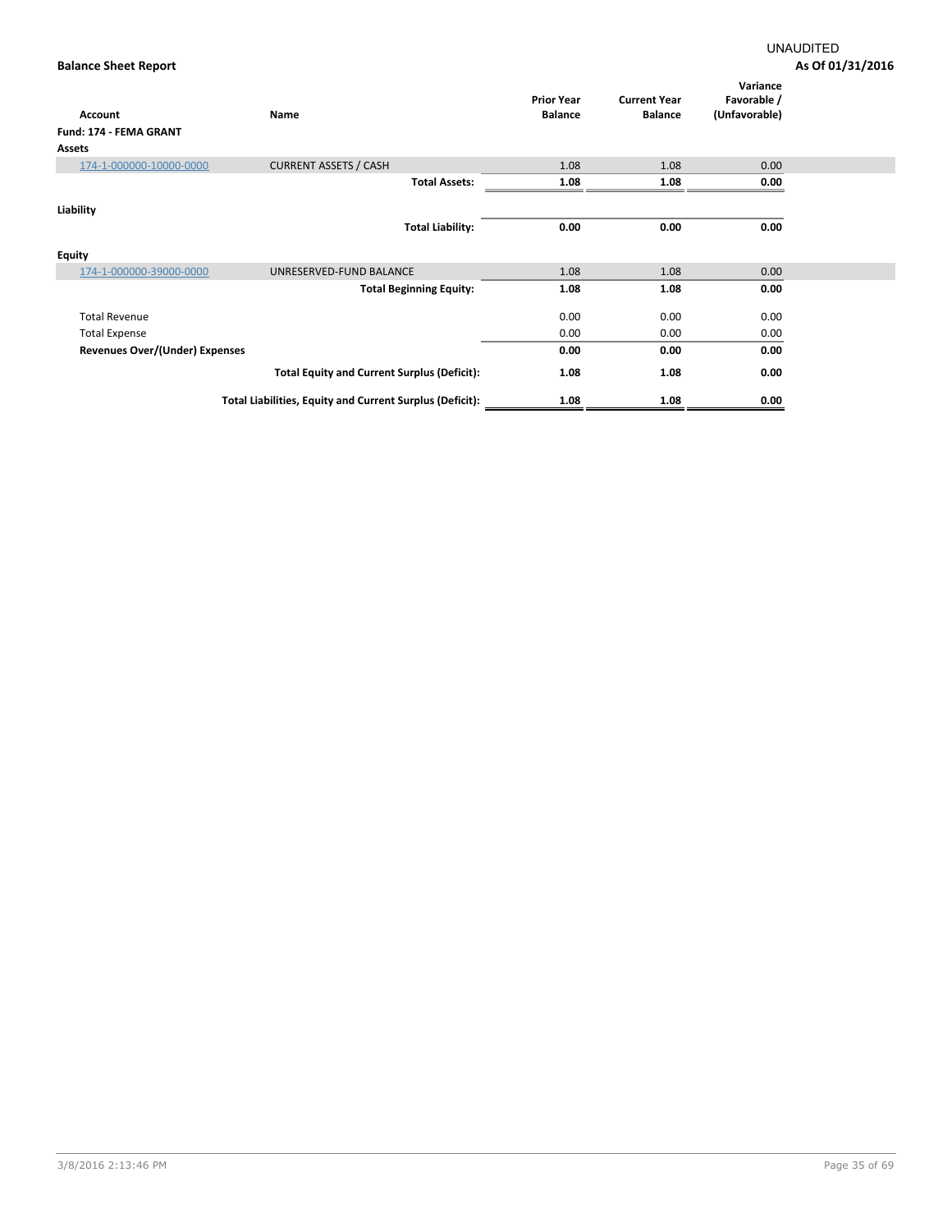UNAUDITED

**Balance Sheet Report** **As Of 01/31/2016**

| Account | Name | Prior Year Balance | Current Year Balance | Variance Favorable / (Unfavorable) |
|---|---|---|---|---|
| **Fund: 174 - FEMA GRANT** | | | | |
| **Assets** | | | | |
| 174-1-000000-10000-0000 | CURRENT ASSETS / CASH | 1.08 | 1.08 | 0.00 |
| | **Total Assets:** | **1.08** | **1.08** | **0.00** |
| **Liability** | | | | |
| | **Total Liability:** | **0.00** | **0.00** | **0.00** |
| **Equity** | | | | |
| 174-1-000000-39000-0000 | UNRESERVED-FUND BALANCE | 1.08 | 1.08 | 0.00 |
| | **Total Beginning Equity:** | **1.08** | **1.08** | **0.00** |
| Total Revenue | | 0.00 | 0.00 | 0.00 |
| Total Expense | | 0.00 | 0.00 | 0.00 |
| **Revenues Over/(Under) Expenses** | | **0.00** | **0.00** | **0.00** |
| | **Total Equity and Current Surplus (Deficit):** | **1.08** | **1.08** | **0.00** |
| | **Total Liabilities, Equity and Current Surplus (Deficit):** | **1.08** | **1.08** | **0.00** |

3/8/2016 2:13:46 PM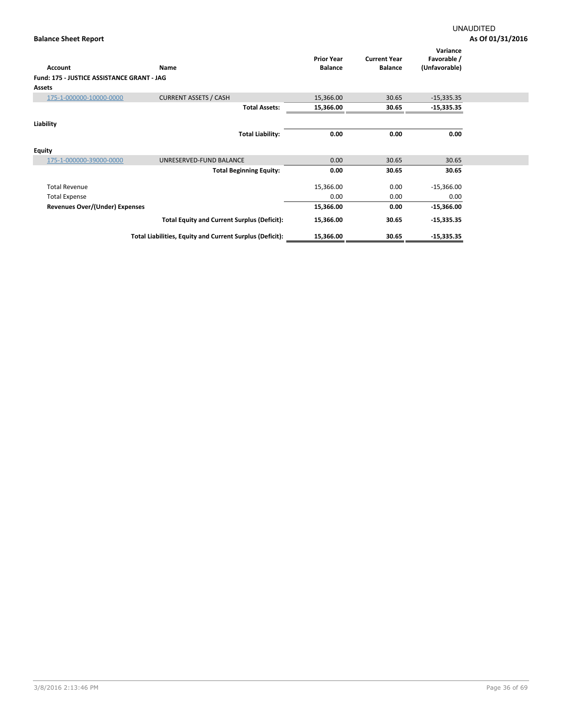UNAUDITED

**Balance Sheet Report** **As Of 01/31/2016**

| Account | Name | Prior Year Balance | Current Year Balance | Variance Favorable / (Unfavorable) |
|---|---|---|---|---|
| **Fund: 175 - JUSTICE ASSISTANCE GRANT - JAG** | | | | |
| **Assets** | | | | |
| 175-1-000000-10000-0000 | CURRENT ASSETS / CASH | 15,366.00 | 30.65 | -15,335.35 |
| | **Total Assets:** | **15,366.00** | **30.65** | **-15,335.35** |
| **Liability** | | | | |
| | **Total Liability:** | **0.00** | **0.00** | **0.00** |
| **Equity** | | | | |
| 175-1-000000-39000-0000 | UNRESERVED-FUND BALANCE | 0.00 | 30.65 | 30.65 |
| | **Total Beginning Equity:** | **0.00** | **30.65** | **30.65** |
| Total Revenue | | 15,366.00 | 0.00 | -15,366.00 |
| Total Expense | | 0.00 | 0.00 | 0.00 |
| **Revenues Over/(Under) Expenses** | | **15,366.00** | **0.00** | **-15,366.00** |
| | **Total Equity and Current Surplus (Deficit):** | **15,366.00** | **30.65** | **-15,335.35** |
| | **Total Liabilities, Equity and Current Surplus (Deficit):** | **15,366.00** | **30.65** | **-15,335.35** |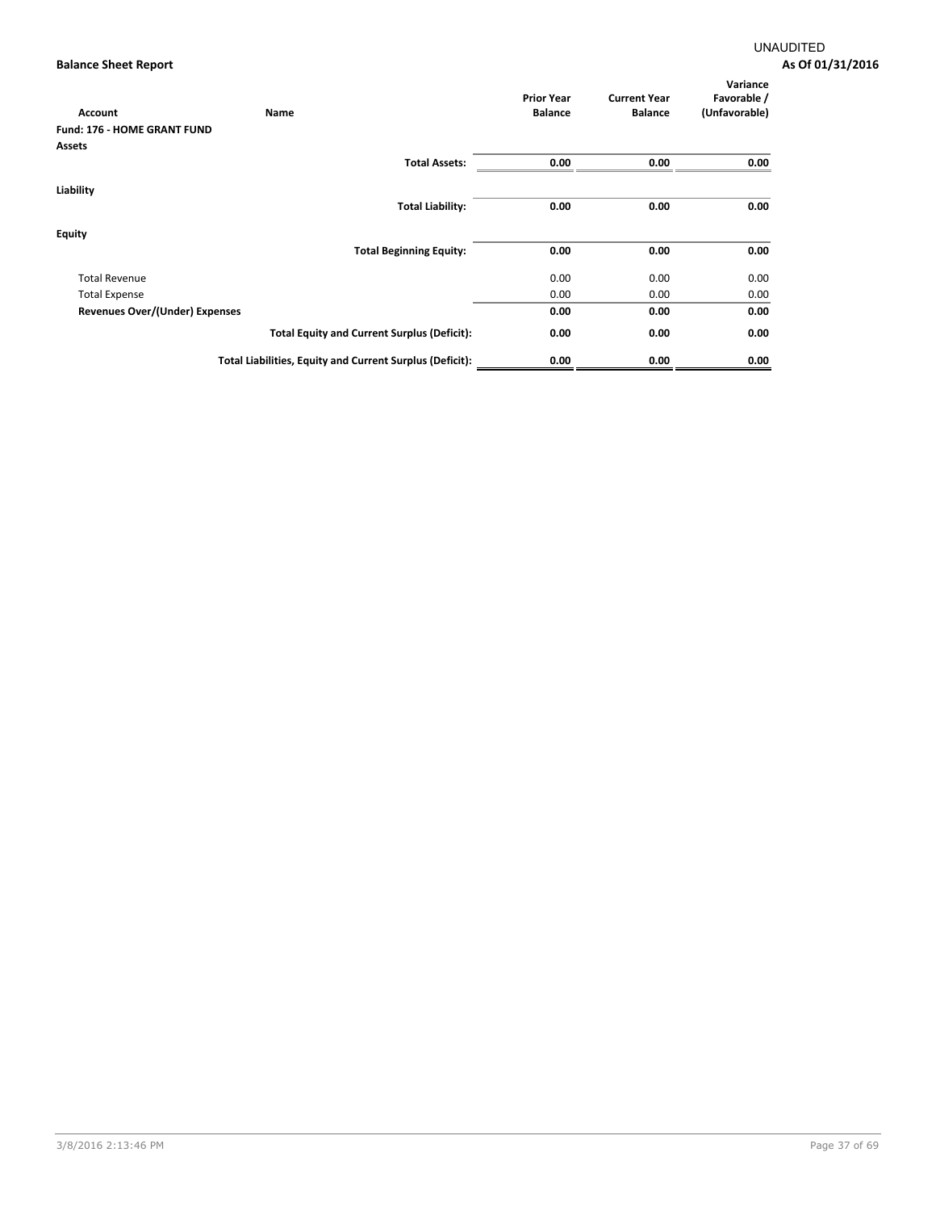UNAUDITED

**Balance Sheet Report**

**As Of 01/31/2016**

| Account | Name | Prior Year Balance | Current Year Balance | Variance Favorable / (Unfavorable) |
|---|---|---|---|---|
| **Fund: 176 - HOME GRANT FUND** | | | | |
| **Assets** | | | | |
| | **Total Assets:** | **0.00** | **0.00** | **0.00** |
| **Liability** | | | | |
| | **Total Liability:** | **0.00** | **0.00** | **0.00** |
| **Equity** | | | | |
| | **Total Beginning Equity:** | **0.00** | **0.00** | **0.00** |
| Total Revenue | | 0.00 | 0.00 | 0.00 |
| Total Expense | | 0.00 | 0.00 | 0.00 |
| **Revenues Over/(Under) Expenses** | | **0.00** | **0.00** | **0.00** |
| | **Total Equity and Current Surplus (Deficit):** | **0.00** | **0.00** | **0.00** |
| | **Total Liabilities, Equity and Current Surplus (Deficit):** | **0.00** | **0.00** | **0.00** |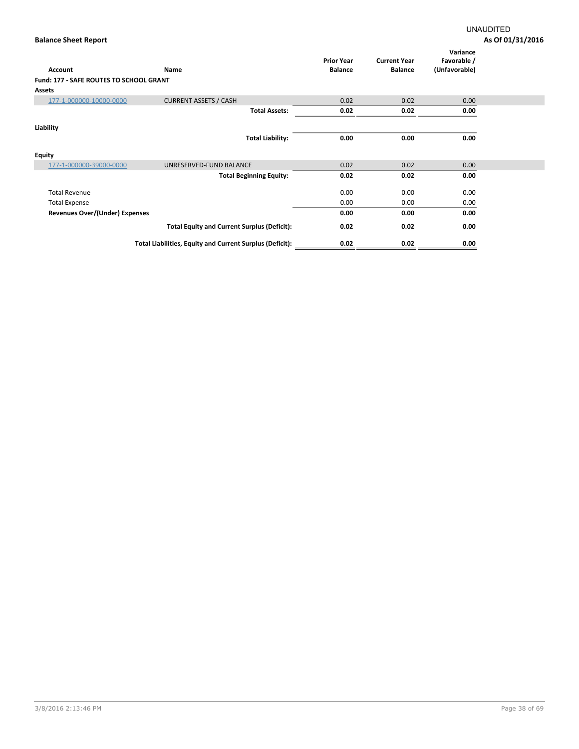UNAUDITED

**Balance Sheet Report** **As Of 01/31/2016**

| Account | Name | Prior Year Balance | Current Year Balance | Variance Favorable / (Unfavorable) |
|---|---|---|---|---|
| **Fund: 177 - SAFE ROUTES TO SCHOOL GRANT** | | | | |
| **Assets** | | | | |
| 177-1-000000-10000-0000 | CURRENT ASSETS / CASH | 0.02 | 0.02 | 0.00 |
| | **Total Assets:** | **0.02** | **0.02** | **0.00** |
| **Liability** | | | | |
| | **Total Liability:** | **0.00** | **0.00** | **0.00** |
| **Equity** | | | | |
| 177-1-000000-39000-0000 | UNRESERVED-FUND BALANCE | 0.02 | 0.02 | 0.00 |
| | **Total Beginning Equity:** | **0.02** | **0.02** | **0.00** |
| Total Revenue | | 0.00 | 0.00 | 0.00 |
| Total Expense | | 0.00 | 0.00 | 0.00 |
| **Revenues Over/(Under) Expenses** | | **0.00** | **0.00** | **0.00** |
| | **Total Equity and Current Surplus (Deficit):** | **0.02** | **0.02** | **0.00** |
| | **Total Liabilities, Equity and Current Surplus (Deficit):** | **0.02** | **0.02** | **0.00** |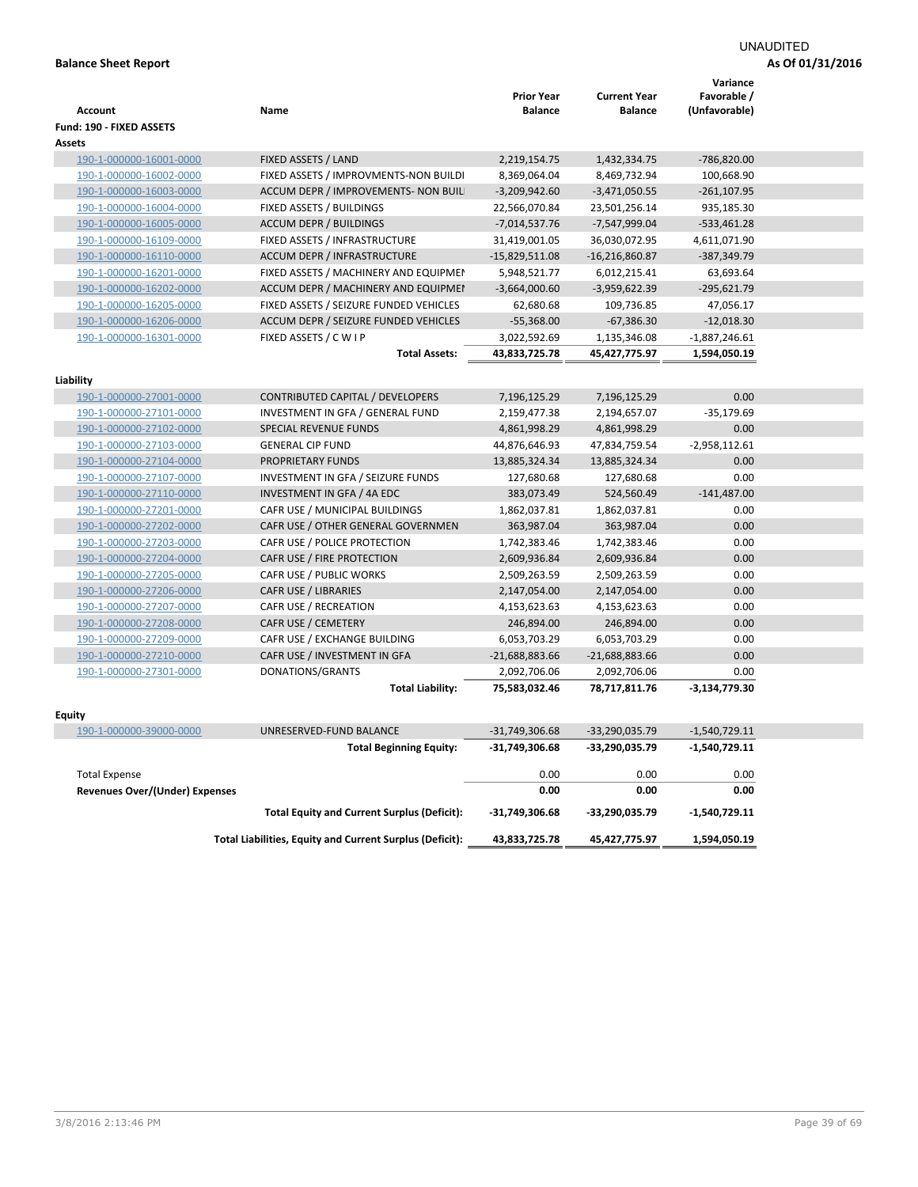UNAUDITED

**Balance Sheet Report** **As Of 01/31/2016**

| Account | Name | Prior Year Balance | Current Year Balance | Variance Favorable / (Unfavorable) |
|---|---|---|---|---|
| **Fund: 190 - FIXED ASSETS** | | | | |
| **Assets** | | | | |
| 190-1-000000-16001-0000 | FIXED ASSETS / LAND | 2,219,154.75 | 1,432,334.75 | -786,820.00 |
| 190-1-000000-16002-0000 | FIXED ASSETS / IMPROVMENTS-NON BUILDI | 8,369,064.04 | 8,469,732.94 | 100,668.90 |
| 190-1-000000-16003-0000 | ACCUM DEPR / IMPROVEMENTS- NON BUIL | -3,209,942.60 | -3,471,050.55 | -261,107.95 |
| 190-1-000000-16004-0000 | FIXED ASSETS / BUILDINGS | 22,566,070.84 | 23,501,256.14 | 935,185.30 |
| 190-1-000000-16005-0000 | ACCUM DEPR / BUILDINGS | -7,014,537.76 | -7,547,999.04 | -533,461.28 |
| 190-1-000000-16109-0000 | FIXED ASSETS / INFRASTRUCTURE | 31,419,001.05 | 36,030,072.95 | 4,611,071.90 |
| 190-1-000000-16110-0000 | ACCUM DEPR / INFRASTRUCTURE | -15,829,511.08 | -16,216,860.87 | -387,349.79 |
| 190-1-000000-16201-0000 | FIXED ASSETS / MACHINERY AND EQUIPMEI | 5,948,521.77 | 6,012,215.41 | 63,693.64 |
| 190-1-000000-16202-0000 | ACCUM DEPR / MACHINERY AND EQUIPMEI | -3,664,000.60 | -3,959,622.39 | -295,621.79 |
| 190-1-000000-16205-0000 | FIXED ASSETS / SEIZURE FUNDED VEHICLES | 62,680.68 | 109,736.85 | 47,056.17 |
| 190-1-000000-16206-0000 | ACCUM DEPR / SEIZURE FUNDED VEHICLES | -55,368.00 | -67,386.30 | -12,018.30 |
| 190-1-000000-16301-0000 | FIXED ASSETS / C W I P | 3,022,592.69 | 1,135,346.08 | -1,887,246.61 |
| | **Total Assets:** | **43,833,725.78** | **45,427,775.97** | **1,594,050.19** |
| **Liability** | | | | |
| 190-1-000000-27001-0000 | CONTRIBUTED CAPITAL / DEVELOPERS | 7,196,125.29 | 7,196,125.29 | 0.00 |
| 190-1-000000-27101-0000 | INVESTMENT IN GFA / GENERAL FUND | 2,159,477.38 | 2,194,657.07 | -35,179.69 |
| 190-1-000000-27102-0000 | SPECIAL REVENUE FUNDS | 4,861,998.29 | 4,861,998.29 | 0.00 |
| 190-1-000000-27103-0000 | GENERAL CIP FUND | 44,876,646.93 | 47,834,759.54 | -2,958,112.61 |
| 190-1-000000-27104-0000 | PROPRIETARY FUNDS | 13,885,324.34 | 13,885,324.34 | 0.00 |
| 190-1-000000-27107-0000 | INVESTMENT IN GFA / SEIZURE FUNDS | 127,680.68 | 127,680.68 | 0.00 |
| 190-1-000000-27110-0000 | INVESTMENT IN GFA / 4A EDC | 383,073.49 | 524,560.49 | -141,487.00 |
| 190-1-000000-27201-0000 | CAFR USE / MUNICIPAL BUILDINGS | 1,862,037.81 | 1,862,037.81 | 0.00 |
| 190-1-000000-27202-0000 | CAFR USE / OTHER GENERAL GOVERNMEN | 363,987.04 | 363,987.04 | 0.00 |
| 190-1-000000-27203-0000 | CAFR USE / POLICE PROTECTION | 1,742,383.46 | 1,742,383.46 | 0.00 |
| 190-1-000000-27204-0000 | CAFR USE / FIRE PROTECTION | 2,609,936.84 | 2,609,936.84 | 0.00 |
| 190-1-000000-27205-0000 | CAFR USE / PUBLIC WORKS | 2,509,263.59 | 2,509,263.59 | 0.00 |
| 190-1-000000-27206-0000 | CAFR USE / LIBRARIES | 2,147,054.00 | 2,147,054.00 | 0.00 |
| 190-1-000000-27207-0000 | CAFR USE / RECREATION | 4,153,623.63 | 4,153,623.63 | 0.00 |
| 190-1-000000-27208-0000 | CAFR USE / CEMETERY | 246,894.00 | 246,894.00 | 0.00 |
| 190-1-000000-27209-0000 | CAFR USE / EXCHANGE BUILDING | 6,053,703.29 | 6,053,703.29 | 0.00 |
| 190-1-000000-27210-0000 | CAFR USE / INVESTMENT IN GFA | -21,688,883.66 | -21,688,883.66 | 0.00 |
| 190-1-000000-27301-0000 | DONATIONS/GRANTS | 2,092,706.06 | 2,092,706.06 | 0.00 |
| | **Total Liability:** | **75,583,032.46** | **78,717,811.76** | **-3,134,779.30** |
| **Equity** | | | | |
| 190-1-000000-39000-0000 | UNRESERVED-FUND BALANCE | -31,749,306.68 | -33,290,035.79 | -1,540,729.11 |
| | **Total Beginning Equity:** | **-31,749,306.68** | **-33,290,035.79** | **-1,540,729.11** |
| Total Expense | | 0.00 | 0.00 | 0.00 |
| **Revenues Over/(Under) Expenses** | | **0.00** | **0.00** | **0.00** |
| | **Total Equity and Current Surplus (Deficit):** | **-31,749,306.68** | **-33,290,035.79** | **-1,540,729.11** |
| | **Total Liabilities, Equity and Current Surplus (Deficit):** | **43,833,725.78** | **45,427,775.97** | **1,594,050.19** |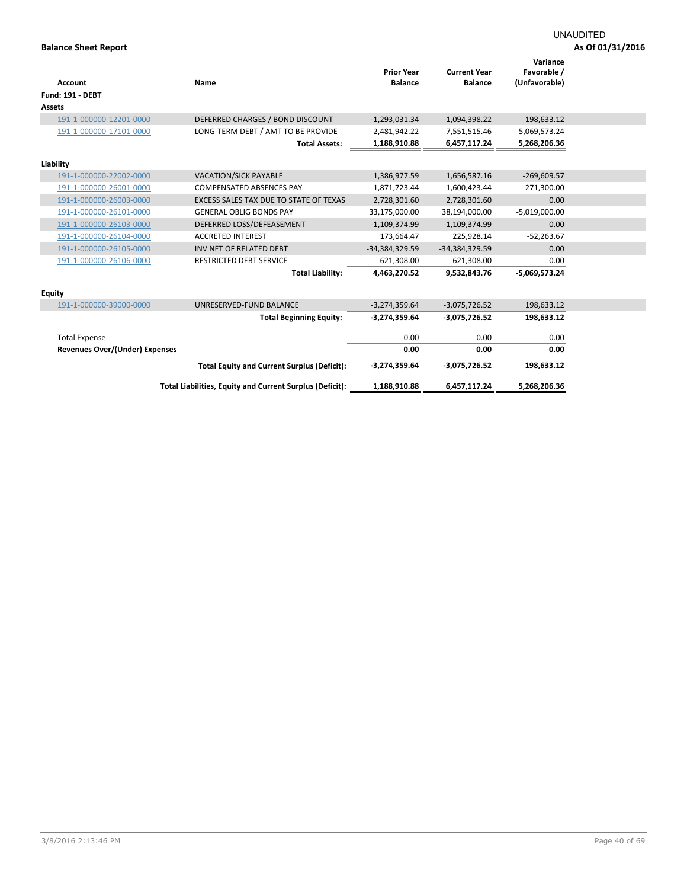UNAUDITED

**Balance Sheet Report**

**As Of 01/31/2016**

| Account | Name | Prior Year Balance | Current Year Balance | Variance Favorable / (Unfavorable) |
|---|---|---|---|---|
| **Fund: 191 - DEBT** | | | | |
| **Assets** | | | | |
| 191-1-000000-12201-0000 | DEFERRED CHARGES / BOND DISCOUNT | -1,293,031.34 | -1,094,398.22 | 198,633.12 |
| 191-1-000000-17101-0000 | LONG-TERM DEBT / AMT TO BE PROVIDE | 2,481,942.22 | 7,551,515.46 | 5,069,573.24 |
| | **Total Assets:** | **1,188,910.88** | **6,457,117.24** | **5,268,206.36** |
| **Liability** | | | | |
| 191-1-000000-22002-0000 | VACATION/SICK PAYABLE | 1,386,977.59 | 1,656,587.16 | -269,609.57 |
| 191-1-000000-26001-0000 | COMPENSATED ABSENCES PAY | 1,871,723.44 | 1,600,423.44 | 271,300.00 |
| 191-1-000000-26003-0000 | EXCESS SALES TAX DUE TO STATE OF TEXAS | 2,728,301.60 | 2,728,301.60 | 0.00 |
| 191-1-000000-26101-0000 | GENERAL OBLIG BONDS PAY | 33,175,000.00 | 38,194,000.00 | -5,019,000.00 |
| 191-1-000000-26103-0000 | DEFERRED LOSS/DEFEASEMENT | -1,109,374.99 | -1,109,374.99 | 0.00 |
| 191-1-000000-26104-0000 | ACCRETED INTEREST | 173,664.47 | 225,928.14 | -52,263.67 |
| 191-1-000000-26105-0000 | INV NET OF RELATED DEBT | -34,384,329.59 | -34,384,329.59 | 0.00 |
| 191-1-000000-26106-0000 | RESTRICTED DEBT SERVICE | 621,308.00 | 621,308.00 | 0.00 |
| | **Total Liability:** | **4,463,270.52** | **9,532,843.76** | **-5,069,573.24** |
| **Equity** | | | | |
| 191-1-000000-39000-0000 | UNRESERVED-FUND BALANCE | -3,274,359.64 | -3,075,726.52 | 198,633.12 |
| | **Total Beginning Equity:** | **-3,274,359.64** | **-3,075,726.52** | **198,633.12** |
| Total Expense | | 0.00 | 0.00 | 0.00 |
| **Revenues Over/(Under) Expenses** | | **0.00** | **0.00** | **0.00** |
| | **Total Equity and Current Surplus (Deficit):** | **-3,274,359.64** | **-3,075,726.52** | **198,633.12** |
| | **Total Liabilities, Equity and Current Surplus (Deficit):** | **1,188,910.88** | **6,457,117.24** | **5,268,206.36** |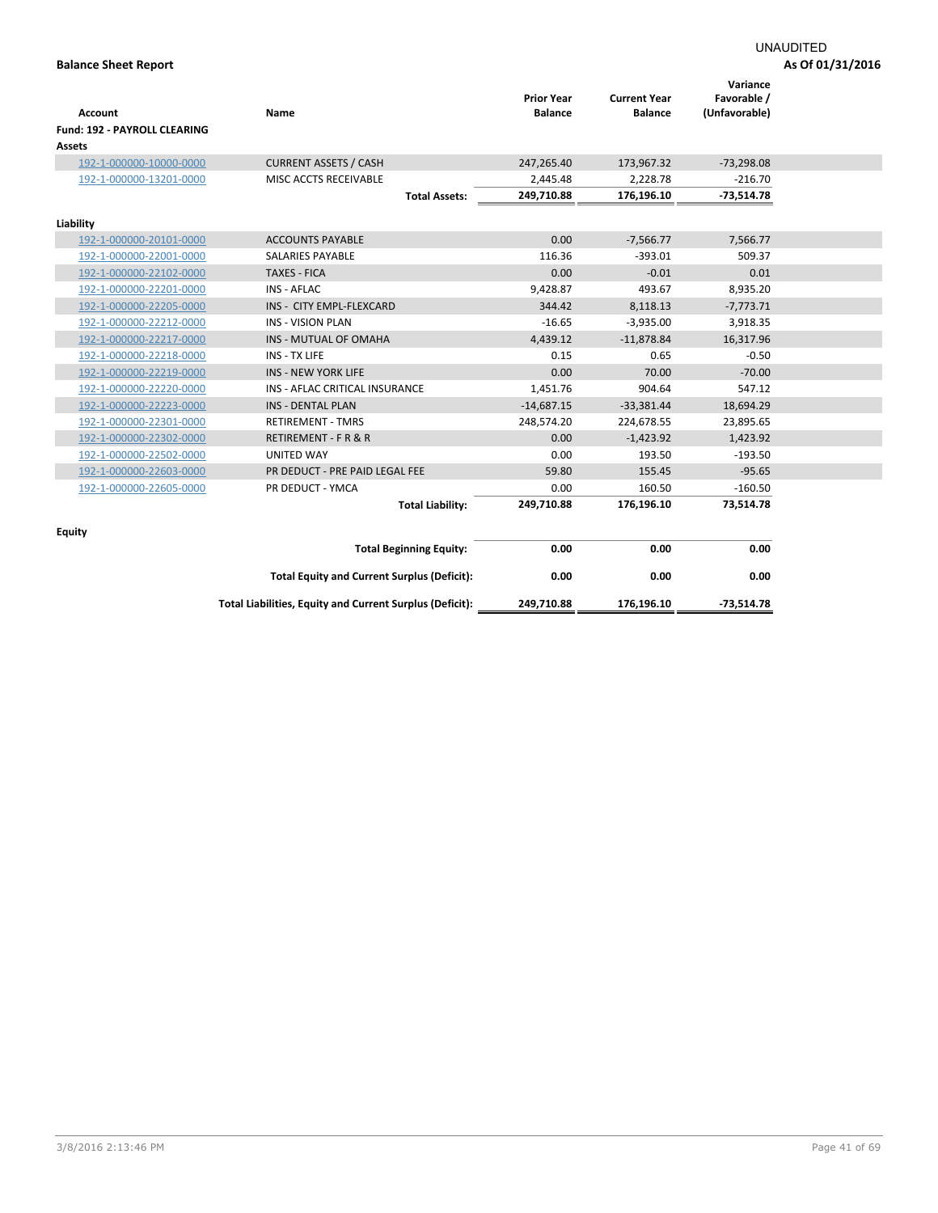UNAUDITED

**Balance Sheet Report** — **As Of 01/31/2016**

| Account | Name | Prior Year Balance | Current Year Balance | Variance Favorable / (Unfavorable) |
|---|---|---|---|---|
| **Fund: 192 - PAYROLL CLEARING** | | | | |
| **Assets** | | | | |
| 192-1-000000-10000-0000 | CURRENT ASSETS / CASH | 247,265.40 | 173,967.32 | -73,298.08 |
| 192-1-000000-13201-0000 | MISC ACCTS RECEIVABLE | 2,445.48 | 2,228.78 | -216.70 |
| | **Total Assets:** | **249,710.88** | **176,196.10** | **-73,514.78** |
| **Liability** | | | | |
| 192-1-000000-20101-0000 | ACCOUNTS PAYABLE | 0.00 | -7,566.77 | 7,566.77 |
| 192-1-000000-22001-0000 | SALARIES PAYABLE | 116.36 | -393.01 | 509.37 |
| 192-1-000000-22102-0000 | TAXES - FICA | 0.00 | -0.01 | 0.01 |
| 192-1-000000-22201-0000 | INS - AFLAC | 9,428.87 | 493.67 | 8,935.20 |
| 192-1-000000-22205-0000 | INS - CITY EMPL-FLEXCARD | 344.42 | 8,118.13 | -7,773.71 |
| 192-1-000000-22212-0000 | INS - VISION PLAN | -16.65 | -3,935.00 | 3,918.35 |
| 192-1-000000-22217-0000 | INS - MUTUAL OF OMAHA | 4,439.12 | -11,878.84 | 16,317.96 |
| 192-1-000000-22218-0000 | INS - TX LIFE | 0.15 | 0.65 | -0.50 |
| 192-1-000000-22219-0000 | INS - NEW YORK LIFE | 0.00 | 70.00 | -70.00 |
| 192-1-000000-22220-0000 | INS - AFLAC CRITICAL INSURANCE | 1,451.76 | 904.64 | 547.12 |
| 192-1-000000-22223-0000 | INS - DENTAL PLAN | -14,687.15 | -33,381.44 | 18,694.29 |
| 192-1-000000-22301-0000 | RETIREMENT - TMRS | 248,574.20 | 224,678.55 | 23,895.65 |
| 192-1-000000-22302-0000 | RETIREMENT - F R & R | 0.00 | -1,423.92 | 1,423.92 |
| 192-1-000000-22502-0000 | UNITED WAY | 0.00 | 193.50 | -193.50 |
| 192-1-000000-22603-0000 | PR DEDUCT - PRE PAID LEGAL FEE | 59.80 | 155.45 | -95.65 |
| 192-1-000000-22605-0000 | PR DEDUCT - YMCA | 0.00 | 160.50 | -160.50 |
| | **Total Liability:** | **249,710.88** | **176,196.10** | **73,514.78** |
| **Equity** | | | | |
| | **Total Beginning Equity:** | **0.00** | **0.00** | **0.00** |
| | **Total Equity and Current Surplus (Deficit):** | **0.00** | **0.00** | **0.00** |
| | **Total Liabilities, Equity and Current Surplus (Deficit):** | **249,710.88** | **176,196.10** | **-73,514.78** |

3/8/2016 2:13:46 PM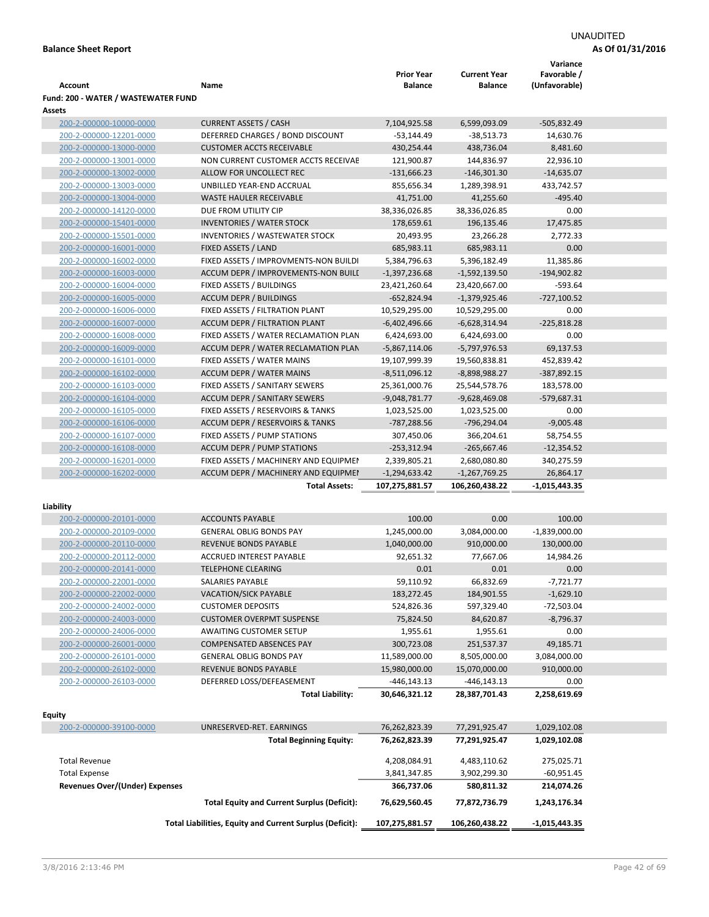UNAUDITED

**Balance Sheet Report** **As Of 01/31/2016**

| Account | Name | Prior Year Balance | Current Year Balance | Variance Favorable / (Unfavorable) |
|---|---|---|---|---|
| **Fund: 200 - WATER / WASTEWATER FUND** | | | | |
| **Assets** | | | | |
| 200-2-000000-10000-0000 | CURRENT ASSETS / CASH | 7,104,925.58 | 6,599,093.09 | -505,832.49 |
| 200-2-000000-12201-0000 | DEFERRED CHARGES / BOND DISCOUNT | -53,144.49 | -38,513.73 | 14,630.76 |
| 200-2-000000-13000-0000 | CUSTOMER ACCTS RECEIVABLE | 430,254.44 | 438,736.04 | 8,481.60 |
| 200-2-000000-13001-0000 | NON CURRENT CUSTOMER ACCTS RECEIVAE | 121,900.87 | 144,836.97 | 22,936.10 |
| 200-2-000000-13002-0000 | ALLOW FOR UNCOLLECT REC | -131,666.23 | -146,301.30 | -14,635.07 |
| 200-2-000000-13003-0000 | UNBILLED YEAR-END ACCRUAL | 855,656.34 | 1,289,398.91 | 433,742.57 |
| 200-2-000000-13004-0000 | WASTE HAULER RECEIVABLE | 41,751.00 | 41,255.60 | -495.40 |
| 200-2-000000-14120-0000 | DUE FROM UTILITY CIP | 38,336,026.85 | 38,336,026.85 | 0.00 |
| 200-2-000000-15401-0000 | INVENTORIES / WATER STOCK | 178,659.61 | 196,135.46 | 17,475.85 |
| 200-2-000000-15501-0000 | INVENTORIES / WASTEWATER STOCK | 20,493.95 | 23,266.28 | 2,772.33 |
| 200-2-000000-16001-0000 | FIXED ASSETS / LAND | 685,983.11 | 685,983.11 | 0.00 |
| 200-2-000000-16002-0000 | FIXED ASSETS / IMPROVMENTS-NON BUILDI | 5,384,796.63 | 5,396,182.49 | 11,385.86 |
| 200-2-000000-16003-0000 | ACCUM DEPR / IMPROVEMENTS-NON BUILI | -1,397,236.68 | -1,592,139.50 | -194,902.82 |
| 200-2-000000-16004-0000 | FIXED ASSETS / BUILDINGS | 23,421,260.64 | 23,420,667.00 | -593.64 |
| 200-2-000000-16005-0000 | ACCUM DEPR / BUILDINGS | -652,824.94 | -1,379,925.46 | -727,100.52 |
| 200-2-000000-16006-0000 | FIXED ASSETS / FILTRATION PLANT | 10,529,295.00 | 10,529,295.00 | 0.00 |
| 200-2-000000-16007-0000 | ACCUM DEPR / FILTRATION PLANT | -6,402,496.66 | -6,628,314.94 | -225,818.28 |
| 200-2-000000-16008-0000 | FIXED ASSETS / WATER RECLAMATION PLAN | 6,424,693.00 | 6,424,693.00 | 0.00 |
| 200-2-000000-16009-0000 | ACCUM DEPR / WATER RECLAMATION PLAN | -5,867,114.06 | -5,797,976.53 | 69,137.53 |
| 200-2-000000-16101-0000 | FIXED ASSETS / WATER MAINS | 19,107,999.39 | 19,560,838.81 | 452,839.42 |
| 200-2-000000-16102-0000 | ACCUM DEPR / WATER MAINS | -8,511,096.12 | -8,898,988.27 | -387,892.15 |
| 200-2-000000-16103-0000 | FIXED ASSETS / SANITARY SEWERS | 25,361,000.76 | 25,544,578.76 | 183,578.00 |
| 200-2-000000-16104-0000 | ACCUM DEPR / SANITARY SEWERS | -9,048,781.77 | -9,628,469.08 | -579,687.31 |
| 200-2-000000-16105-0000 | FIXED ASSETS / RESERVOIRS & TANKS | 1,023,525.00 | 1,023,525.00 | 0.00 |
| 200-2-000000-16106-0000 | ACCUM DEPR / RESERVOIRS & TANKS | -787,288.56 | -796,294.04 | -9,005.48 |
| 200-2-000000-16107-0000 | FIXED ASSETS / PUMP STATIONS | 307,450.06 | 366,204.61 | 58,754.55 |
| 200-2-000000-16108-0000 | ACCUM DEPR / PUMP STATIONS | -253,312.94 | -265,667.46 | -12,354.52 |
| 200-2-000000-16201-0000 | FIXED ASSETS / MACHINERY AND EQUIPMEI | 2,339,805.21 | 2,680,080.80 | 340,275.59 |
| 200-2-000000-16202-0000 | ACCUM DEPR / MACHINERY AND EQUIPMEI | -1,294,633.42 | -1,267,769.25 | 26,864.17 |
| | **Total Assets:** | **107,275,881.57** | **106,260,438.22** | **-1,015,443.35** |
| **Liability** | | | | |
| 200-2-000000-20101-0000 | ACCOUNTS PAYABLE | 100.00 | 0.00 | 100.00 |
| 200-2-000000-20109-0000 | GENERAL OBLIG BONDS PAY | 1,245,000.00 | 3,084,000.00 | -1,839,000.00 |
| 200-2-000000-20110-0000 | REVENUE BONDS PAYABLE | 1,040,000.00 | 910,000.00 | 130,000.00 |
| 200-2-000000-20112-0000 | ACCRUED INTEREST PAYABLE | 92,651.32 | 77,667.06 | 14,984.26 |
| 200-2-000000-20141-0000 | TELEPHONE CLEARING | 0.01 | 0.01 | 0.00 |
| 200-2-000000-22001-0000 | SALARIES PAYABLE | 59,110.92 | 66,832.69 | -7,721.77 |
| 200-2-000000-22002-0000 | VACATION/SICK PAYABLE | 183,272.45 | 184,901.55 | -1,629.10 |
| 200-2-000000-24002-0000 | CUSTOMER DEPOSITS | 524,826.36 | 597,329.40 | -72,503.04 |
| 200-2-000000-24003-0000 | CUSTOMER OVERPMT SUSPENSE | 75,824.50 | 84,620.87 | -8,796.37 |
| 200-2-000000-24006-0000 | AWAITING CUSTOMER SETUP | 1,955.61 | 1,955.61 | 0.00 |
| 200-2-000000-26001-0000 | COMPENSATED ABSENCES PAY | 300,723.08 | 251,537.37 | 49,185.71 |
| 200-2-000000-26101-0000 | GENERAL OBLIG BONDS PAY | 11,589,000.00 | 8,505,000.00 | 3,084,000.00 |
| 200-2-000000-26102-0000 | REVENUE BONDS PAYABLE | 15,980,000.00 | 15,070,000.00 | 910,000.00 |
| 200-2-000000-26103-0000 | DEFERRED LOSS/DEFEASEMENT | -446,143.13 | -446,143.13 | 0.00 |
| | **Total Liability:** | **30,646,321.12** | **28,387,701.43** | **2,258,619.69** |
| **Equity** | | | | |
| 200-2-000000-39100-0000 | UNRESERVED-RET. EARNINGS | 76,262,823.39 | 77,291,925.47 | 1,029,102.08 |
| | **Total Beginning Equity:** | **76,262,823.39** | **77,291,925.47** | **1,029,102.08** |
| Total Revenue | | 4,208,084.91 | 4,483,110.62 | 275,025.71 |
| Total Expense | | 3,841,347.85 | 3,902,299.30 | -60,951.45 |
| **Revenues Over/(Under) Expenses** | | **366,737.06** | **580,811.32** | **214,074.26** |
| | **Total Equity and Current Surplus (Deficit):** | **76,629,560.45** | **77,872,736.79** | **1,243,176.34** |
| | **Total Liabilities, Equity and Current Surplus (Deficit):** | **107,275,881.57** | **106,260,438.22** | **-1,015,443.35** |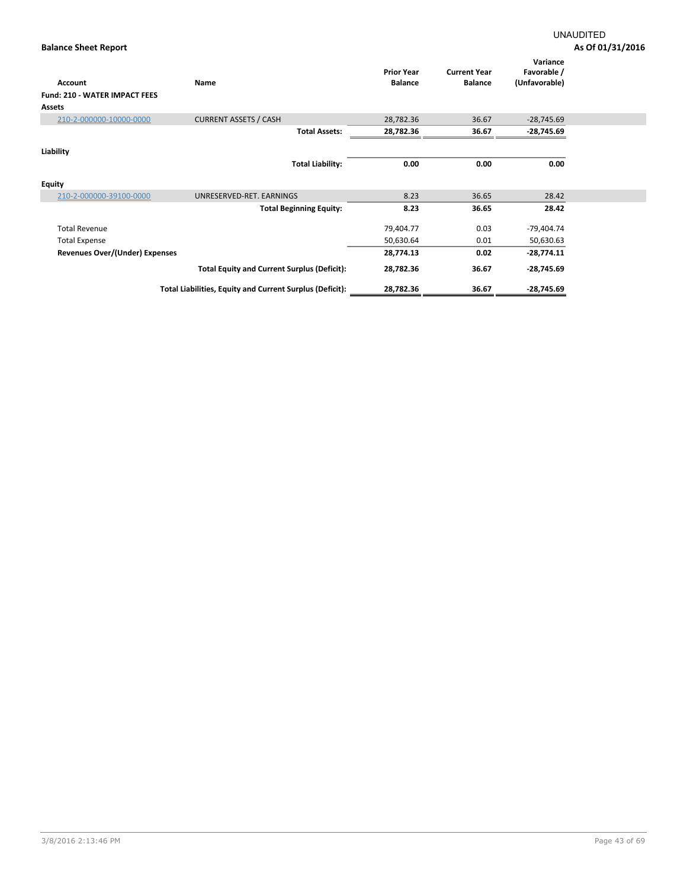UNAUDITED

**Balance Sheet Report** — **As Of 01/31/2016**

| Account | Name | Prior Year Balance | Current Year Balance | Variance Favorable / (Unfavorable) |
|---|---|---|---|---|
| **Fund: 210 - WATER IMPACT FEES** | | | | |
| **Assets** | | | | |
| 210-2-000000-10000-0000 | CURRENT ASSETS / CASH | 28,782.36 | 36.67 | -28,745.69 |
| | **Total Assets:** | **28,782.36** | **36.67** | **-28,745.69** |
| **Liability** | | | | |
| | **Total Liability:** | **0.00** | **0.00** | **0.00** |
| **Equity** | | | | |
| 210-2-000000-39100-0000 | UNRESERVED-RET. EARNINGS | 8.23 | 36.65 | 28.42 |
| | **Total Beginning Equity:** | **8.23** | **36.65** | **28.42** |
| Total Revenue | | 79,404.77 | 0.03 | -79,404.74 |
| Total Expense | | 50,630.64 | 0.01 | 50,630.63 |
| **Revenues Over/(Under) Expenses** | | **28,774.13** | **0.02** | **-28,774.11** |
| | **Total Equity and Current Surplus (Deficit):** | **28,782.36** | **36.67** | **-28,745.69** |
| | **Total Liabilities, Equity and Current Surplus (Deficit):** | **28,782.36** | **36.67** | **-28,745.69** |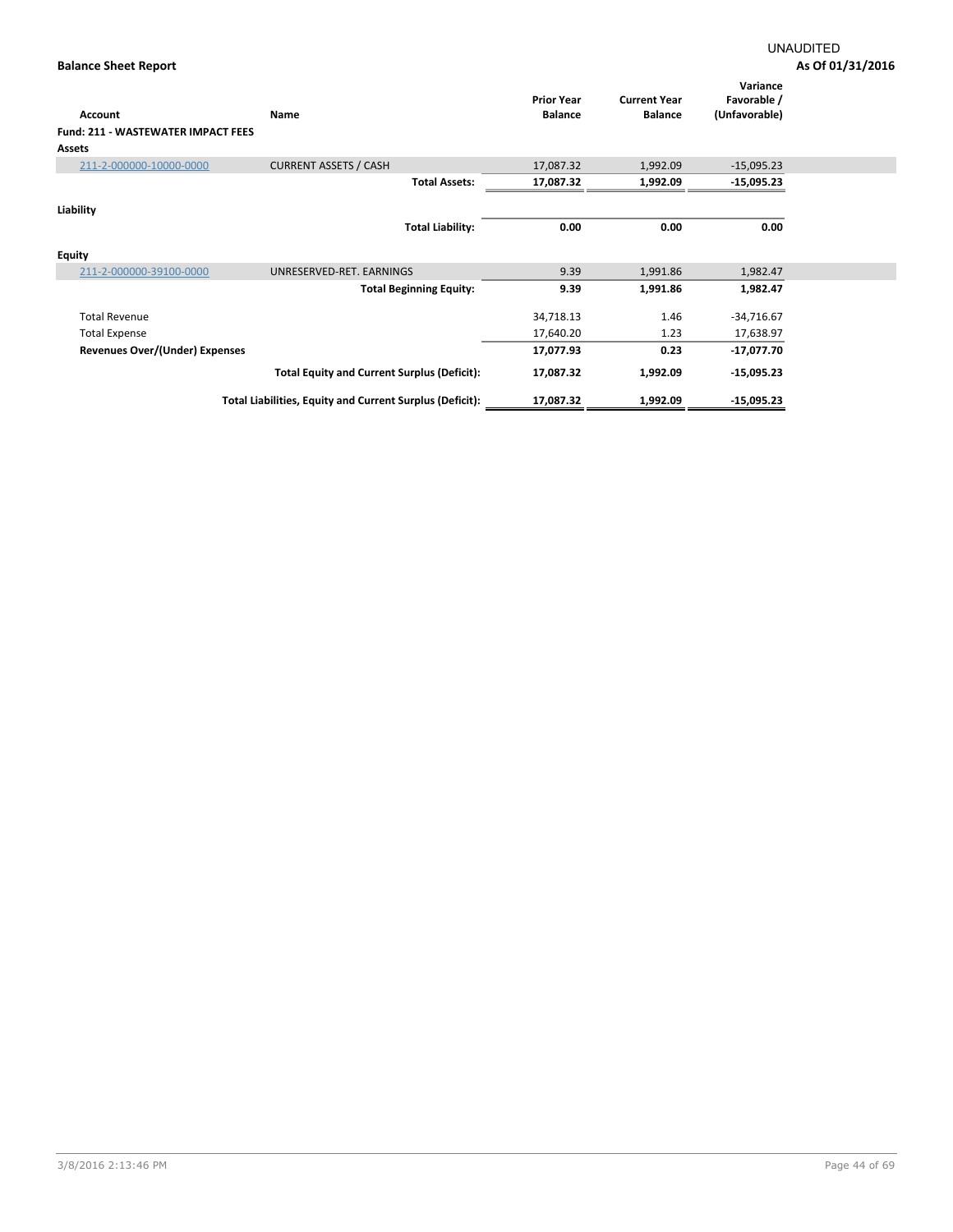UNAUDITED

**Balance Sheet Report** **As Of 01/31/2016**

| Account | Name | Prior Year Balance | Current Year Balance | Variance Favorable / (Unfavorable) |
|---|---|---|---|---|
| **Fund: 211 - WASTEWATER IMPACT FEES** | | | | |
| **Assets** | | | | |
| 211-2-000000-10000-0000 | CURRENT ASSETS / CASH | 17,087.32 | 1,992.09 | -15,095.23 |
| | **Total Assets:** | **17,087.32** | **1,992.09** | **-15,095.23** |
| **Liability** | | | | |
| | **Total Liability:** | **0.00** | **0.00** | **0.00** |
| **Equity** | | | | |
| 211-2-000000-39100-0000 | UNRESERVED-RET. EARNINGS | 9.39 | 1,991.86 | 1,982.47 |
| | **Total Beginning Equity:** | **9.39** | **1,991.86** | **1,982.47** |
| Total Revenue | | 34,718.13 | 1.46 | -34,716.67 |
| Total Expense | | 17,640.20 | 1.23 | 17,638.97 |
| **Revenues Over/(Under) Expenses** | | **17,077.93** | **0.23** | **-17,077.70** |
| | **Total Equity and Current Surplus (Deficit):** | **17,087.32** | **1,992.09** | **-15,095.23** |
| | **Total Liabilities, Equity and Current Surplus (Deficit):** | **17,087.32** | **1,992.09** | **-15,095.23** |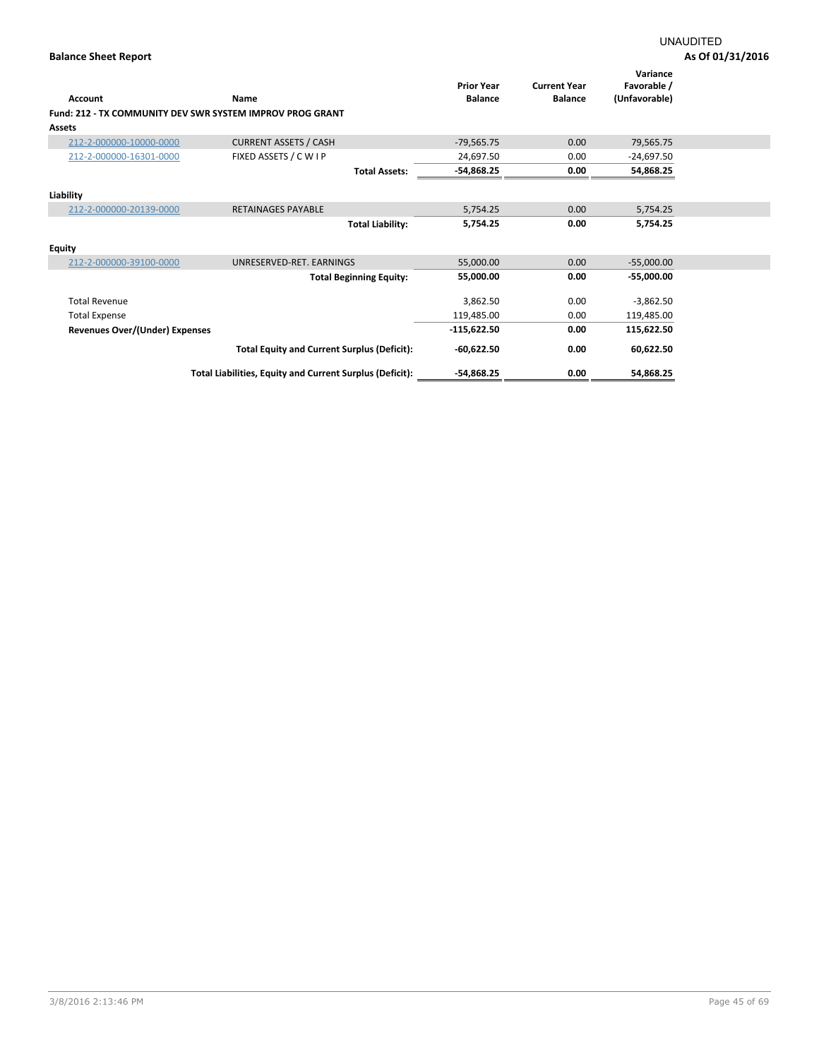UNAUDITED

**Balance Sheet Report** **As Of 01/31/2016**

| Account | Name | Prior Year Balance | Current Year Balance | Variance Favorable / (Unfavorable) |
|---|---|---|---|---|
| **Fund: 212 - TX COMMUNITY DEV SWR SYSTEM IMPROV PROG GRANT** | | | | |
| **Assets** | | | | |
| 212-2-000000-10000-0000 | CURRENT ASSETS / CASH | -79,565.75 | 0.00 | 79,565.75 |
| 212-2-000000-16301-0000 | FIXED ASSETS / C W I P | 24,697.50 | 0.00 | -24,697.50 |
| | **Total Assets:** | **-54,868.25** | **0.00** | **54,868.25** |
| **Liability** | | | | |
| 212-2-000000-20139-0000 | RETAINAGES PAYABLE | 5,754.25 | 0.00 | 5,754.25 |
| | **Total Liability:** | **5,754.25** | **0.00** | **5,754.25** |
| **Equity** | | | | |
| 212-2-000000-39100-0000 | UNRESERVED-RET. EARNINGS | 55,000.00 | 0.00 | -55,000.00 |
| | **Total Beginning Equity:** | **55,000.00** | **0.00** | **-55,000.00** |
| Total Revenue | | 3,862.50 | 0.00 | -3,862.50 |
| Total Expense | | 119,485.00 | 0.00 | 119,485.00 |
| **Revenues Over/(Under) Expenses** | | **-115,622.50** | **0.00** | **115,622.50** |
| | **Total Equity and Current Surplus (Deficit):** | **-60,622.50** | **0.00** | **60,622.50** |
| | **Total Liabilities, Equity and Current Surplus (Deficit):** | **-54,868.25** | **0.00** | **54,868.25** |

3/8/2016 2:13:46 PM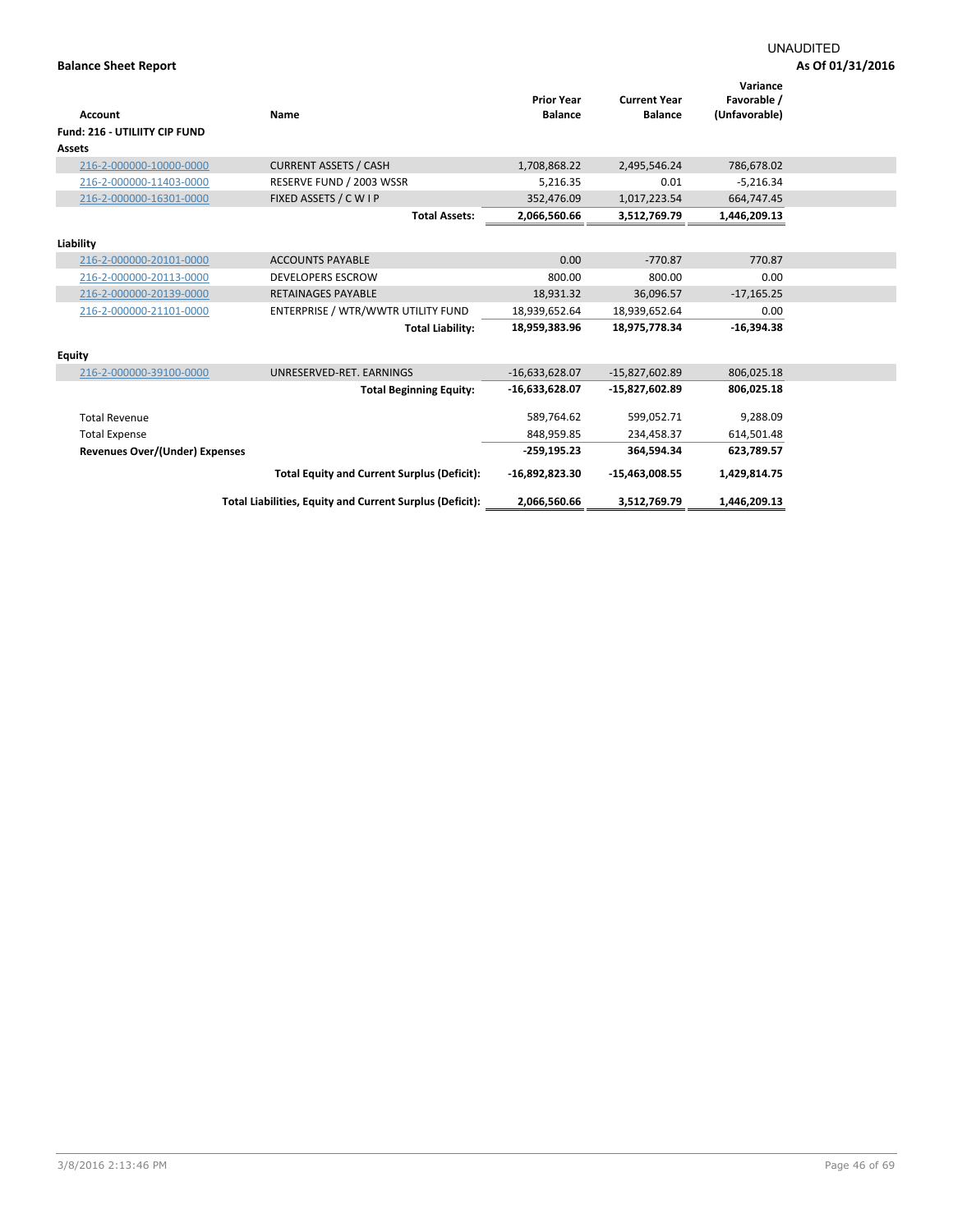UNAUDITED

**Balance Sheet Report**

**As Of 01/31/2016**

| Account | Name | Prior Year Balance | Current Year Balance | Variance Favorable / (Unfavorable) |
|---|---|---|---|---|
| **Fund: 216 - UTILIITY CIP FUND** | | | | |
| **Assets** | | | | |
| 216-2-000000-10000-0000 | CURRENT ASSETS / CASH | 1,708,868.22 | 2,495,546.24 | 786,678.02 |
| 216-2-000000-11403-0000 | RESERVE FUND / 2003 WSSR | 5,216.35 | 0.01 | -5,216.34 |
| 216-2-000000-16301-0000 | FIXED ASSETS / C W I P | 352,476.09 | 1,017,223.54 | 664,747.45 |
| | **Total Assets:** | **2,066,560.66** | **3,512,769.79** | **1,446,209.13** |
| **Liability** | | | | |
| 216-2-000000-20101-0000 | ACCOUNTS PAYABLE | 0.00 | -770.87 | 770.87 |
| 216-2-000000-20113-0000 | DEVELOPERS ESCROW | 800.00 | 800.00 | 0.00 |
| 216-2-000000-20139-0000 | RETAINAGES PAYABLE | 18,931.32 | 36,096.57 | -17,165.25 |
| 216-2-000000-21101-0000 | ENTERPRISE / WTR/WWTR UTILITY FUND | 18,939,652.64 | 18,939,652.64 | 0.00 |
| | **Total Liability:** | **18,959,383.96** | **18,975,778.34** | **-16,394.38** |
| **Equity** | | | | |
| 216-2-000000-39100-0000 | UNRESERVED-RET. EARNINGS | -16,633,628.07 | -15,827,602.89 | 806,025.18 |
| | **Total Beginning Equity:** | **-16,633,628.07** | **-15,827,602.89** | **806,025.18** |
| Total Revenue | | 589,764.62 | 599,052.71 | 9,288.09 |
| Total Expense | | 848,959.85 | 234,458.37 | 614,501.48 |
| **Revenues Over/(Under) Expenses** | | **-259,195.23** | **364,594.34** | **623,789.57** |
| | **Total Equity and Current Surplus (Deficit):** | **-16,892,823.30** | **-15,463,008.55** | **1,429,814.75** |
| | **Total Liabilities, Equity and Current Surplus (Deficit):** | **2,066,560.66** | **3,512,769.79** | **1,446,209.13** |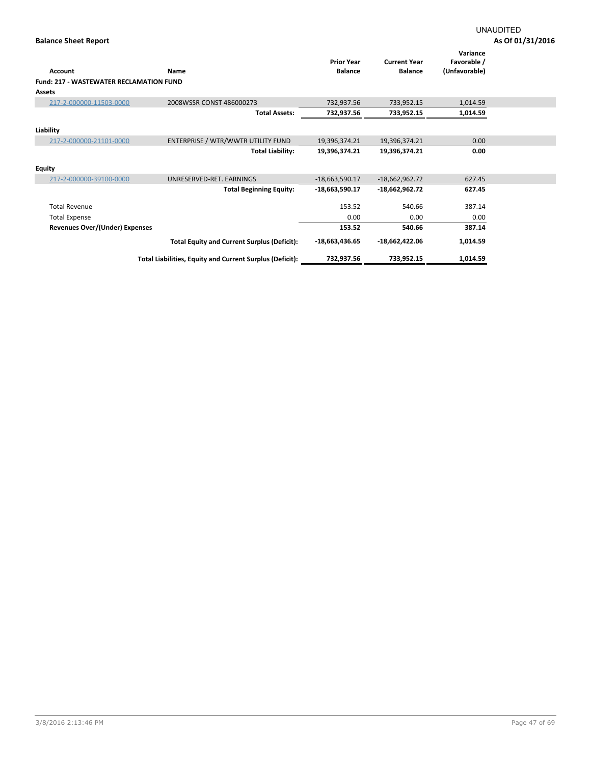UNAUDITED

**Balance Sheet Report** — **As Of 01/31/2016**

| Account | Name | Prior Year Balance | Current Year Balance | Variance Favorable / (Unfavorable) |
|---|---|---|---|---|
| **Fund: 217 - WASTEWATER RECLAMATION FUND** | | | | |
| **Assets** | | | | |
| 217-2-000000-11503-0000 | 2008WSSR CONST 486000273 | 732,937.56 | 733,952.15 | 1,014.59 |
| | **Total Assets:** | **732,937.56** | **733,952.15** | **1,014.59** |
| **Liability** | | | | |
| 217-2-000000-21101-0000 | ENTERPRISE / WTR/WWTR UTILITY FUND | 19,396,374.21 | 19,396,374.21 | 0.00 |
| | **Total Liability:** | **19,396,374.21** | **19,396,374.21** | **0.00** |
| **Equity** | | | | |
| 217-2-000000-39100-0000 | UNRESERVED-RET. EARNINGS | -18,663,590.17 | -18,662,962.72 | 627.45 |
| | **Total Beginning Equity:** | **-18,663,590.17** | **-18,662,962.72** | **627.45** |
| Total Revenue | | 153.52 | 540.66 | 387.14 |
| Total Expense | | 0.00 | 0.00 | 0.00 |
| **Revenues Over/(Under) Expenses** | | **153.52** | **540.66** | **387.14** |
| | **Total Equity and Current Surplus (Deficit):** | **-18,663,436.65** | **-18,662,422.06** | **1,014.59** |
| | **Total Liabilities, Equity and Current Surplus (Deficit):** | **732,937.56** | **733,952.15** | **1,014.59** |

3/8/2016 2:13:46 PM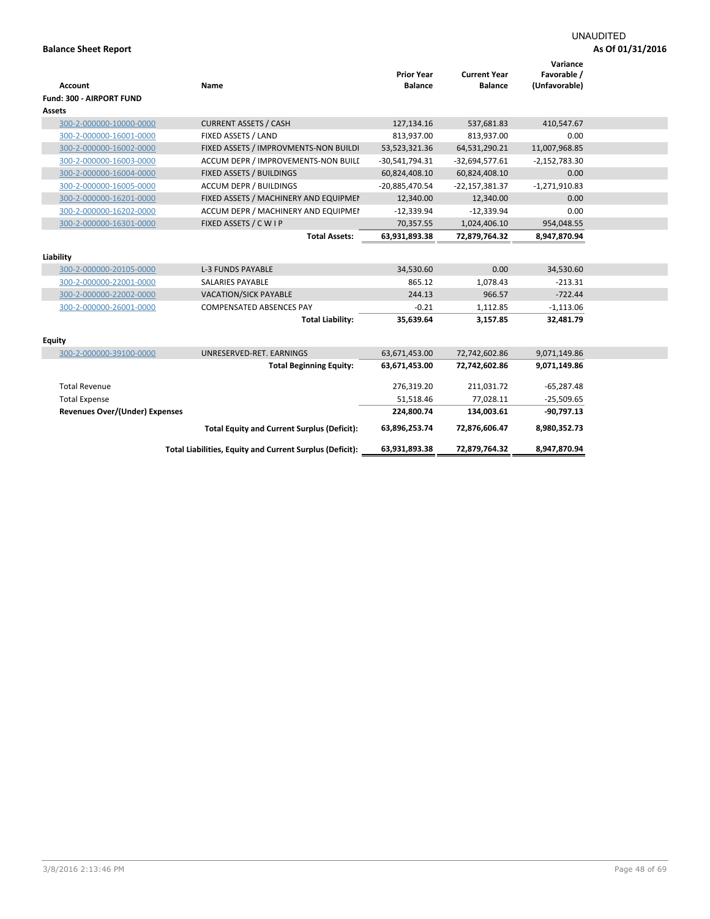UNAUDITED

**Balance Sheet Report** — **As Of 01/31/2016**

| Account | Name | Prior Year Balance | Current Year Balance | Variance Favorable / (Unfavorable) |
|---|---|---|---|---|
| **Fund: 300 - AIRPORT FUND** | | | | |
| **Assets** | | | | |
| 300-2-000000-10000-0000 | CURRENT ASSETS / CASH | 127,134.16 | 537,681.83 | 410,547.67 |
| 300-2-000000-16001-0000 | FIXED ASSETS / LAND | 813,937.00 | 813,937.00 | 0.00 |
| 300-2-000000-16002-0000 | FIXED ASSETS / IMPROVMENTS-NON BUILDI | 53,523,321.36 | 64,531,290.21 | 11,007,968.85 |
| 300-2-000000-16003-0000 | ACCUM DEPR / IMPROVEMENTS-NON BUILI | -30,541,794.31 | -32,694,577.61 | -2,152,783.30 |
| 300-2-000000-16004-0000 | FIXED ASSETS / BUILDINGS | 60,824,408.10 | 60,824,408.10 | 0.00 |
| 300-2-000000-16005-0000 | ACCUM DEPR / BUILDINGS | -20,885,470.54 | -22,157,381.37 | -1,271,910.83 |
| 300-2-000000-16201-0000 | FIXED ASSETS / MACHINERY AND EQUIPMEI | 12,340.00 | 12,340.00 | 0.00 |
| 300-2-000000-16202-0000 | ACCUM DEPR / MACHINERY AND EQUIPMEI | -12,339.94 | -12,339.94 | 0.00 |
| 300-2-000000-16301-0000 | FIXED ASSETS / C W I P | 70,357.55 | 1,024,406.10 | 954,048.55 |
| | **Total Assets:** | **63,931,893.38** | **72,879,764.32** | **8,947,870.94** |
| **Liability** | | | | |
| 300-2-000000-20105-0000 | L-3 FUNDS PAYABLE | 34,530.60 | 0.00 | 34,530.60 |
| 300-2-000000-22001-0000 | SALARIES PAYABLE | 865.12 | 1,078.43 | -213.31 |
| 300-2-000000-22002-0000 | VACATION/SICK PAYABLE | 244.13 | 966.57 | -722.44 |
| 300-2-000000-26001-0000 | COMPENSATED ABSENCES PAY | -0.21 | 1,112.85 | -1,113.06 |
| | **Total Liability:** | **35,639.64** | **3,157.85** | **32,481.79** |
| **Equity** | | | | |
| 300-2-000000-39100-0000 | UNRESERVED-RET. EARNINGS | 63,671,453.00 | 72,742,602.86 | 9,071,149.86 |
| | **Total Beginning Equity:** | **63,671,453.00** | **72,742,602.86** | **9,071,149.86** |
| Total Revenue | | 276,319.20 | 211,031.72 | -65,287.48 |
| Total Expense | | 51,518.46 | 77,028.11 | -25,509.65 |
| **Revenues Over/(Under) Expenses** | | **224,800.74** | **134,003.61** | **-90,797.13** |
| | **Total Equity and Current Surplus (Deficit):** | **63,896,253.74** | **72,876,606.47** | **8,980,352.73** |
| | **Total Liabilities, Equity and Current Surplus (Deficit):** | **63,931,893.38** | **72,879,764.32** | **8,947,870.94** |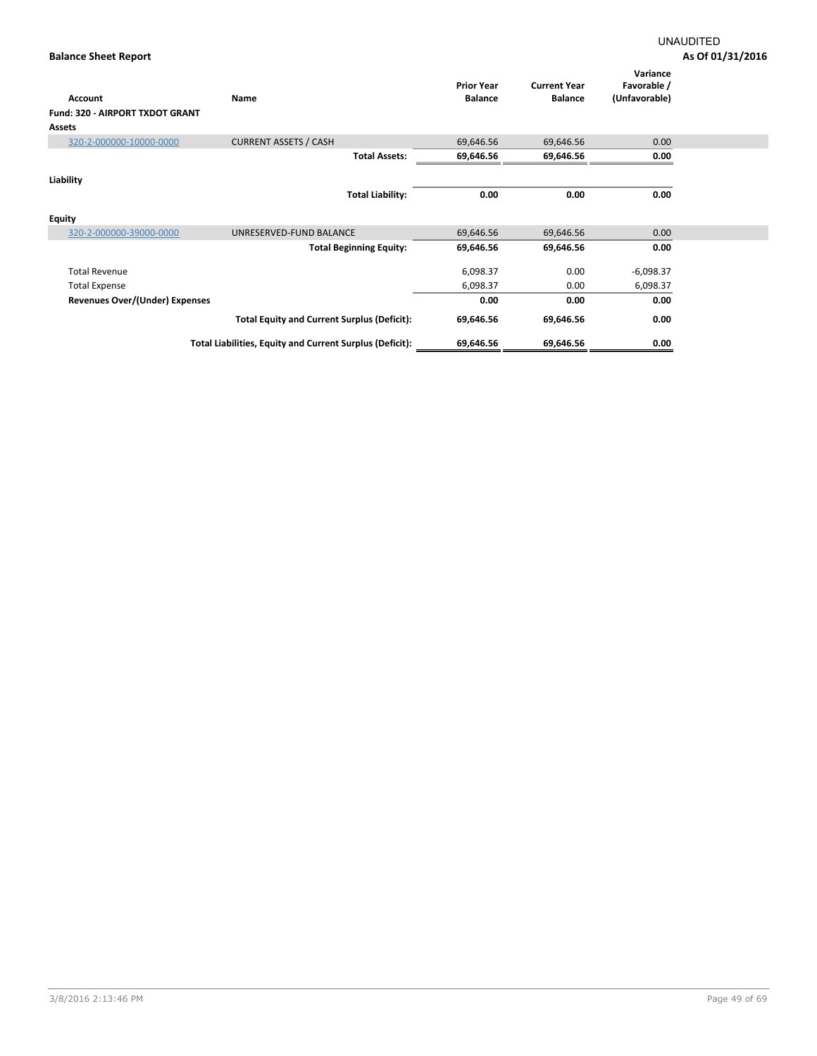UNAUDITED

**Balance Sheet Report**

**As Of 01/31/2016**

| Account | Name | Prior Year Balance | Current Year Balance | Variance Favorable / (Unfavorable) |
|---|---|---|---|---|
| **Fund: 320 - AIRPORT TXDOT GRANT** | | | | |
| **Assets** | | | | |
| 320-2-000000-10000-0000 | CURRENT ASSETS / CASH | 69,646.56 | 69,646.56 | 0.00 |
| | **Total Assets:** | **69,646.56** | **69,646.56** | **0.00** |
| **Liability** | | | | |
| | **Total Liability:** | **0.00** | **0.00** | **0.00** |
| **Equity** | | | | |
| 320-2-000000-39000-0000 | UNRESERVED-FUND BALANCE | 69,646.56 | 69,646.56 | 0.00 |
| | **Total Beginning Equity:** | **69,646.56** | **69,646.56** | **0.00** |
| Total Revenue | | 6,098.37 | 0.00 | -6,098.37 |
| Total Expense | | 6,098.37 | 0.00 | 6,098.37 |
| **Revenues Over/(Under) Expenses** | | **0.00** | **0.00** | **0.00** |
| | **Total Equity and Current Surplus (Deficit):** | **69,646.56** | **69,646.56** | **0.00** |
| | **Total Liabilities, Equity and Current Surplus (Deficit):** | **69,646.56** | **69,646.56** | **0.00** |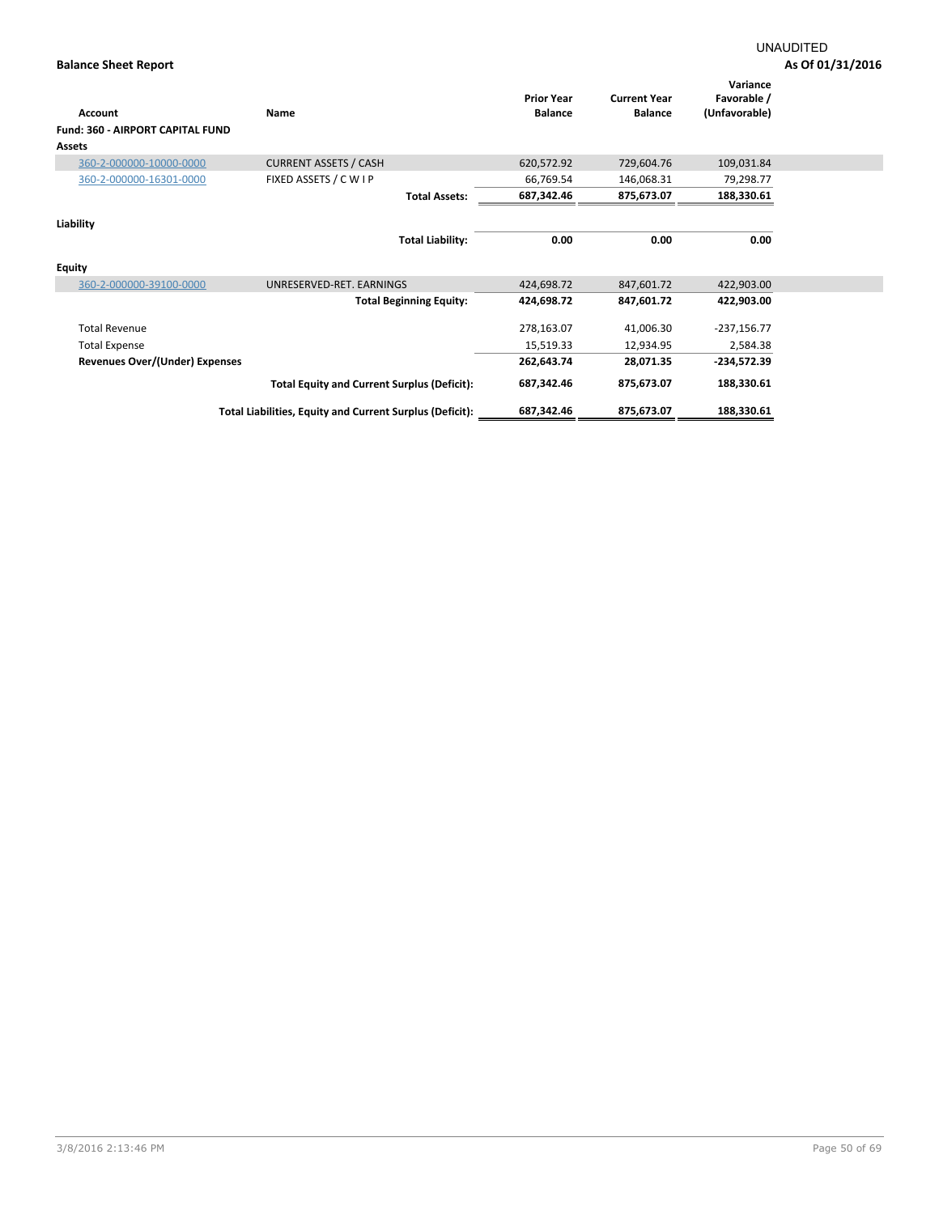UNAUDITED

**Balance Sheet Report** **As Of 01/31/2016**

| Account | Name | Prior Year Balance | Current Year Balance | Variance Favorable / (Unfavorable) |
|---|---|---|---|---|
| **Fund: 360 - AIRPORT CAPITAL FUND** | | | | |
| **Assets** | | | | |
| 360-2-000000-10000-0000 | CURRENT ASSETS / CASH | 620,572.92 | 729,604.76 | 109,031.84 |
| 360-2-000000-16301-0000 | FIXED ASSETS / C W I P | 66,769.54 | 146,068.31 | 79,298.77 |
| | **Total Assets:** | **687,342.46** | **875,673.07** | **188,330.61** |
| **Liability** | | | | |
| | **Total Liability:** | **0.00** | **0.00** | **0.00** |
| **Equity** | | | | |
| 360-2-000000-39100-0000 | UNRESERVED-RET. EARNINGS | 424,698.72 | 847,601.72 | 422,903.00 |
| | **Total Beginning Equity:** | **424,698.72** | **847,601.72** | **422,903.00** |
| Total Revenue | | 278,163.07 | 41,006.30 | -237,156.77 |
| Total Expense | | 15,519.33 | 12,934.95 | 2,584.38 |
| **Revenues Over/(Under) Expenses** | | **262,643.74** | **28,071.35** | **-234,572.39** |
| | **Total Equity and Current Surplus (Deficit):** | **687,342.46** | **875,673.07** | **188,330.61** |
| | **Total Liabilities, Equity and Current Surplus (Deficit):** | **687,342.46** | **875,673.07** | **188,330.61** |

3/8/2016 2:13:46 PM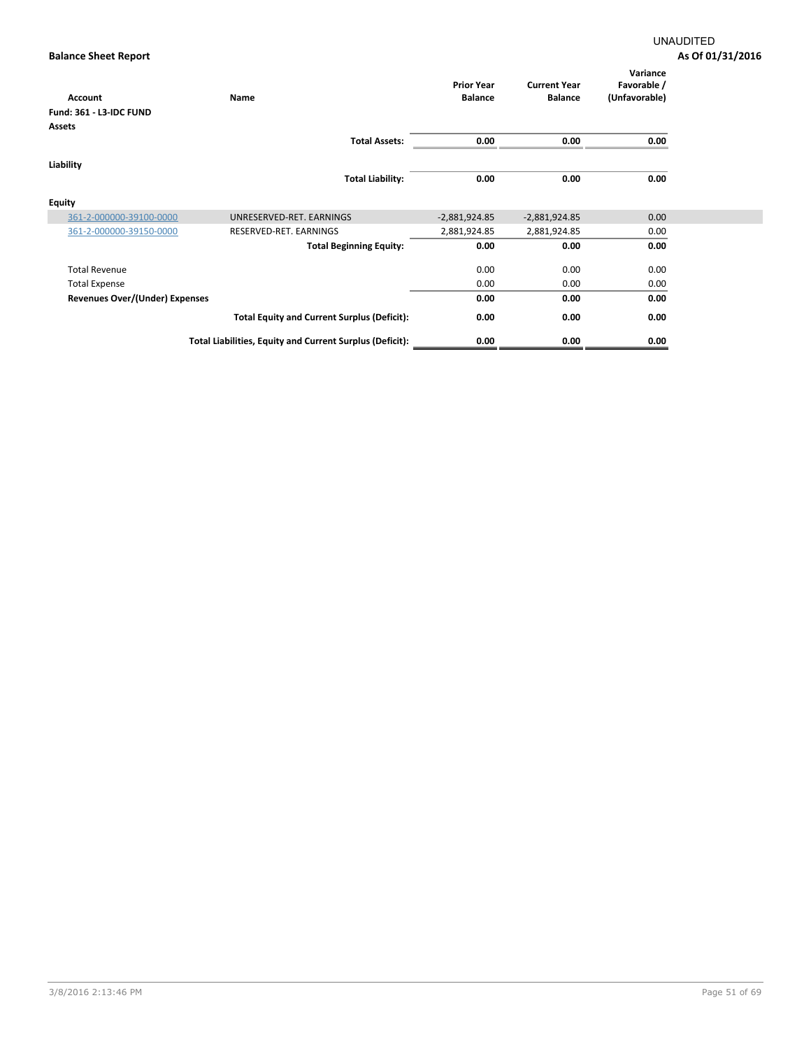UNAUDITED

**Balance Sheet Report**

**As Of 01/31/2016**

| Account | Name | Prior Year Balance | Current Year Balance | Variance Favorable / (Unfavorable) |
|---|---|---|---|---|
| **Fund: 361 - L3-IDC FUND** | | | | |
| **Assets** | | | | |
| | **Total Assets:** | **0.00** | **0.00** | **0.00** |
| **Liability** | | | | |
| | **Total Liability:** | **0.00** | **0.00** | **0.00** |
| **Equity** | | | | |
| 361-2-000000-39100-0000 | UNRESERVED-RET. EARNINGS | -2,881,924.85 | -2,881,924.85 | 0.00 |
| 361-2-000000-39150-0000 | RESERVED-RET. EARNINGS | 2,881,924.85 | 2,881,924.85 | 0.00 |
| | **Total Beginning Equity:** | **0.00** | **0.00** | **0.00** |
| Total Revenue | | 0.00 | 0.00 | 0.00 |
| Total Expense | | 0.00 | 0.00 | 0.00 |
| **Revenues Over/(Under) Expenses** | | **0.00** | **0.00** | **0.00** |
| | **Total Equity and Current Surplus (Deficit):** | **0.00** | **0.00** | **0.00** |
| | **Total Liabilities, Equity and Current Surplus (Deficit):** | **0.00** | **0.00** | **0.00** |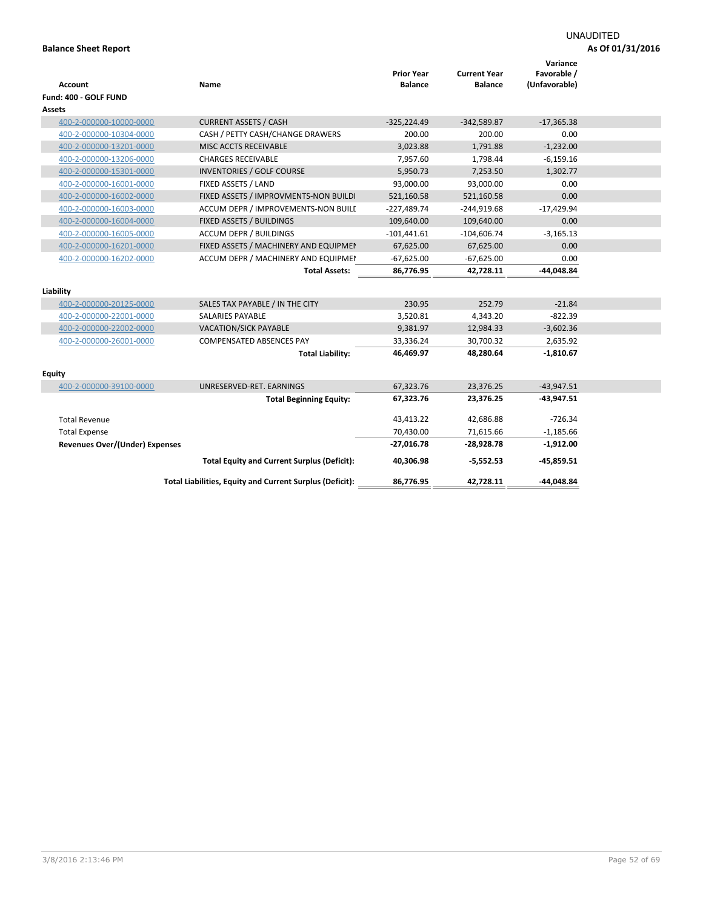UNAUDITED

**Balance Sheet Report** **As Of 01/31/2016**

| Account | Name | Prior Year Balance | Current Year Balance | Variance Favorable / (Unfavorable) |
|---|---|---|---|---|
| **Fund: 400 - GOLF FUND** | | | | |
| **Assets** | | | | |
| 400-2-000000-10000-0000 | CURRENT ASSETS / CASH | -325,224.49 | -342,589.87 | -17,365.38 |
| 400-2-000000-10304-0000 | CASH / PETTY CASH/CHANGE DRAWERS | 200.00 | 200.00 | 0.00 |
| 400-2-000000-13201-0000 | MISC ACCTS RECEIVABLE | 3,023.88 | 1,791.88 | -1,232.00 |
| 400-2-000000-13206-0000 | CHARGES RECEIVABLE | 7,957.60 | 1,798.44 | -6,159.16 |
| 400-2-000000-15301-0000 | INVENTORIES / GOLF COURSE | 5,950.73 | 7,253.50 | 1,302.77 |
| 400-2-000000-16001-0000 | FIXED ASSETS / LAND | 93,000.00 | 93,000.00 | 0.00 |
| 400-2-000000-16002-0000 | FIXED ASSETS / IMPROVMENTS-NON BUILDI | 521,160.58 | 521,160.58 | 0.00 |
| 400-2-000000-16003-0000 | ACCUM DEPR / IMPROVEMENTS-NON BUILD | -227,489.74 | -244,919.68 | -17,429.94 |
| 400-2-000000-16004-0000 | FIXED ASSETS / BUILDINGS | 109,640.00 | 109,640.00 | 0.00 |
| 400-2-000000-16005-0000 | ACCUM DEPR / BUILDINGS | -101,441.61 | -104,606.74 | -3,165.13 |
| 400-2-000000-16201-0000 | FIXED ASSETS / MACHINERY AND EQUIPMEN | 67,625.00 | 67,625.00 | 0.00 |
| 400-2-000000-16202-0000 | ACCUM DEPR / MACHINERY AND EQUIPMEN | -67,625.00 | -67,625.00 | 0.00 |
| | **Total Assets:** | **86,776.95** | **42,728.11** | **-44,048.84** |
| **Liability** | | | | |
| 400-2-000000-20125-0000 | SALES TAX PAYABLE / IN THE CITY | 230.95 | 252.79 | -21.84 |
| 400-2-000000-22001-0000 | SALARIES PAYABLE | 3,520.81 | 4,343.20 | -822.39 |
| 400-2-000000-22002-0000 | VACATION/SICK PAYABLE | 9,381.97 | 12,984.33 | -3,602.36 |
| 400-2-000000-26001-0000 | COMPENSATED ABSENCES PAY | 33,336.24 | 30,700.32 | 2,635.92 |
| | **Total Liability:** | **46,469.97** | **48,280.64** | **-1,810.67** |
| **Equity** | | | | |
| 400-2-000000-39100-0000 | UNRESERVED-RET. EARNINGS | 67,323.76 | 23,376.25 | -43,947.51 |
| | **Total Beginning Equity:** | **67,323.76** | **23,376.25** | **-43,947.51** |
| Total Revenue | | 43,413.22 | 42,686.88 | -726.34 |
| Total Expense | | 70,430.00 | 71,615.66 | -1,185.66 |
| **Revenues Over/(Under) Expenses** | | **-27,016.78** | **-28,928.78** | **-1,912.00** |
| | **Total Equity and Current Surplus (Deficit):** | **40,306.98** | **-5,552.53** | **-45,859.51** |
| | **Total Liabilities, Equity and Current Surplus (Deficit):** | **86,776.95** | **42,728.11** | **-44,048.84** |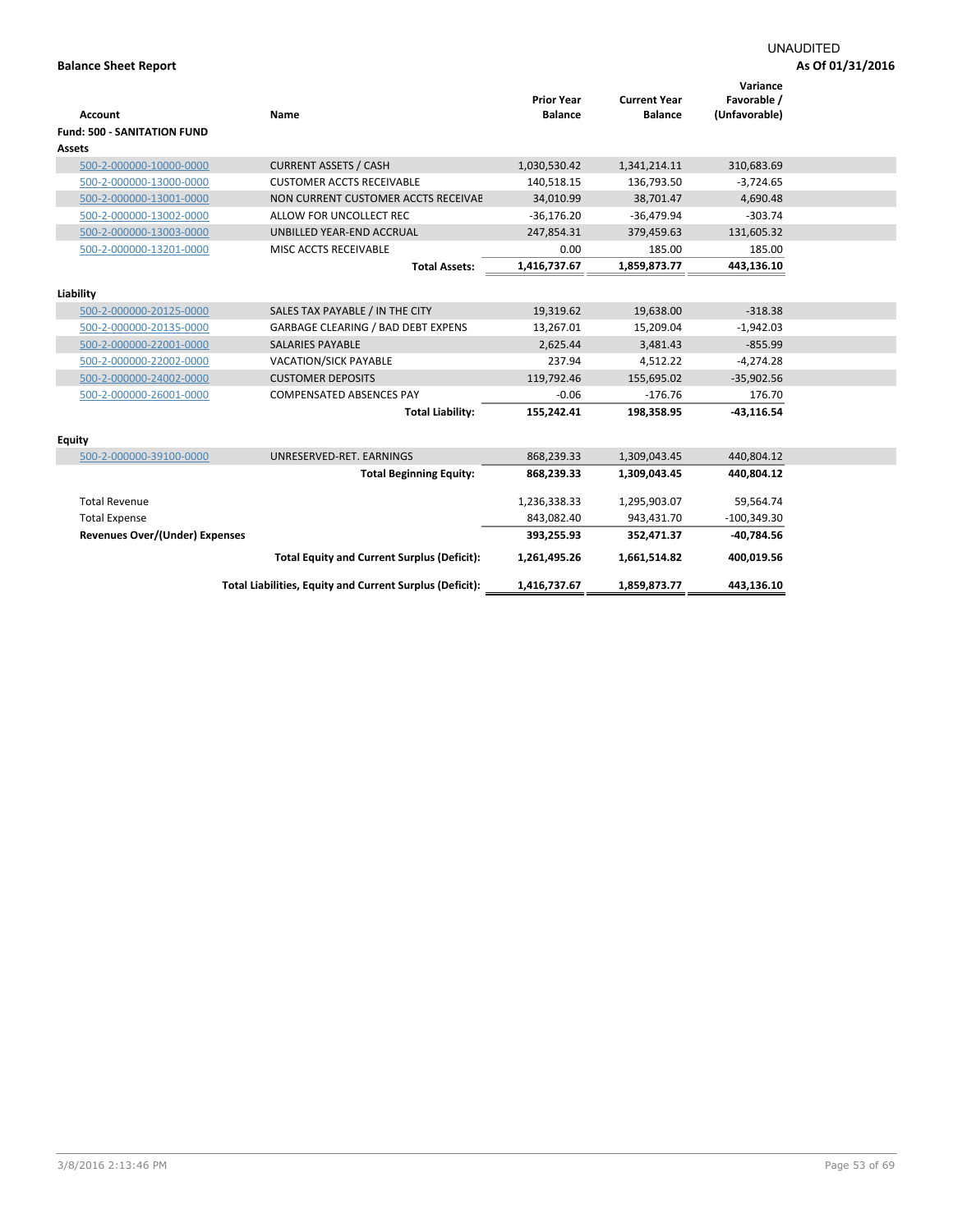UNAUDITED

**Balance Sheet Report**

**As Of 01/31/2016**

| Account | Name | Prior Year Balance | Current Year Balance | Variance Favorable / (Unfavorable) |
|---|---|---|---|---|
| **Fund: 500 - SANITATION FUND** | | | | |
| **Assets** | | | | |
| 500-2-000000-10000-0000 | CURRENT ASSETS / CASH | 1,030,530.42 | 1,341,214.11 | 310,683.69 |
| 500-2-000000-13000-0000 | CUSTOMER ACCTS RECEIVABLE | 140,518.15 | 136,793.50 | -3,724.65 |
| 500-2-000000-13001-0000 | NON CURRENT CUSTOMER ACCTS RECEIVAE | 34,010.99 | 38,701.47 | 4,690.48 |
| 500-2-000000-13002-0000 | ALLOW FOR UNCOLLECT REC | -36,176.20 | -36,479.94 | -303.74 |
| 500-2-000000-13003-0000 | UNBILLED YEAR-END ACCRUAL | 247,854.31 | 379,459.63 | 131,605.32 |
| 500-2-000000-13201-0000 | MISC ACCTS RECEIVABLE | 0.00 | 185.00 | 185.00 |
| | **Total Assets:** | **1,416,737.67** | **1,859,873.77** | **443,136.10** |
| **Liability** | | | | |
| 500-2-000000-20125-0000 | SALES TAX PAYABLE / IN THE CITY | 19,319.62 | 19,638.00 | -318.38 |
| 500-2-000000-20135-0000 | GARBAGE CLEARING / BAD DEBT EXPENS | 13,267.01 | 15,209.04 | -1,942.03 |
| 500-2-000000-22001-0000 | SALARIES PAYABLE | 2,625.44 | 3,481.43 | -855.99 |
| 500-2-000000-22002-0000 | VACATION/SICK PAYABLE | 237.94 | 4,512.22 | -4,274.28 |
| 500-2-000000-24002-0000 | CUSTOMER DEPOSITS | 119,792.46 | 155,695.02 | -35,902.56 |
| 500-2-000000-26001-0000 | COMPENSATED ABSENCES PAY | -0.06 | -176.76 | 176.70 |
| | **Total Liability:** | **155,242.41** | **198,358.95** | **-43,116.54** |
| **Equity** | | | | |
| 500-2-000000-39100-0000 | UNRESERVED-RET. EARNINGS | 868,239.33 | 1,309,043.45 | 440,804.12 |
| | **Total Beginning Equity:** | **868,239.33** | **1,309,043.45** | **440,804.12** |
| Total Revenue | | 1,236,338.33 | 1,295,903.07 | 59,564.74 |
| Total Expense | | 843,082.40 | 943,431.70 | -100,349.30 |
| **Revenues Over/(Under) Expenses** | | **393,255.93** | **352,471.37** | **-40,784.56** |
| | **Total Equity and Current Surplus (Deficit):** | **1,261,495.26** | **1,661,514.82** | **400,019.56** |
| | **Total Liabilities, Equity and Current Surplus (Deficit):** | **1,416,737.67** | **1,859,873.77** | **443,136.10** |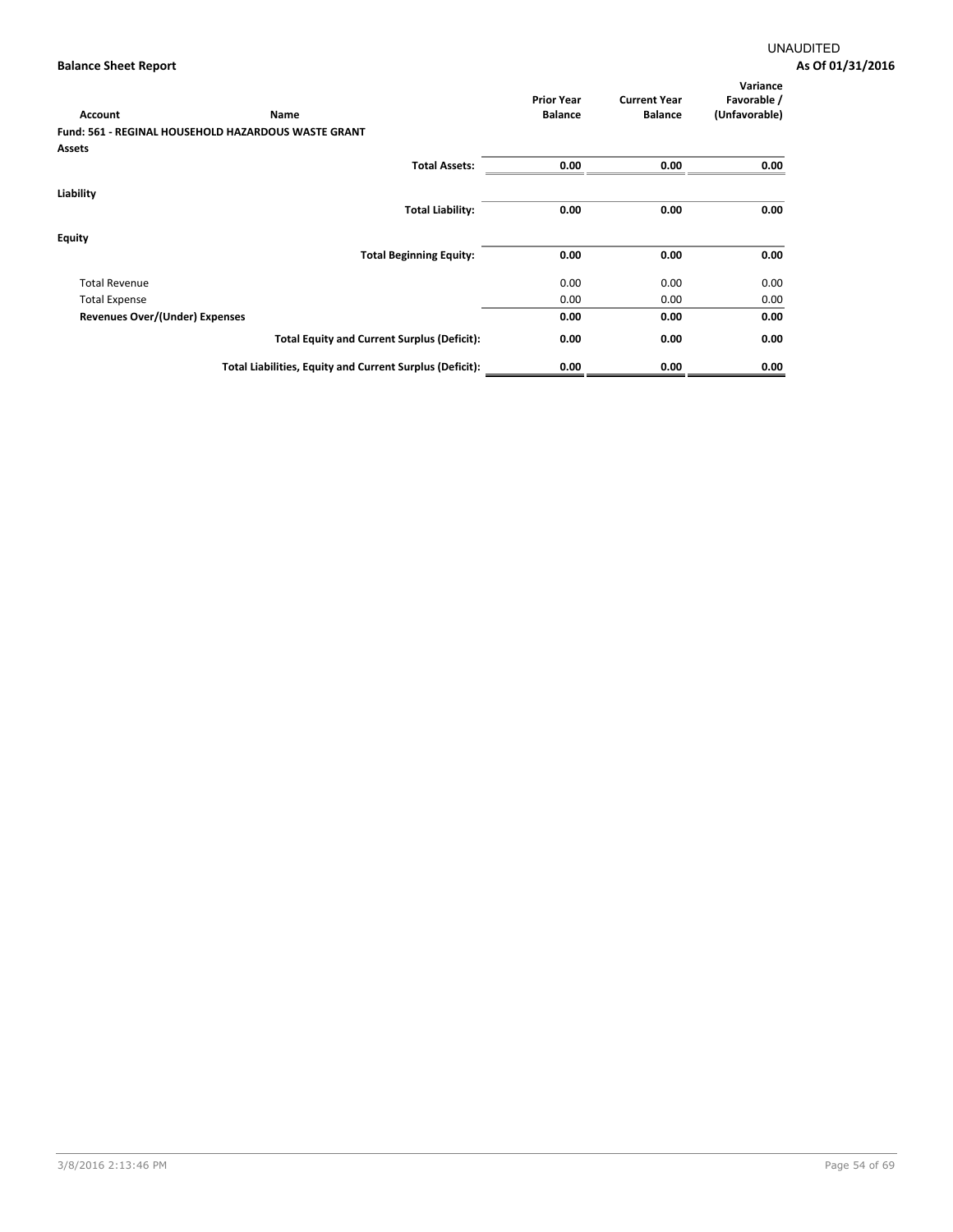UNAUDITED

**Balance Sheet Report** **As Of 01/31/2016**

| Account | Name | Prior Year Balance | Current Year Balance | Variance Favorable / (Unfavorable) |
|---|---|---|---|---|
| **Fund: 561 - REGINAL HOUSEHOLD HAZARDOUS WASTE GRANT** | | | | |
| **Assets** | | | | |
| | **Total Assets:** | **0.00** | **0.00** | **0.00** |
| **Liability** | | | | |
| | **Total Liability:** | **0.00** | **0.00** | **0.00** |
| **Equity** | | | | |
| | **Total Beginning Equity:** | **0.00** | **0.00** | **0.00** |
| Total Revenue | | 0.00 | 0.00 | 0.00 |
| Total Expense | | 0.00 | 0.00 | 0.00 |
| **Revenues Over/(Under) Expenses** | | **0.00** | **0.00** | **0.00** |
| | **Total Equity and Current Surplus (Deficit):** | **0.00** | **0.00** | **0.00** |
| | **Total Liabilities, Equity and Current Surplus (Deficit):** | **0.00** | **0.00** | **0.00** |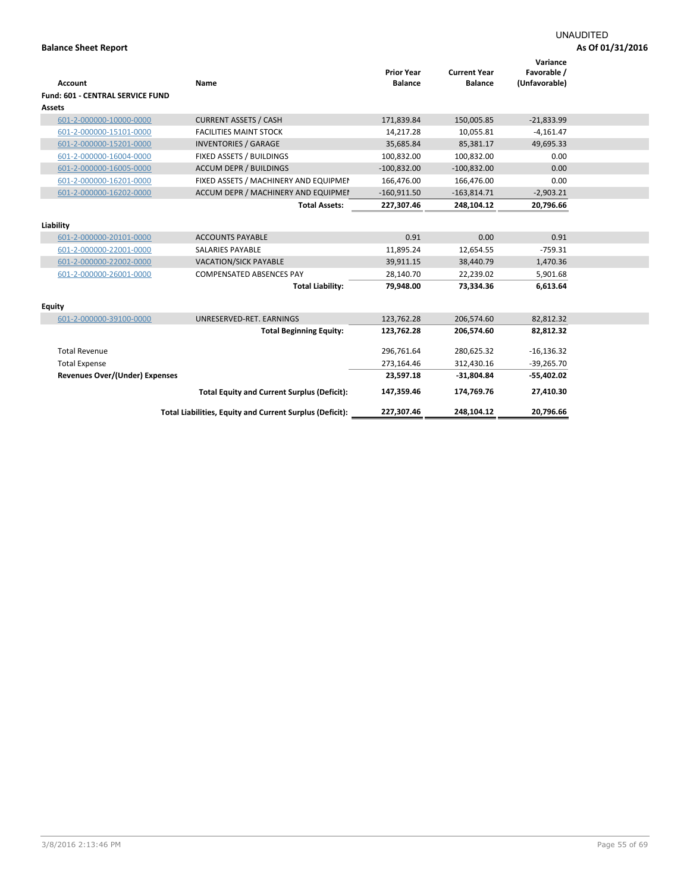UNAUDITED

**Balance Sheet Report** **As Of 01/31/2016**

| Account | Name | Prior Year Balance | Current Year Balance | Variance Favorable / (Unfavorable) |
|---|---|---|---|---|
| **Fund: 601 - CENTRAL SERVICE FUND** | | | | |
| **Assets** | | | | |
| 601-2-000000-10000-0000 | CURRENT ASSETS / CASH | 171,839.84 | 150,005.85 | -21,833.99 |
| 601-2-000000-15101-0000 | FACILITIES MAINT STOCK | 14,217.28 | 10,055.81 | -4,161.47 |
| 601-2-000000-15201-0000 | INVENTORIES / GARAGE | 35,685.84 | 85,381.17 | 49,695.33 |
| 601-2-000000-16004-0000 | FIXED ASSETS / BUILDINGS | 100,832.00 | 100,832.00 | 0.00 |
| 601-2-000000-16005-0000 | ACCUM DEPR / BUILDINGS | -100,832.00 | -100,832.00 | 0.00 |
| 601-2-000000-16201-0000 | FIXED ASSETS / MACHINERY AND EQUIPMEI | 166,476.00 | 166,476.00 | 0.00 |
| 601-2-000000-16202-0000 | ACCUM DEPR / MACHINERY AND EQUIPMEI | -160,911.50 | -163,814.71 | -2,903.21 |
| | **Total Assets:** | **227,307.46** | **248,104.12** | **20,796.66** |
| **Liability** | | | | |
| 601-2-000000-20101-0000 | ACCOUNTS PAYABLE | 0.91 | 0.00 | 0.91 |
| 601-2-000000-22001-0000 | SALARIES PAYABLE | 11,895.24 | 12,654.55 | -759.31 |
| 601-2-000000-22002-0000 | VACATION/SICK PAYABLE | 39,911.15 | 38,440.79 | 1,470.36 |
| 601-2-000000-26001-0000 | COMPENSATED ABSENCES PAY | 28,140.70 | 22,239.02 | 5,901.68 |
| | **Total Liability:** | **79,948.00** | **73,334.36** | **6,613.64** |
| **Equity** | | | | |
| 601-2-000000-39100-0000 | UNRESERVED-RET. EARNINGS | 123,762.28 | 206,574.60 | 82,812.32 |
| | **Total Beginning Equity:** | **123,762.28** | **206,574.60** | **82,812.32** |
| Total Revenue | | 296,761.64 | 280,625.32 | -16,136.32 |
| Total Expense | | 273,164.46 | 312,430.16 | -39,265.70 |
| **Revenues Over/(Under) Expenses** | | **23,597.18** | **-31,804.84** | **-55,402.02** |
| | **Total Equity and Current Surplus (Deficit):** | **147,359.46** | **174,769.76** | **27,410.30** |
| | **Total Liabilities, Equity and Current Surplus (Deficit):** | **227,307.46** | **248,104.12** | **20,796.66** |

3/8/2016 2:13:46 PM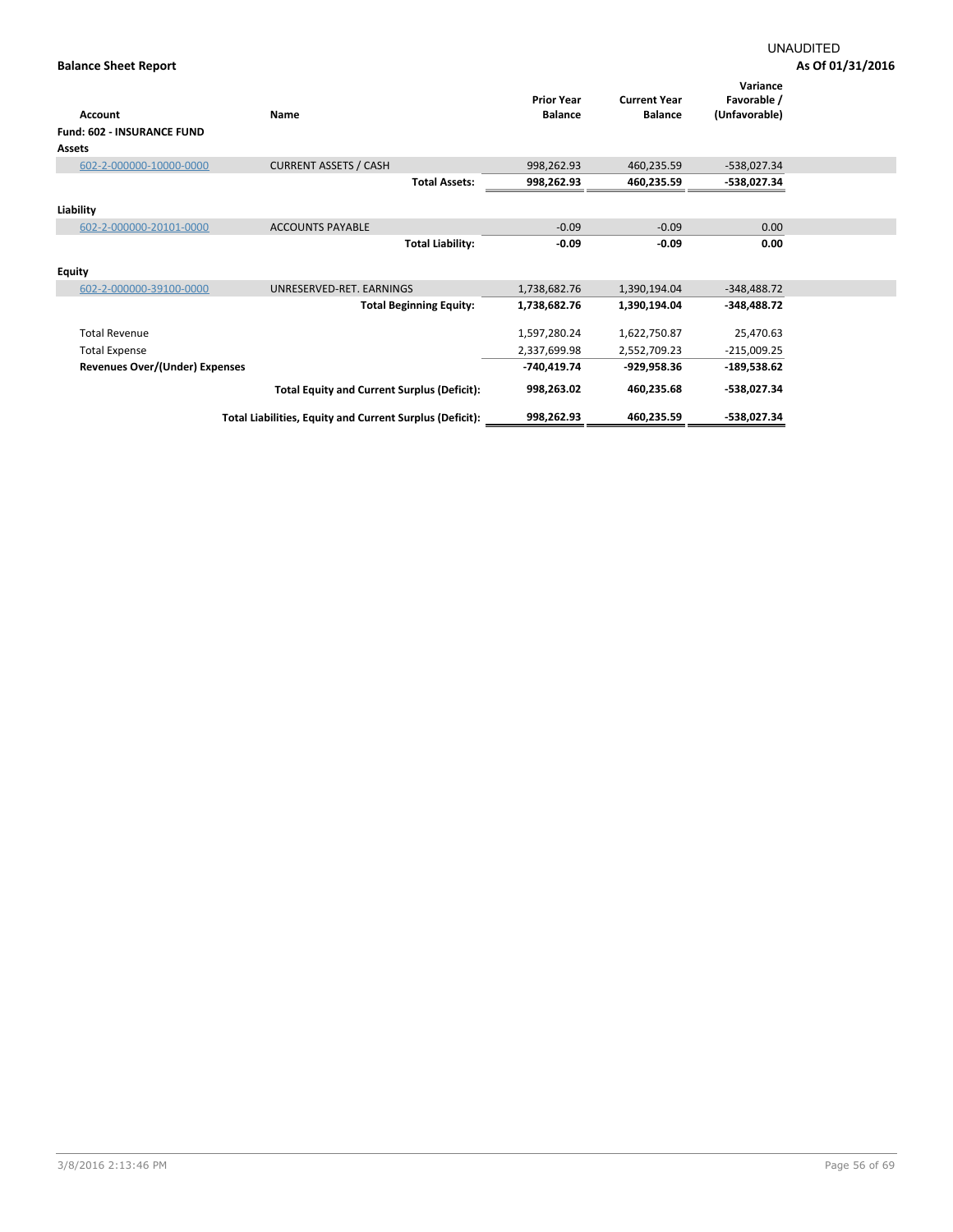UNAUDITED

**Balance Sheet Report** **As Of 01/31/2016**

| Account | Name | Prior Year Balance | Current Year Balance | Variance Favorable / (Unfavorable) |
|---|---|---|---|---|
| **Fund: 602 - INSURANCE FUND** | | | | |
| **Assets** | | | | |
| 602-2-000000-10000-0000 | CURRENT ASSETS / CASH | 998,262.93 | 460,235.59 | -538,027.34 |
| | **Total Assets:** | **998,262.93** | **460,235.59** | **-538,027.34** |
| **Liability** | | | | |
| 602-2-000000-20101-0000 | ACCOUNTS PAYABLE | -0.09 | -0.09 | 0.00 |
| | **Total Liability:** | **-0.09** | **-0.09** | **0.00** |
| **Equity** | | | | |
| 602-2-000000-39100-0000 | UNRESERVED-RET. EARNINGS | 1,738,682.76 | 1,390,194.04 | -348,488.72 |
| | **Total Beginning Equity:** | **1,738,682.76** | **1,390,194.04** | **-348,488.72** |
| Total Revenue | | 1,597,280.24 | 1,622,750.87 | 25,470.63 |
| Total Expense | | 2,337,699.98 | 2,552,709.23 | -215,009.25 |
| **Revenues Over/(Under) Expenses** | | **-740,419.74** | **-929,958.36** | **-189,538.62** |
| | **Total Equity and Current Surplus (Deficit):** | **998,263.02** | **460,235.68** | **-538,027.34** |
| | **Total Liabilities, Equity and Current Surplus (Deficit):** | **998,262.93** | **460,235.59** | **-538,027.34** |

3/8/2016 2:13:46 PM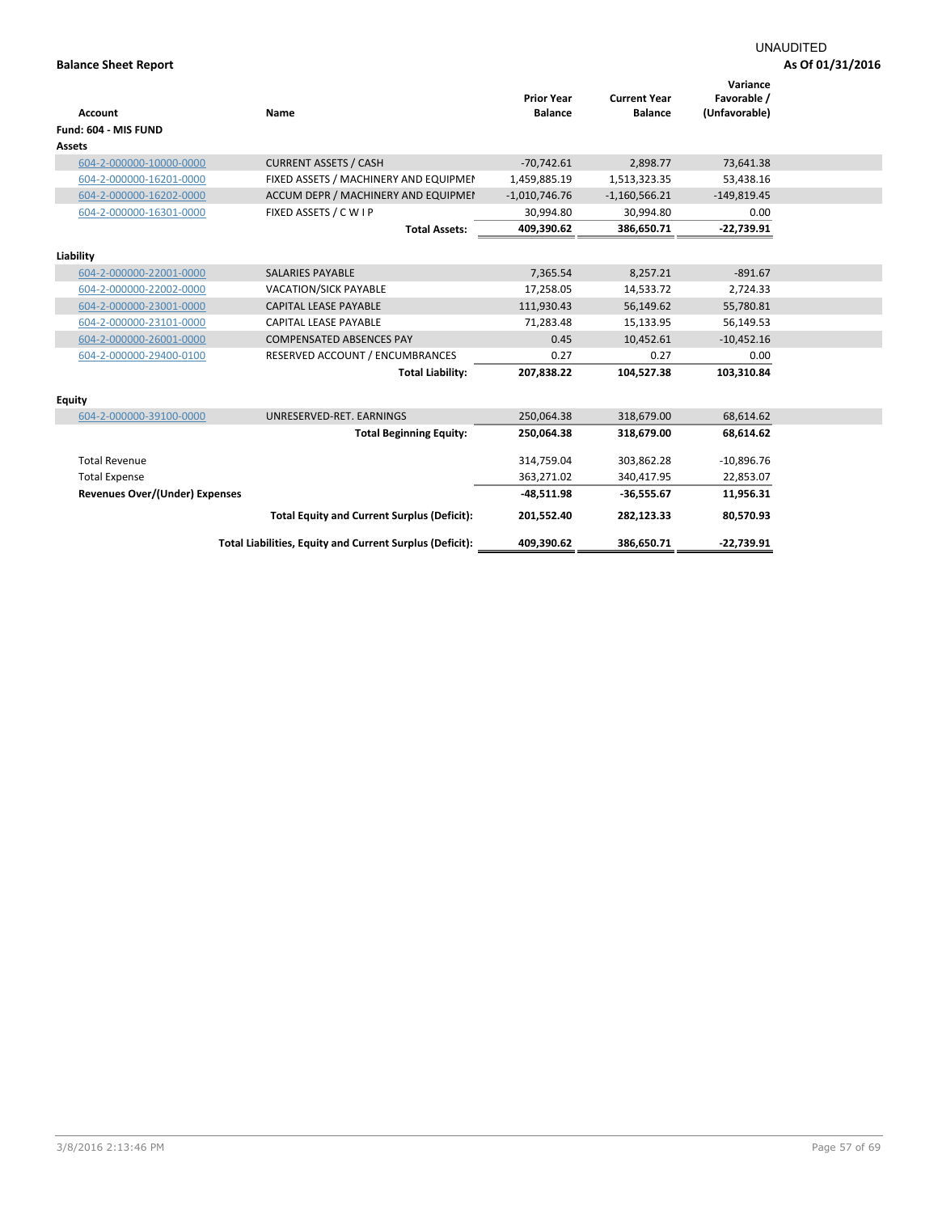UNAUDITED

**Balance Sheet Report**

**As Of 01/31/2016**

| Account | Name | Prior Year Balance | Current Year Balance | Variance Favorable / (Unfavorable) |
|---|---|---|---|---|
| **Fund: 604 - MIS FUND** | | | | |
| **Assets** | | | | |
| 604-2-000000-10000-0000 | CURRENT ASSETS / CASH | -70,742.61 | 2,898.77 | 73,641.38 |
| 604-2-000000-16201-0000 | FIXED ASSETS / MACHINERY AND EQUIPMEI | 1,459,885.19 | 1,513,323.35 | 53,438.16 |
| 604-2-000000-16202-0000 | ACCUM DEPR / MACHINERY AND EQUIPMEI | -1,010,746.76 | -1,160,566.21 | -149,819.45 |
| 604-2-000000-16301-0000 | FIXED ASSETS / C W I P | 30,994.80 | 30,994.80 | 0.00 |
| | **Total Assets:** | **409,390.62** | **386,650.71** | **-22,739.91** |
| **Liability** | | | | |
| 604-2-000000-22001-0000 | SALARIES PAYABLE | 7,365.54 | 8,257.21 | -891.67 |
| 604-2-000000-22002-0000 | VACATION/SICK PAYABLE | 17,258.05 | 14,533.72 | 2,724.33 |
| 604-2-000000-23001-0000 | CAPITAL LEASE PAYABLE | 111,930.43 | 56,149.62 | 55,780.81 |
| 604-2-000000-23101-0000 | CAPITAL LEASE PAYABLE | 71,283.48 | 15,133.95 | 56,149.53 |
| 604-2-000000-26001-0000 | COMPENSATED ABSENCES PAY | 0.45 | 10,452.61 | -10,452.16 |
| 604-2-000000-29400-0100 | RESERVED ACCOUNT / ENCUMBRANCES | 0.27 | 0.27 | 0.00 |
| | **Total Liability:** | **207,838.22** | **104,527.38** | **103,310.84** |
| **Equity** | | | | |
| 604-2-000000-39100-0000 | UNRESERVED-RET. EARNINGS | 250,064.38 | 318,679.00 | 68,614.62 |
| | **Total Beginning Equity:** | **250,064.38** | **318,679.00** | **68,614.62** |
| Total Revenue | | 314,759.04 | 303,862.28 | -10,896.76 |
| Total Expense | | 363,271.02 | 340,417.95 | 22,853.07 |
| **Revenues Over/(Under) Expenses** | | **-48,511.98** | **-36,555.67** | **11,956.31** |
| | **Total Equity and Current Surplus (Deficit):** | **201,552.40** | **282,123.33** | **80,570.93** |
| | **Total Liabilities, Equity and Current Surplus (Deficit):** | **409,390.62** | **386,650.71** | **-22,739.91** |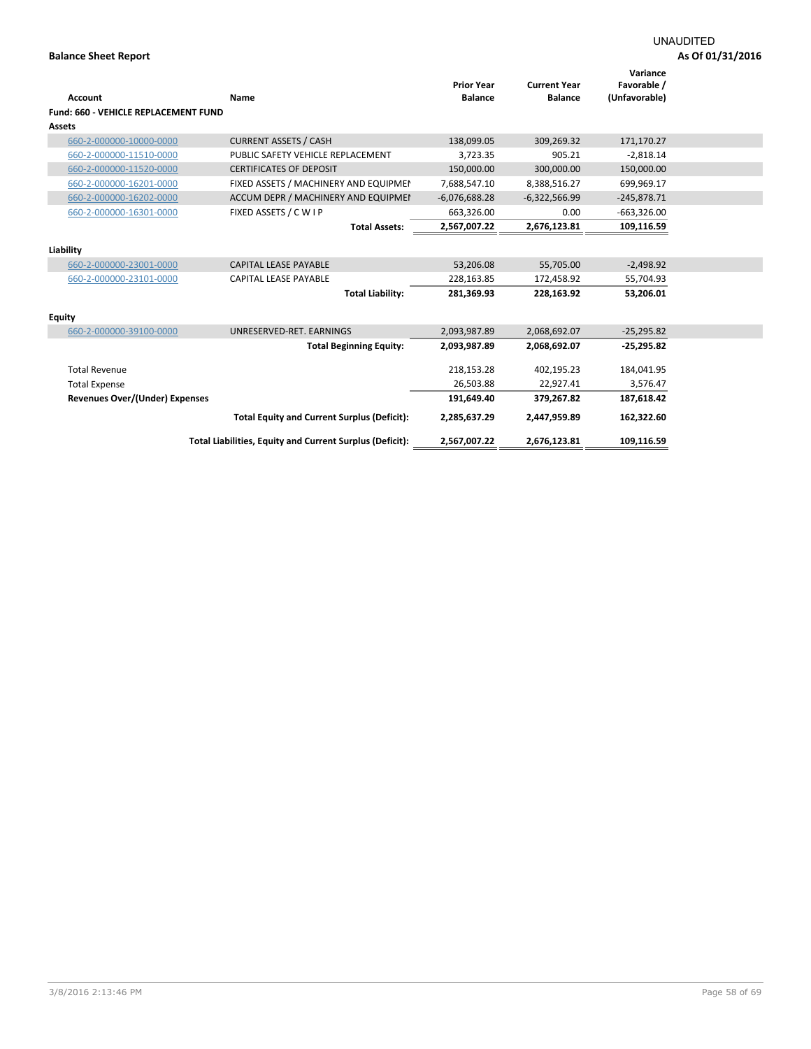UNAUDITED

**Balance Sheet Report** **As Of 01/31/2016**

| Account | Name | Prior Year Balance | Current Year Balance | Variance Favorable / (Unfavorable) |
|---|---|---|---|---|
| **Fund: 660 - VEHICLE REPLACEMENT FUND** | | | | |
| **Assets** | | | | |
| 660-2-000000-10000-0000 | CURRENT ASSETS / CASH | 138,099.05 | 309,269.32 | 171,170.27 |
| 660-2-000000-11510-0000 | PUBLIC SAFETY VEHICLE REPLACEMENT | 3,723.35 | 905.21 | -2,818.14 |
| 660-2-000000-11520-0000 | CERTIFICATES OF DEPOSIT | 150,000.00 | 300,000.00 | 150,000.00 |
| 660-2-000000-16201-0000 | FIXED ASSETS / MACHINERY AND EQUIPMEI | 7,688,547.10 | 8,388,516.27 | 699,969.17 |
| 660-2-000000-16202-0000 | ACCUM DEPR / MACHINERY AND EQUIPMEI | -6,076,688.28 | -6,322,566.99 | -245,878.71 |
| 660-2-000000-16301-0000 | FIXED ASSETS / C W I P | 663,326.00 | 0.00 | -663,326.00 |
| | **Total Assets:** | **2,567,007.22** | **2,676,123.81** | **109,116.59** |
| **Liability** | | | | |
| 660-2-000000-23001-0000 | CAPITAL LEASE PAYABLE | 53,206.08 | 55,705.00 | -2,498.92 |
| 660-2-000000-23101-0000 | CAPITAL LEASE PAYABLE | 228,163.85 | 172,458.92 | 55,704.93 |
| | **Total Liability:** | **281,369.93** | **228,163.92** | **53,206.01** |
| **Equity** | | | | |
| 660-2-000000-39100-0000 | UNRESERVED-RET. EARNINGS | 2,093,987.89 | 2,068,692.07 | -25,295.82 |
| | **Total Beginning Equity:** | **2,093,987.89** | **2,068,692.07** | **-25,295.82** |
| Total Revenue | | 218,153.28 | 402,195.23 | 184,041.95 |
| Total Expense | | 26,503.88 | 22,927.41 | 3,576.47 |
| **Revenues Over/(Under) Expenses** | | **191,649.40** | **379,267.82** | **187,618.42** |
| | **Total Equity and Current Surplus (Deficit):** | **2,285,637.29** | **2,447,959.89** | **162,322.60** |
| | **Total Liabilities, Equity and Current Surplus (Deficit):** | **2,567,007.22** | **2,676,123.81** | **109,116.59** |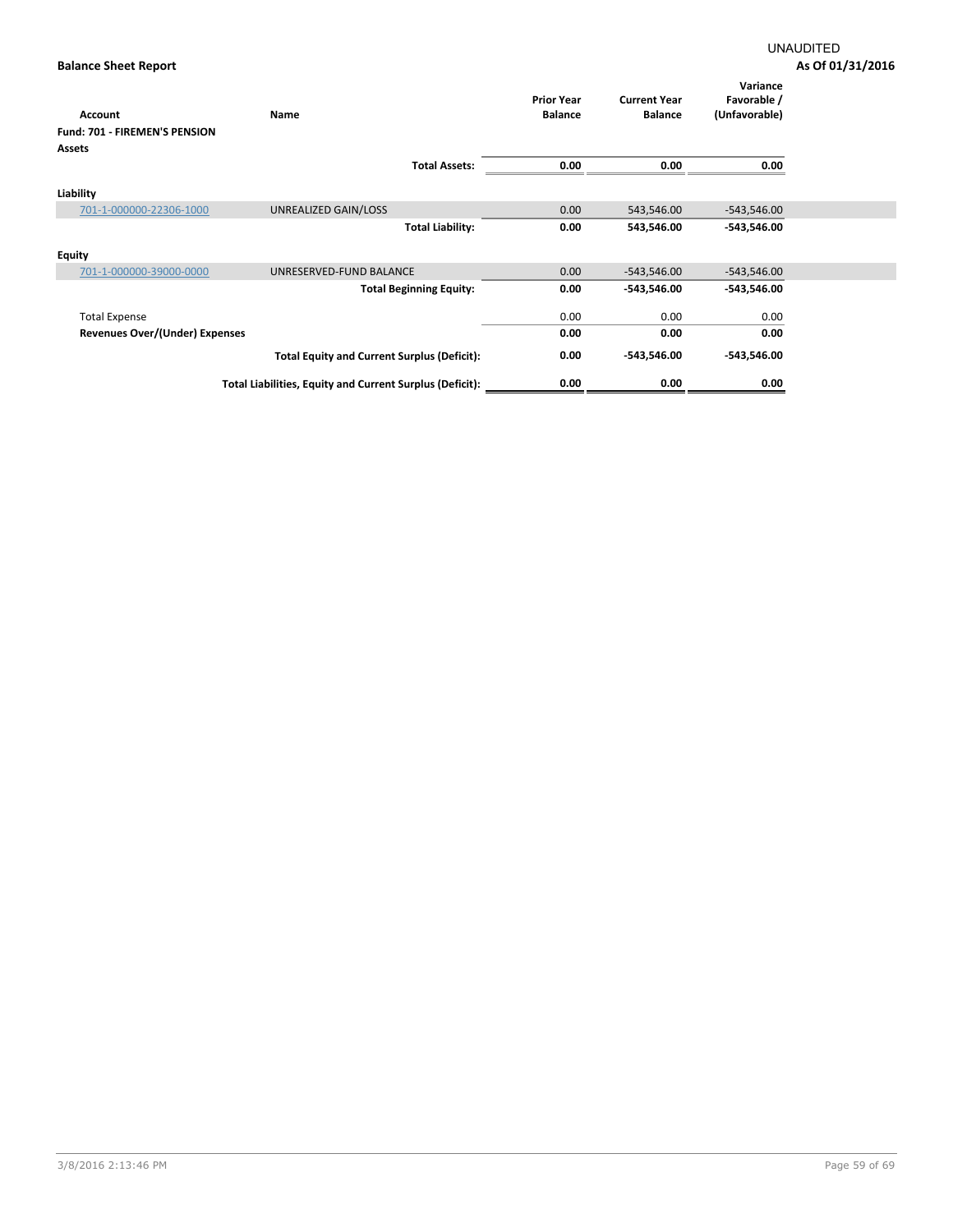UNAUDITED

**Balance Sheet Report** **As Of 01/31/2016**

| Account | Name | Prior Year Balance | Current Year Balance | Variance Favorable / (Unfavorable) |
|---|---|---|---|---|
| **Fund: 701 - FIREMEN'S PENSION** | | | | |
| **Assets** | | | | |
| | **Total Assets:** | **0.00** | **0.00** | **0.00** |
| **Liability** | | | | |
| 701-1-000000-22306-1000 | UNREALIZED GAIN/LOSS | 0.00 | 543,546.00 | -543,546.00 |
| | **Total Liability:** | **0.00** | **543,546.00** | **-543,546.00** |
| **Equity** | | | | |
| 701-1-000000-39000-0000 | UNRESERVED-FUND BALANCE | 0.00 | -543,546.00 | -543,546.00 |
| | **Total Beginning Equity:** | **0.00** | **-543,546.00** | **-543,546.00** |
| Total Expense | | 0.00 | 0.00 | 0.00 |
| **Revenues Over/(Under) Expenses** | | **0.00** | **0.00** | **0.00** |
| | **Total Equity and Current Surplus (Deficit):** | **0.00** | **-543,546.00** | **-543,546.00** |
| | **Total Liabilities, Equity and Current Surplus (Deficit):** | **0.00** | **0.00** | **0.00** |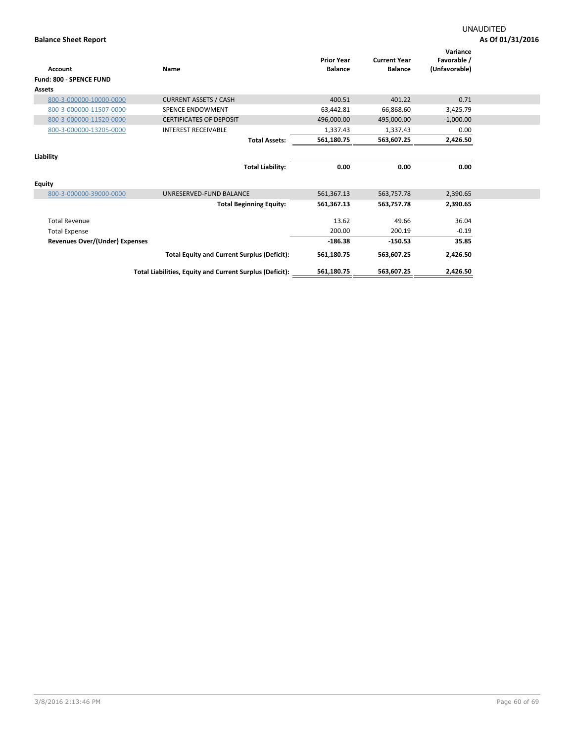UNAUDITED

**Balance Sheet Report** **As Of 01/31/2016**

| Account | Name | Prior Year Balance | Current Year Balance | Variance Favorable / (Unfavorable) |
|---|---|---|---|---|
| **Fund: 800 - SPENCE FUND** | | | | |
| **Assets** | | | | |
| 800-3-000000-10000-0000 | CURRENT ASSETS / CASH | 400.51 | 401.22 | 0.71 |
| 800-3-000000-11507-0000 | SPENCE ENDOWMENT | 63,442.81 | 66,868.60 | 3,425.79 |
| 800-3-000000-11520-0000 | CERTIFICATES OF DEPOSIT | 496,000.00 | 495,000.00 | -1,000.00 |
| 800-3-000000-13205-0000 | INTEREST RECEIVABLE | 1,337.43 | 1,337.43 | 0.00 |
| | **Total Assets:** | **561,180.75** | **563,607.25** | **2,426.50** |
| **Liability** | | | | |
| | **Total Liability:** | **0.00** | **0.00** | **0.00** |
| **Equity** | | | | |
| 800-3-000000-39000-0000 | UNRESERVED-FUND BALANCE | 561,367.13 | 563,757.78 | 2,390.65 |
| | **Total Beginning Equity:** | **561,367.13** | **563,757.78** | **2,390.65** |
| Total Revenue | | 13.62 | 49.66 | 36.04 |
| Total Expense | | 200.00 | 200.19 | -0.19 |
| **Revenues Over/(Under) Expenses** | | **-186.38** | **-150.53** | **35.85** |
| | **Total Equity and Current Surplus (Deficit):** | **561,180.75** | **563,607.25** | **2,426.50** |
| | **Total Liabilities, Equity and Current Surplus (Deficit):** | **561,180.75** | **563,607.25** | **2,426.50** |

3/8/2016 2:13:46 PM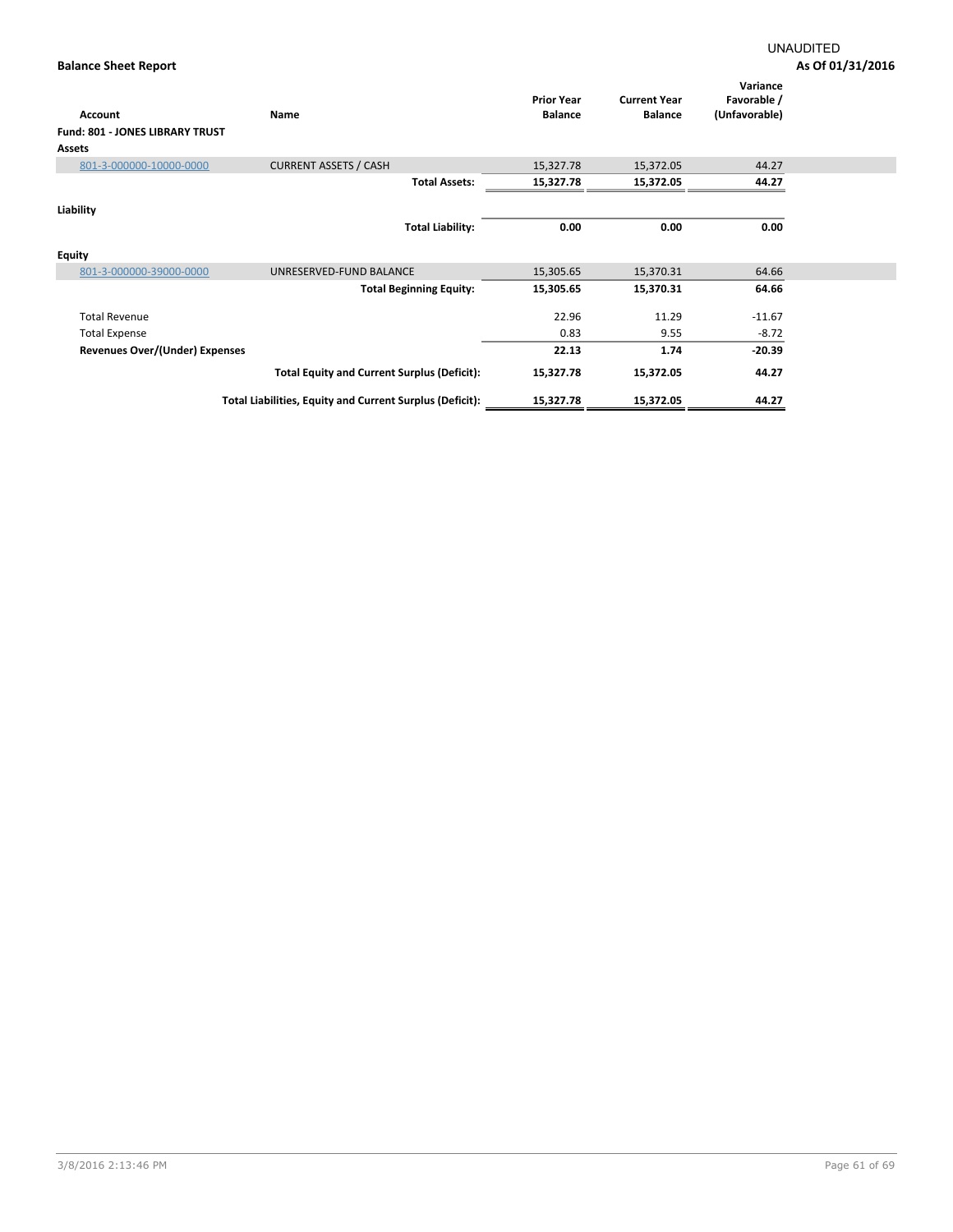UNAUDITED

**Balance Sheet Report**

**As Of 01/31/2016**

| Account | Name | Prior Year Balance | Current Year Balance | Variance Favorable / (Unfavorable) |
|---|---|---|---|---|
| **Fund: 801 - JONES LIBRARY TRUST** | | | | |
| **Assets** | | | | |
| 801-3-000000-10000-0000 | CURRENT ASSETS / CASH | 15,327.78 | 15,372.05 | 44.27 |
| | **Total Assets:** | **15,327.78** | **15,372.05** | **44.27** |
| **Liability** | | | | |
| | **Total Liability:** | **0.00** | **0.00** | **0.00** |
| **Equity** | | | | |
| 801-3-000000-39000-0000 | UNRESERVED-FUND BALANCE | 15,305.65 | 15,370.31 | 64.66 |
| | **Total Beginning Equity:** | **15,305.65** | **15,370.31** | **64.66** |
| Total Revenue | | 22.96 | 11.29 | -11.67 |
| Total Expense | | 0.83 | 9.55 | -8.72 |
| **Revenues Over/(Under) Expenses** | | **22.13** | **1.74** | **-20.39** |
| | **Total Equity and Current Surplus (Deficit):** | **15,327.78** | **15,372.05** | **44.27** |
| | **Total Liabilities, Equity and Current Surplus (Deficit):** | **15,327.78** | **15,372.05** | **44.27** |

3/8/2016 2:13:46 PM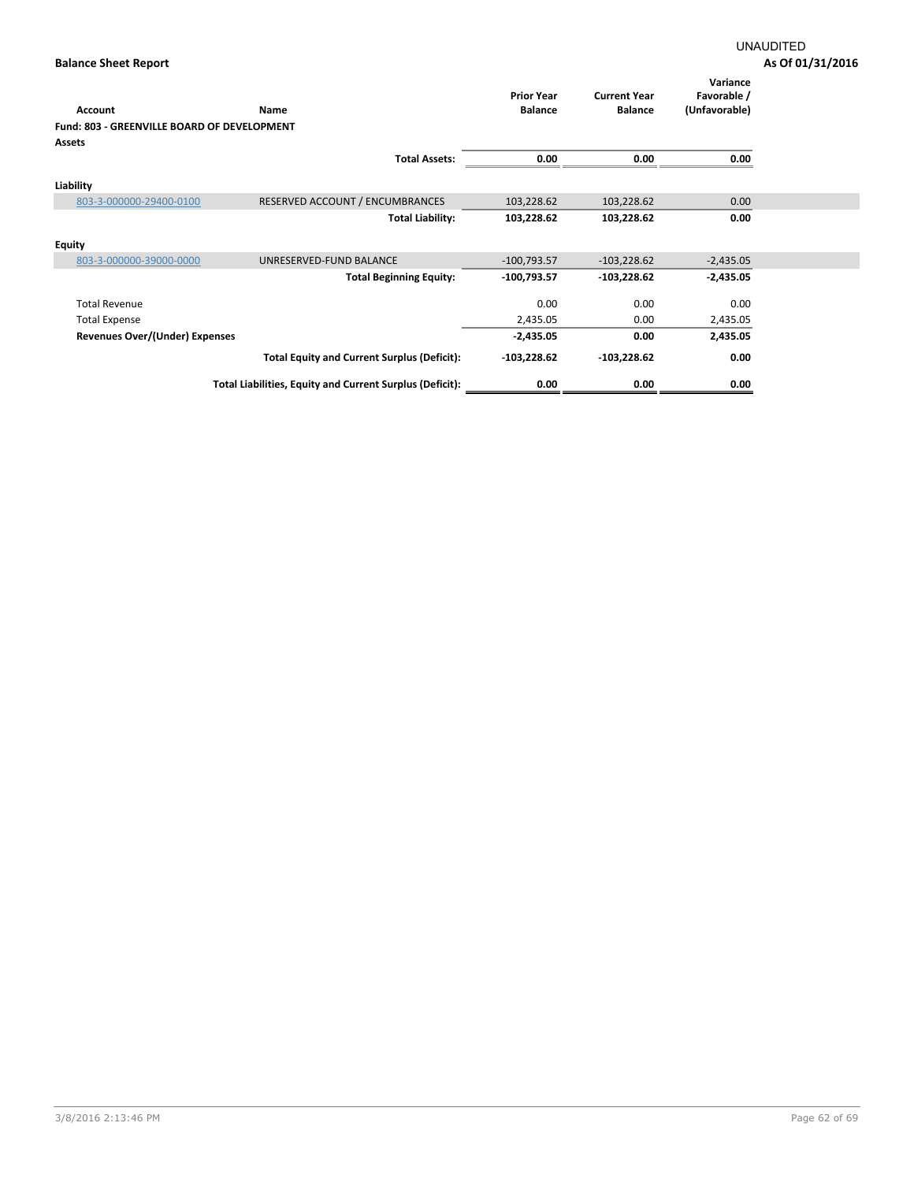UNAUDITED

**Balance Sheet Report**

**As Of 01/31/2016**

| Account | Name | Prior Year Balance | Current Year Balance | Variance Favorable / (Unfavorable) |
|---|---|---|---|---|
| **Fund: 803 - GREENVILLE BOARD OF DEVELOPMENT** | | | | |
| **Assets** | | | | |
| | **Total Assets:** | **0.00** | **0.00** | **0.00** |
| **Liability** | | | | |
| 803-3-000000-29400-0100 | RESERVED ACCOUNT / ENCUMBRANCES | 103,228.62 | 103,228.62 | 0.00 |
| | **Total Liability:** | **103,228.62** | **103,228.62** | **0.00** |
| **Equity** | | | | |
| 803-3-000000-39000-0000 | UNRESERVED-FUND BALANCE | -100,793.57 | -103,228.62 | -2,435.05 |
| | **Total Beginning Equity:** | **-100,793.57** | **-103,228.62** | **-2,435.05** |
| Total Revenue | | 0.00 | 0.00 | 0.00 |
| Total Expense | | 2,435.05 | 0.00 | 2,435.05 |
| **Revenues Over/(Under) Expenses** | | **-2,435.05** | **0.00** | **2,435.05** |
| | **Total Equity and Current Surplus (Deficit):** | **-103,228.62** | **-103,228.62** | **0.00** |
| | **Total Liabilities, Equity and Current Surplus (Deficit):** | **0.00** | **0.00** | **0.00** |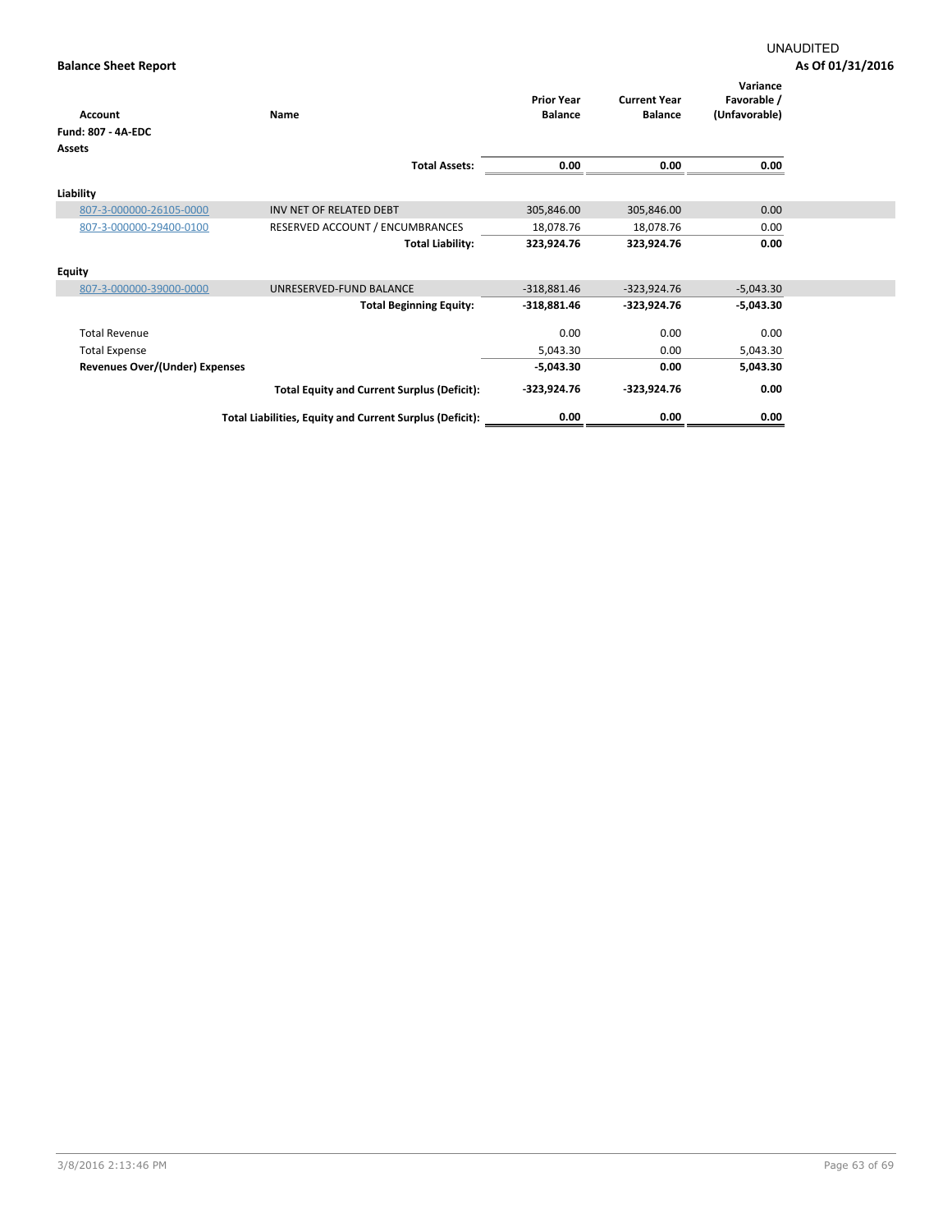UNAUDITED

**Balance Sheet Report**

**As Of 01/31/2016**

| Account | Name | Prior Year Balance | Current Year Balance | Variance Favorable / (Unfavorable) |
|---|---|---|---|---|
| **Fund: 807 - 4A-EDC** | | | | |
| **Assets** | | | | |
| | **Total Assets:** | **0.00** | **0.00** | **0.00** |
| **Liability** | | | | |
| 807-3-000000-26105-0000 | INV NET OF RELATED DEBT | 305,846.00 | 305,846.00 | 0.00 |
| 807-3-000000-29400-0100 | RESERVED ACCOUNT / ENCUMBRANCES | 18,078.76 | 18,078.76 | 0.00 |
| | **Total Liability:** | **323,924.76** | **323,924.76** | **0.00** |
| **Equity** | | | | |
| 807-3-000000-39000-0000 | UNRESERVED-FUND BALANCE | -318,881.46 | -323,924.76 | -5,043.30 |
| | **Total Beginning Equity:** | **-318,881.46** | **-323,924.76** | **-5,043.30** |
| Total Revenue | | 0.00 | 0.00 | 0.00 |
| Total Expense | | 5,043.30 | 0.00 | 5,043.30 |
| **Revenues Over/(Under) Expenses** | | **-5,043.30** | **0.00** | **5,043.30** |
| | **Total Equity and Current Surplus (Deficit):** | **-323,924.76** | **-323,924.76** | **0.00** |
| | **Total Liabilities, Equity and Current Surplus (Deficit):** | **0.00** | **0.00** | **0.00** |

3/8/2016 2:13:46 PM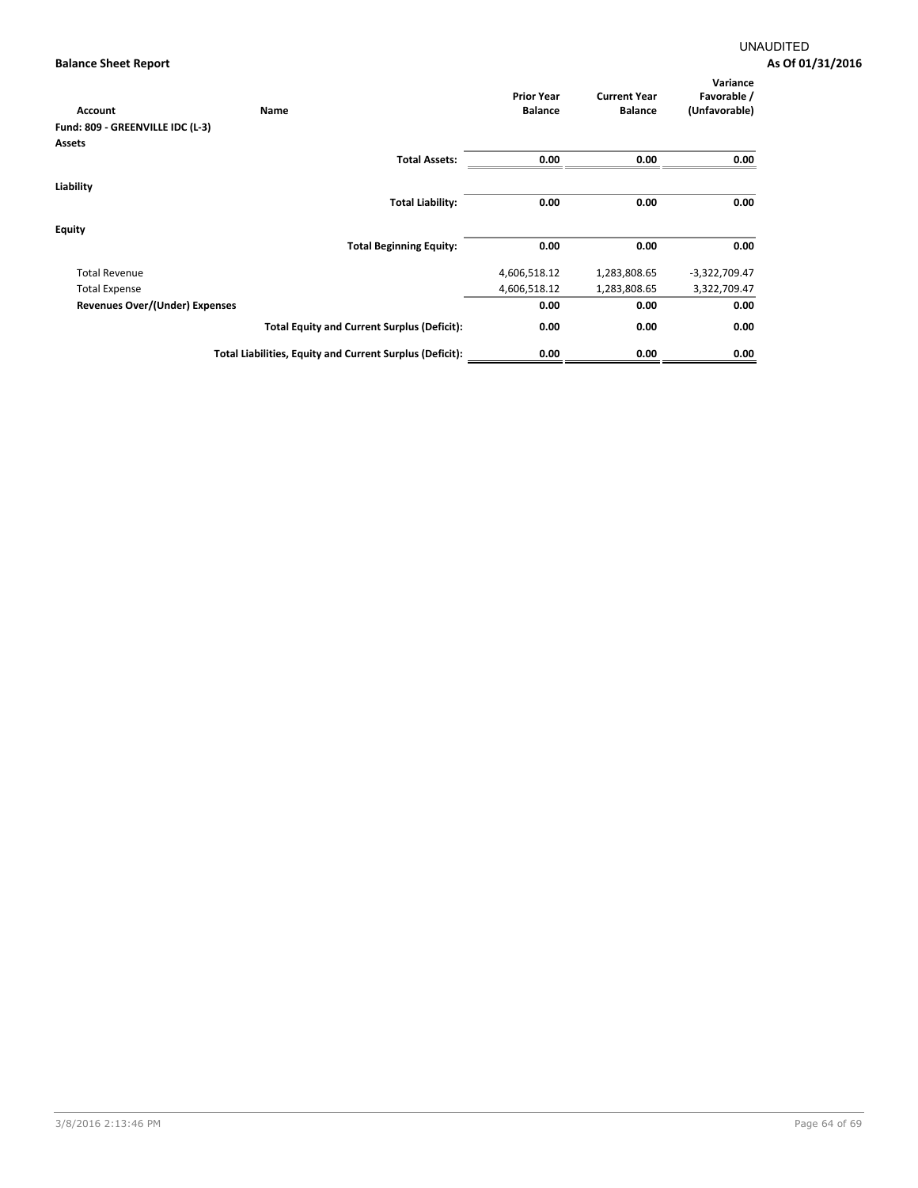UNAUDITED

**Balance Sheet Report** **As Of 01/31/2016**

| Account | Name | Prior Year Balance | Current Year Balance | Variance Favorable / (Unfavorable) |
|---|---|---|---|---|
| **Fund: 809 - GREENVILLE IDC (L-3)** | | | | |
| **Assets** | | | | |
| | **Total Assets:** | **0.00** | **0.00** | **0.00** |
| **Liability** | | | | |
| | **Total Liability:** | **0.00** | **0.00** | **0.00** |
| **Equity** | | | | |
| | **Total Beginning Equity:** | **0.00** | **0.00** | **0.00** |
| Total Revenue | | 4,606,518.12 | 1,283,808.65 | -3,322,709.47 |
| Total Expense | | 4,606,518.12 | 1,283,808.65 | 3,322,709.47 |
| **Revenues Over/(Under) Expenses** | | **0.00** | **0.00** | **0.00** |
| | **Total Equity and Current Surplus (Deficit):** | **0.00** | **0.00** | **0.00** |
| | **Total Liabilities, Equity and Current Surplus (Deficit):** | **0.00** | **0.00** | **0.00** |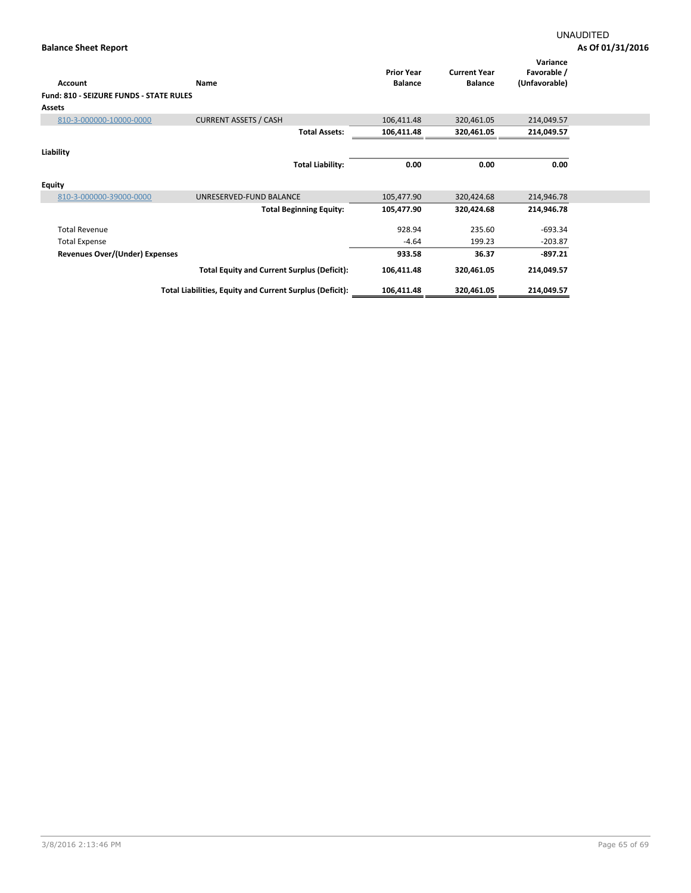UNAUDITED

**Balance Sheet Report** **As Of 01/31/2016**

| Account | Name | Prior Year Balance | Current Year Balance | Variance Favorable / (Unfavorable) |
|---|---|---|---|---|
| **Fund: 810 - SEIZURE FUNDS - STATE RULES** | | | | |
| **Assets** | | | | |
| 810-3-000000-10000-0000 | CURRENT ASSETS / CASH | 106,411.48 | 320,461.05 | 214,049.57 |
| | **Total Assets:** | **106,411.48** | **320,461.05** | **214,049.57** |
| **Liability** | | | | |
| | **Total Liability:** | **0.00** | **0.00** | **0.00** |
| **Equity** | | | | |
| 810-3-000000-39000-0000 | UNRESERVED-FUND BALANCE | 105,477.90 | 320,424.68 | 214,946.78 |
| | **Total Beginning Equity:** | **105,477.90** | **320,424.68** | **214,946.78** |
| Total Revenue | | 928.94 | 235.60 | -693.34 |
| Total Expense | | -4.64 | 199.23 | -203.87 |
| **Revenues Over/(Under) Expenses** | | **933.58** | **36.37** | **-897.21** |
| | **Total Equity and Current Surplus (Deficit):** | **106,411.48** | **320,461.05** | **214,049.57** |
| | **Total Liabilities, Equity and Current Surplus (Deficit):** | **106,411.48** | **320,461.05** | **214,049.57** |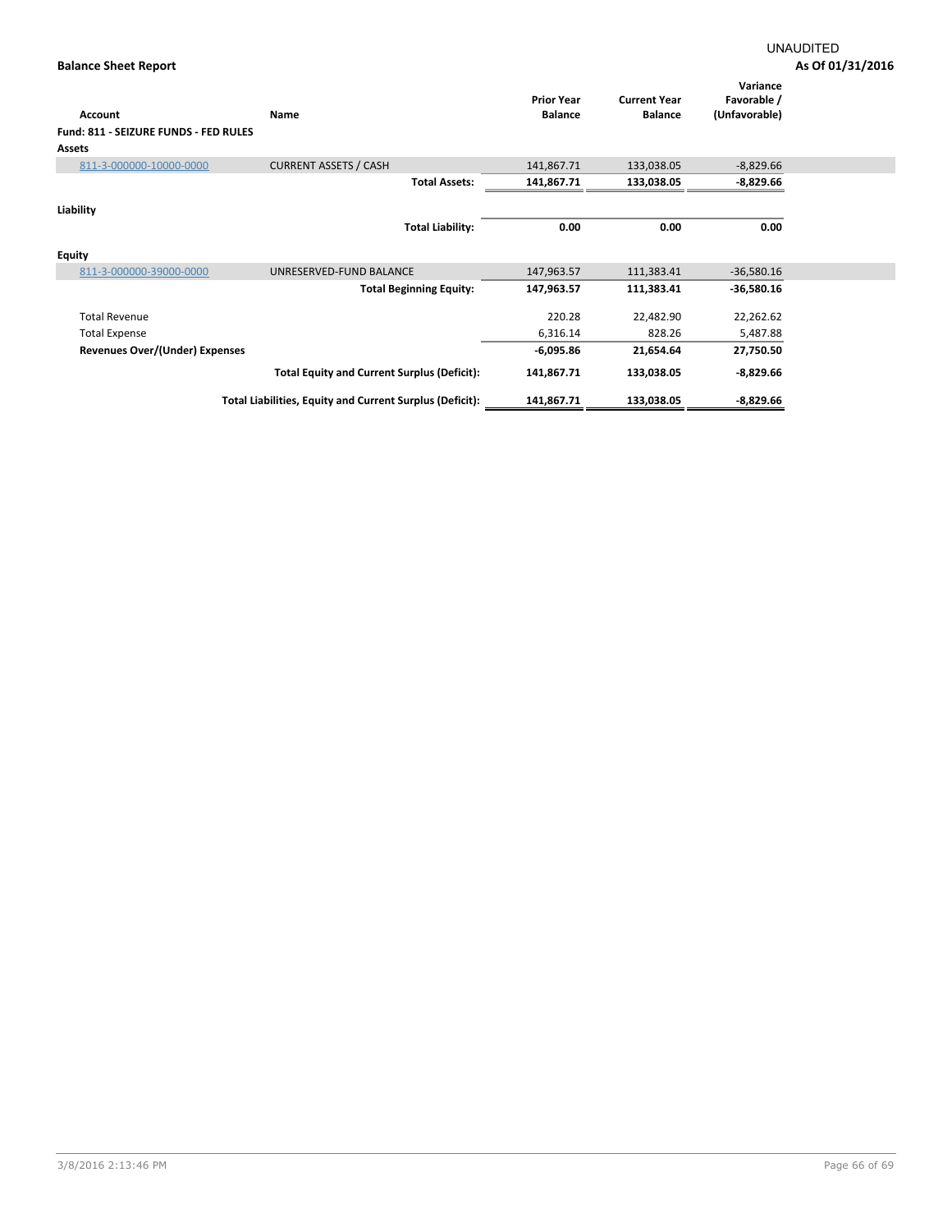UNAUDITED

**Balance Sheet Report** **As Of 01/31/2016**

| Account | Name | Prior Year Balance | Current Year Balance | Variance Favorable / (Unfavorable) |
|---|---|---|---|---|
| **Fund: 811 - SEIZURE FUNDS - FED RULES** | | | | |
| **Assets** | | | | |
| 811-3-000000-10000-0000 | CURRENT ASSETS / CASH | 141,867.71 | 133,038.05 | -8,829.66 |
| | **Total Assets:** | **141,867.71** | **133,038.05** | **-8,829.66** |
| **Liability** | | | | |
| | **Total Liability:** | **0.00** | **0.00** | **0.00** |
| **Equity** | | | | |
| 811-3-000000-39000-0000 | UNRESERVED-FUND BALANCE | 147,963.57 | 111,383.41 | -36,580.16 |
| | **Total Beginning Equity:** | **147,963.57** | **111,383.41** | **-36,580.16** |
| Total Revenue | | 220.28 | 22,482.90 | 22,262.62 |
| Total Expense | | 6,316.14 | 828.26 | 5,487.88 |
| **Revenues Over/(Under) Expenses** | | **-6,095.86** | **21,654.64** | **27,750.50** |
| | **Total Equity and Current Surplus (Deficit):** | **141,867.71** | **133,038.05** | **-8,829.66** |
| | **Total Liabilities, Equity and Current Surplus (Deficit):** | **141,867.71** | **133,038.05** | **-8,829.66** |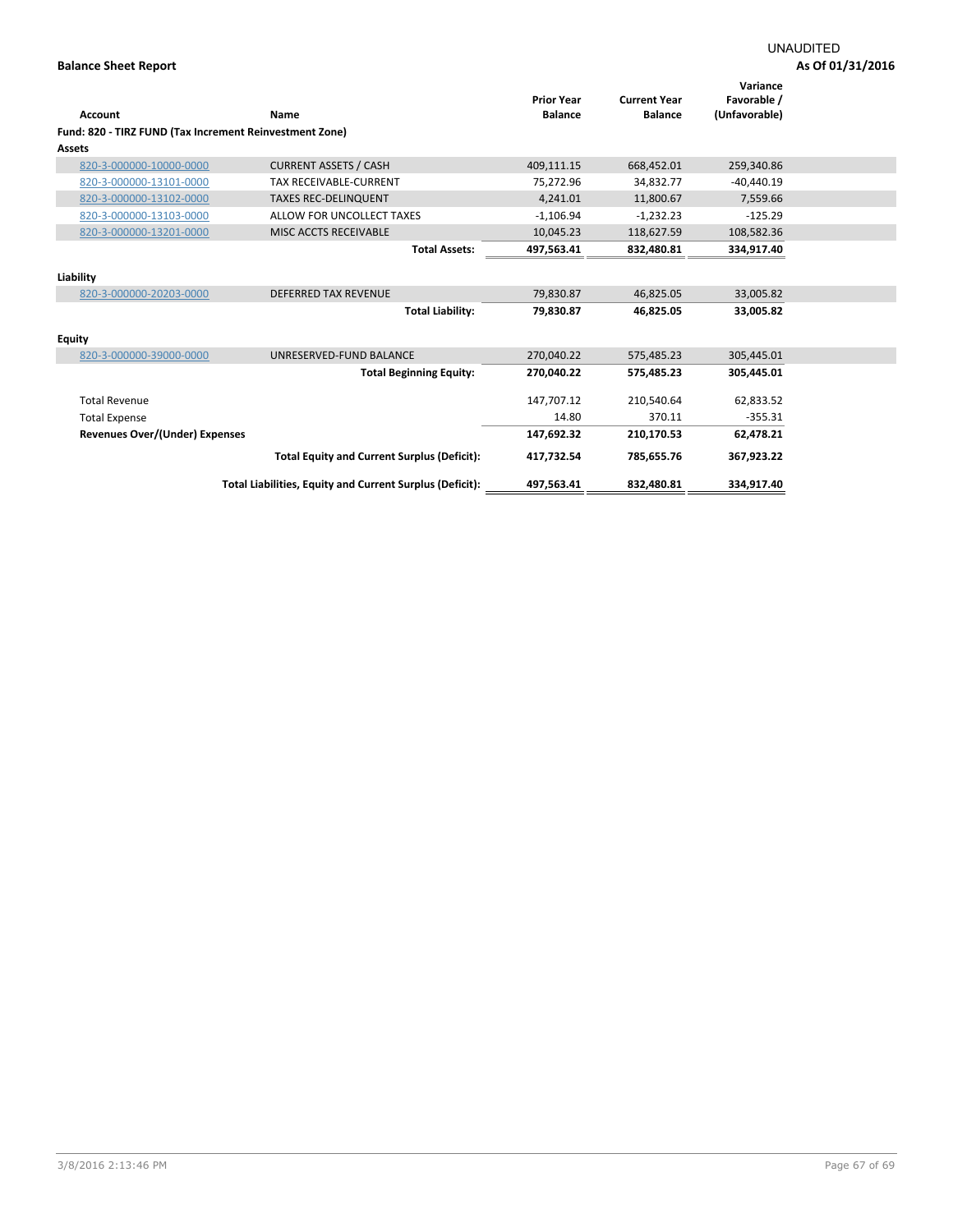UNAUDITED

**Balance Sheet Report** **As Of 01/31/2016**

| Account | Name | Prior Year Balance | Current Year Balance | Variance Favorable / (Unfavorable) |
|---|---|---|---|---|
| **Fund: 820 - TIRZ FUND (Tax Increment Reinvestment Zone)** | | | | |
| **Assets** | | | | |
| 820-3-000000-10000-0000 | CURRENT ASSETS / CASH | 409,111.15 | 668,452.01 | 259,340.86 |
| 820-3-000000-13101-0000 | TAX RECEIVABLE-CURRENT | 75,272.96 | 34,832.77 | -40,440.19 |
| 820-3-000000-13102-0000 | TAXES REC-DELINQUENT | 4,241.01 | 11,800.67 | 7,559.66 |
| 820-3-000000-13103-0000 | ALLOW FOR UNCOLLECT TAXES | -1,106.94 | -1,232.23 | -125.29 |
| 820-3-000000-13201-0000 | MISC ACCTS RECEIVABLE | 10,045.23 | 118,627.59 | 108,582.36 |
| | **Total Assets:** | **497,563.41** | **832,480.81** | **334,917.40** |
| **Liability** | | | | |
| 820-3-000000-20203-0000 | DEFERRED TAX REVENUE | 79,830.87 | 46,825.05 | 33,005.82 |
| | **Total Liability:** | **79,830.87** | **46,825.05** | **33,005.82** |
| **Equity** | | | | |
| 820-3-000000-39000-0000 | UNRESERVED-FUND BALANCE | 270,040.22 | 575,485.23 | 305,445.01 |
| | **Total Beginning Equity:** | **270,040.22** | **575,485.23** | **305,445.01** |
| Total Revenue | | 147,707.12 | 210,540.64 | 62,833.52 |
| Total Expense | | 14.80 | 370.11 | -355.31 |
| **Revenues Over/(Under) Expenses** | | **147,692.32** | **210,170.53** | **62,478.21** |
| | **Total Equity and Current Surplus (Deficit):** | **417,732.54** | **785,655.76** | **367,923.22** |
| | **Total Liabilities, Equity and Current Surplus (Deficit):** | **497,563.41** | **832,480.81** | **334,917.40** |

3/8/2016 2:13:46 PM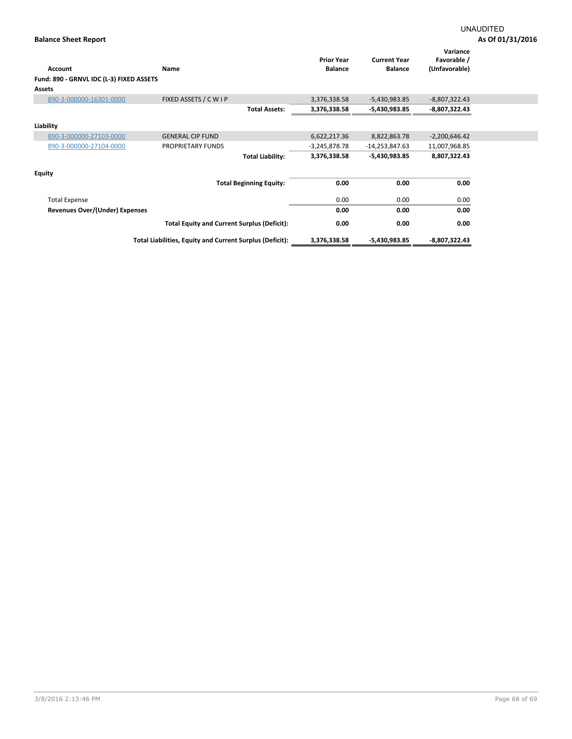UNAUDITED

**Balance Sheet Report**

**As Of 01/31/2016**

| Account | Name | Prior Year Balance | Current Year Balance | Variance Favorable / (Unfavorable) |
|---|---|---|---|---|
| **Fund: 890 - GRNVL IDC (L-3) FIXED ASSETS** | | | | |
| **Assets** | | | | |
| 890-3-000000-16301-0000 | FIXED ASSETS / C W I P | 3,376,338.58 | -5,430,983.85 | -8,807,322.43 |
| | **Total Assets:** | **3,376,338.58** | **-5,430,983.85** | **-8,807,322.43** |
| **Liability** | | | | |
| 890-3-000000-27103-0000 | GENERAL CIP FUND | 6,622,217.36 | 8,822,863.78 | -2,200,646.42 |
| 890-3-000000-27104-0000 | PROPRIETARY FUNDS | -3,245,878.78 | -14,253,847.63 | 11,007,968.85 |
| | **Total Liability:** | **3,376,338.58** | **-5,430,983.85** | **8,807,322.43** |
| **Equity** | | | | |
| | **Total Beginning Equity:** | **0.00** | **0.00** | **0.00** |
| Total Expense | | 0.00 | 0.00 | 0.00 |
| **Revenues Over/(Under) Expenses** | | **0.00** | **0.00** | **0.00** |
| | **Total Equity and Current Surplus (Deficit):** | **0.00** | **0.00** | **0.00** |
| | **Total Liabilities, Equity and Current Surplus (Deficit):** | **3,376,338.58** | **-5,430,983.85** | **-8,807,322.43** |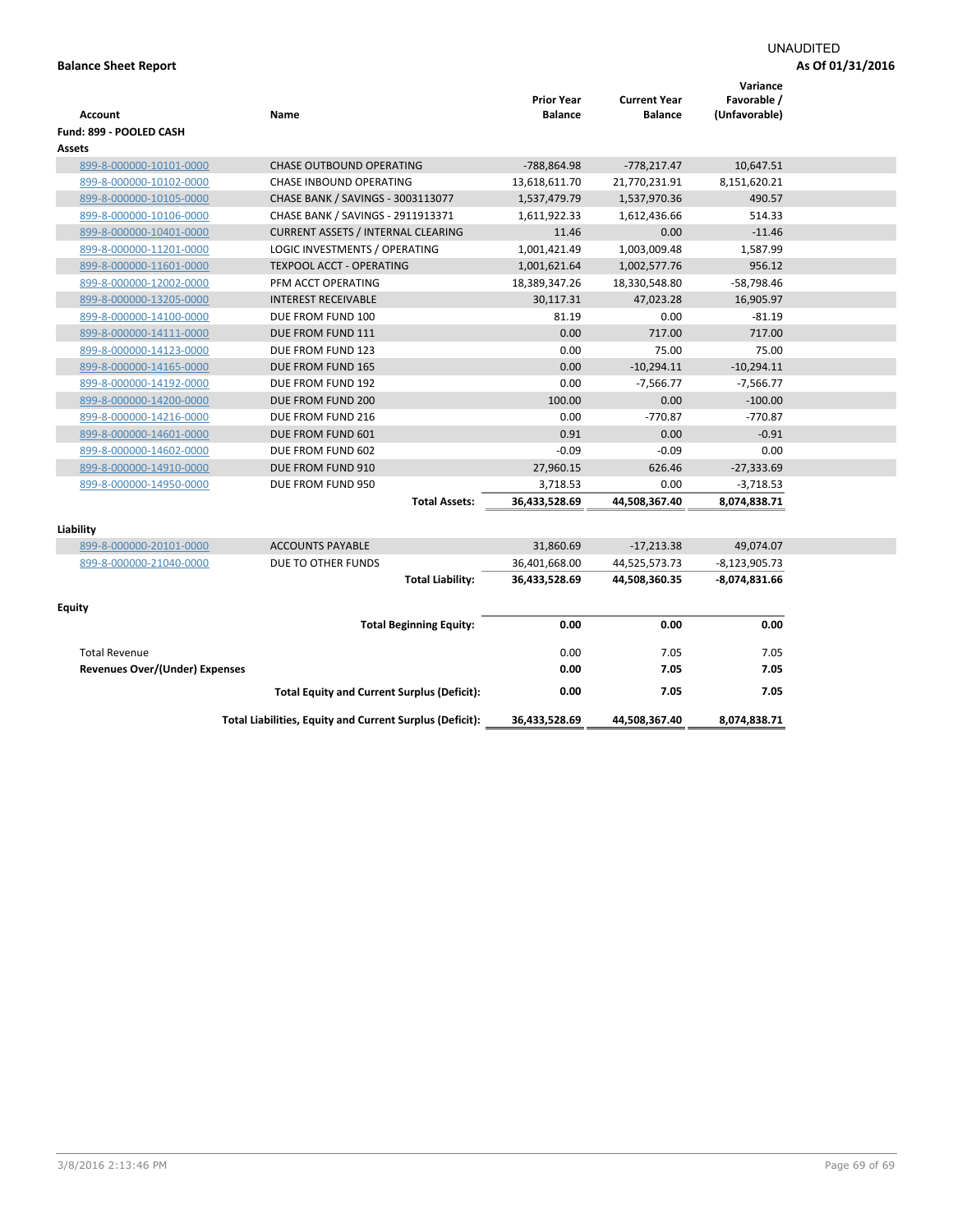UNAUDITED

**Balance Sheet Report** **As Of 01/31/2016**

| Account | Name | Prior Year Balance | Current Year Balance | Variance Favorable / (Unfavorable) |
|---|---|---|---|---|
| **Fund: 899 - POOLED CASH** | | | | |
| **Assets** | | | | |
| 899-8-000000-10101-0000 | CHASE OUTBOUND OPERATING | -788,864.98 | -778,217.47 | 10,647.51 |
| 899-8-000000-10102-0000 | CHASE INBOUND OPERATING | 13,618,611.70 | 21,770,231.91 | 8,151,620.21 |
| 899-8-000000-10105-0000 | CHASE BANK / SAVINGS - 3003113077 | 1,537,479.79 | 1,537,970.36 | 490.57 |
| 899-8-000000-10106-0000 | CHASE BANK / SAVINGS - 2911913371 | 1,611,922.33 | 1,612,436.66 | 514.33 |
| 899-8-000000-10401-0000 | CURRENT ASSETS / INTERNAL CLEARING | 11.46 | 0.00 | -11.46 |
| 899-8-000000-11201-0000 | LOGIC INVESTMENTS / OPERATING | 1,001,421.49 | 1,003,009.48 | 1,587.99 |
| 899-8-000000-11601-0000 | TEXPOOL ACCT - OPERATING | 1,001,621.64 | 1,002,577.76 | 956.12 |
| 899-8-000000-12002-0000 | PFM ACCT OPERATING | 18,389,347.26 | 18,330,548.80 | -58,798.46 |
| 899-8-000000-13205-0000 | INTEREST RECEIVABLE | 30,117.31 | 47,023.28 | 16,905.97 |
| 899-8-000000-14100-0000 | DUE FROM FUND 100 | 81.19 | 0.00 | -81.19 |
| 899-8-000000-14111-0000 | DUE FROM FUND 111 | 0.00 | 717.00 | 717.00 |
| 899-8-000000-14123-0000 | DUE FROM FUND 123 | 0.00 | 75.00 | 75.00 |
| 899-8-000000-14165-0000 | DUE FROM FUND 165 | 0.00 | -10,294.11 | -10,294.11 |
| 899-8-000000-14192-0000 | DUE FROM FUND 192 | 0.00 | -7,566.77 | -7,566.77 |
| 899-8-000000-14200-0000 | DUE FROM FUND 200 | 100.00 | 0.00 | -100.00 |
| 899-8-000000-14216-0000 | DUE FROM FUND 216 | 0.00 | -770.87 | -770.87 |
| 899-8-000000-14601-0000 | DUE FROM FUND 601 | 0.91 | 0.00 | -0.91 |
| 899-8-000000-14602-0000 | DUE FROM FUND 602 | -0.09 | -0.09 | 0.00 |
| 899-8-000000-14910-0000 | DUE FROM FUND 910 | 27,960.15 | 626.46 | -27,333.69 |
| 899-8-000000-14950-0000 | DUE FROM FUND 950 | 3,718.53 | 0.00 | -3,718.53 |
| | **Total Assets:** | **36,433,528.69** | **44,508,367.40** | **8,074,838.71** |
| **Liability** | | | | |
| 899-8-000000-20101-0000 | ACCOUNTS PAYABLE | 31,860.69 | -17,213.38 | 49,074.07 |
| 899-8-000000-21040-0000 | DUE TO OTHER FUNDS | 36,401,668.00 | 44,525,573.73 | -8,123,905.73 |
| | **Total Liability:** | **36,433,528.69** | **44,508,360.35** | **-8,074,831.66** |
| **Equity** | | | | |
| | **Total Beginning Equity:** | **0.00** | **0.00** | **0.00** |
| Total Revenue | | 0.00 | 7.05 | 7.05 |
| **Revenues Over/(Under) Expenses** | | **0.00** | **7.05** | **7.05** |
| | **Total Equity and Current Surplus (Deficit):** | **0.00** | **7.05** | **7.05** |
| | **Total Liabilities, Equity and Current Surplus (Deficit):** | **36,433,528.69** | **44,508,367.40** | **8,074,838.71** |

3/8/2016 2:13:46 PM